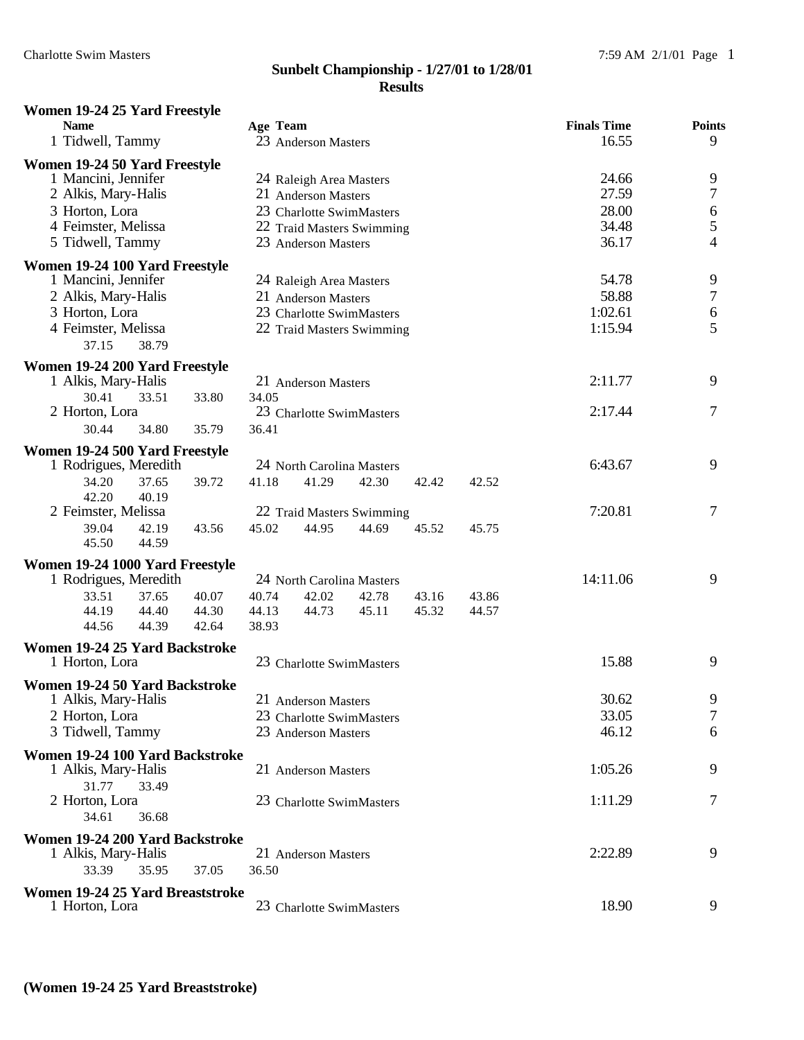# Sunbelt Championship - 1/27/01 to 1/28/01
## Results

### Women 19-24 25 Yard Freestyle

| Name | Age | Team | Finals Time | Points |
|---|---|---|---|---|
| 1 Tidwell, Tammy | 23 | Anderson Masters | 16.55 | 9 |

### Women 19-24 50 Yard Freestyle

| Name | Age | Team | Finals Time | Points |
|---|---|---|---|---|
| 1 Mancini, Jennifer | 24 | Raleigh Area Masters | 24.66 | 9 |
| 2 Alkis, Mary-Halis | 21 | Anderson Masters | 27.59 | 7 |
| 3 Horton, Lora | 23 | Charlotte SwimMasters | 28.00 | 6 |
| 4 Feimster, Melissa | 22 | Traid Masters Swimming | 34.48 | 5 |
| 5 Tidwell, Tammy | 23 | Anderson Masters | 36.17 | 4 |

### Women 19-24 100 Yard Freestyle

| Name | Age | Team | Finals Time | Points |
|---|---|---|---|---|
| 1 Mancini, Jennifer | 24 | Raleigh Area Masters | 54.78 | 9 |
| 2 Alkis, Mary-Halis | 21 | Anderson Masters | 58.88 | 7 |
| 3 Horton, Lora | 23 | Charlotte SwimMasters | 1:02.61 | 6 |
| 4 Feimster, Melissa | 22 | Traid Masters Swimming | 1:15.94 | 5 |

37.15 38.79

### Women 19-24 200 Yard Freestyle

| Name | Age | Team | Finals Time | Points |
|---|---|---|---|---|
| 1 Alkis, Mary-Halis | 21 | Anderson Masters | 2:11.77 | 9 |
| 30.41 33.51 33.80 34.05 | | | | |
| 2 Horton, Lora | 23 | Charlotte SwimMasters | 2:17.44 | 7 |
| 30.44 34.80 35.79 36.41 | | | | |

### Women 19-24 500 Yard Freestyle

| Name | Age | Team | Finals Time | Points |
|---|---|---|---|---|
| 1 Rodrigues, Meredith | 24 | North Carolina Masters | 6:43.67 | 9 |
| 34.20 37.65 39.72 41.18 41.29 42.30 42.42 42.52 42.20 40.19 | | | | |
| 2 Feimster, Melissa | 22 | Traid Masters Swimming | 7:20.81 | 7 |
| 39.04 42.19 43.56 45.02 44.95 44.69 45.52 45.75 45.50 44.59 | | | | |

### Women 19-24 1000 Yard Freestyle

| Name | Age | Team | Finals Time | Points |
|---|---|---|---|---|
| 1 Rodrigues, Meredith | 24 | North Carolina Masters | 14:11.06 | 9 |
| 33.51 37.65 40.07 40.74 42.02 42.78 43.16 43.86 44.19 44.40 44.30 44.13 44.73 45.11 45.32 44.57 44.56 44.39 42.64 38.93 | | | | |

### Women 19-24 25 Yard Backstroke

| Name | Age | Team | Finals Time | Points |
|---|---|---|---|---|
| 1 Horton, Lora | 23 | Charlotte SwimMasters | 15.88 | 9 |

### Women 19-24 50 Yard Backstroke

| Name | Age | Team | Finals Time | Points |
|---|---|---|---|---|
| 1 Alkis, Mary-Halis | 21 | Anderson Masters | 30.62 | 9 |
| 2 Horton, Lora | 23 | Charlotte SwimMasters | 33.05 | 7 |
| 3 Tidwell, Tammy | 23 | Anderson Masters | 46.12 | 6 |

### Women 19-24 100 Yard Backstroke

| Name | Age | Team | Finals Time | Points |
|---|---|---|---|---|
| 1 Alkis, Mary-Halis | 21 | Anderson Masters | 1:05.26 | 9 |
| 31.77 33.49 | | | | |
| 2 Horton, Lora | 23 | Charlotte SwimMasters | 1:11.29 | 7 |
| 34.61 36.68 | | | | |

### Women 19-24 200 Yard Backstroke

| Name | Age | Team | Finals Time | Points |
|---|---|---|---|---|
| 1 Alkis, Mary-Halis | 21 | Anderson Masters | 2:22.89 | 9 |
| 33.39 35.95 37.05 36.50 | | | | |

### Women 19-24 25 Yard Breaststroke

| Name | Age | Team | Finals Time | Points |
|---|---|---|---|---|
| 1 Horton, Lora | 23 | Charlotte SwimMasters | 18.90 | 9 |

**(Women 19-24 25 Yard Breaststroke)**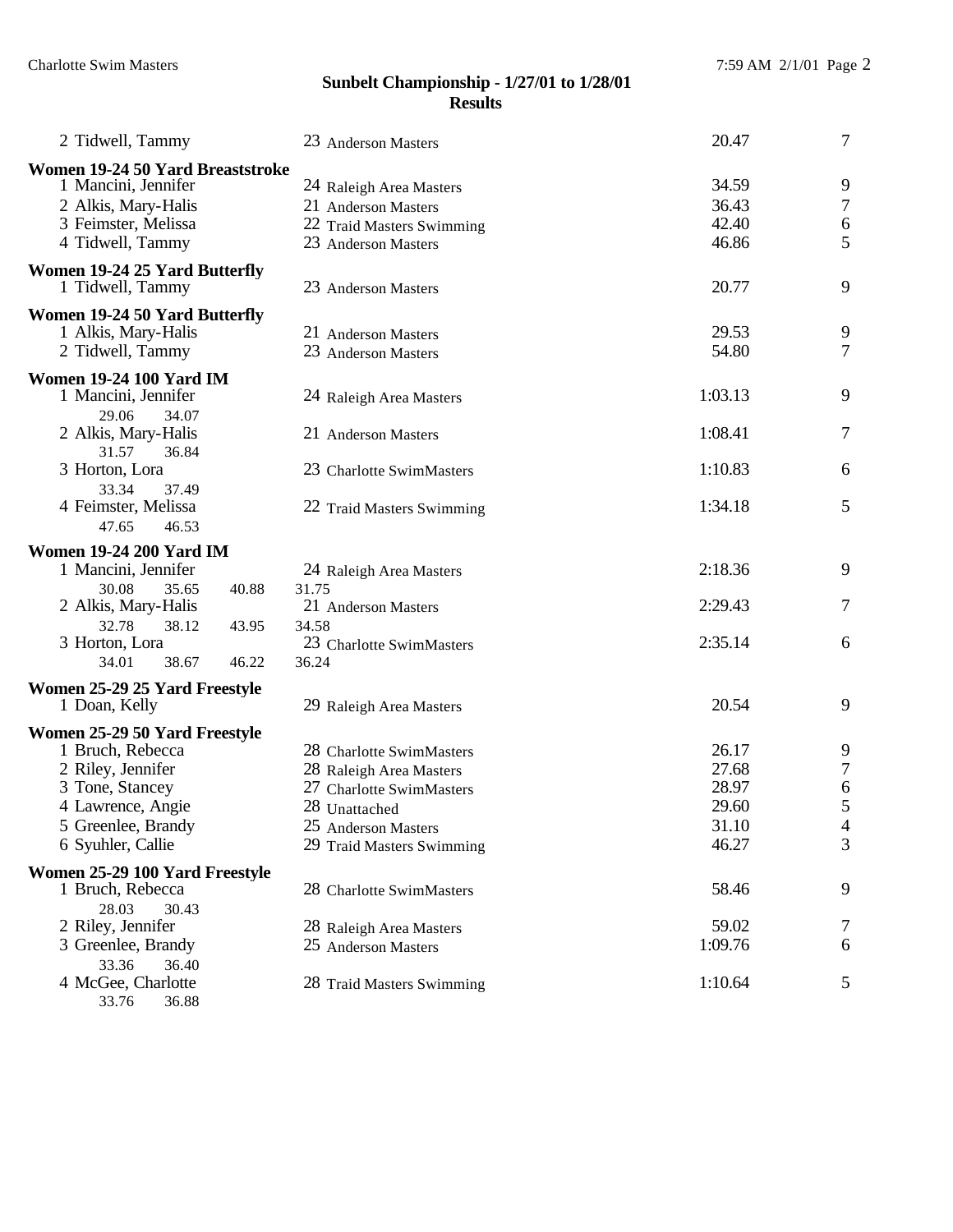## Sunbelt Championship - 1/27/01 to 1/28/01
### Results

2 Tidwell, Tammy 23 Anderson Masters 20.47 7

**Women 19-24 50 Yard Breaststroke**

1 Mancini, Jennifer 24 Raleigh Area Masters 34.59 9
2 Alkis, Mary-Halis 21 Anderson Masters 36.43 7
3 Feimster, Melissa 22 Traid Masters Swimming 42.40 6
4 Tidwell, Tammy 23 Anderson Masters 46.86 5

**Women 19-24 25 Yard Butterfly**

1 Tidwell, Tammy 23 Anderson Masters 20.77 9

**Women 19-24 50 Yard Butterfly**

1 Alkis, Mary-Halis 21 Anderson Masters 29.53 9
2 Tidwell, Tammy 23 Anderson Masters 54.80 7

**Women 19-24 100 Yard IM**

1 Mancini, Jennifer 24 Raleigh Area Masters 1:03.13 9
29.06 34.07
2 Alkis, Mary-Halis 21 Anderson Masters 1:08.41 7
31.57 36.84
3 Horton, Lora 23 Charlotte SwimMasters 1:10.83 6
33.34 37.49
4 Feimster, Melissa 22 Traid Masters Swimming 1:34.18 5
47.65 46.53

**Women 19-24 200 Yard IM**

1 Mancini, Jennifer 24 Raleigh Area Masters 2:18.36 9
30.08 35.65 40.88 31.75
2 Alkis, Mary-Halis 21 Anderson Masters 2:29.43 7
32.78 38.12 43.95 34.58
3 Horton, Lora 23 Charlotte SwimMasters 2:35.14 6
34.01 38.67 46.22 36.24

**Women 25-29 25 Yard Freestyle**

1 Doan, Kelly 29 Raleigh Area Masters 20.54 9

**Women 25-29 50 Yard Freestyle**

1 Bruch, Rebecca 28 Charlotte SwimMasters 26.17 9
2 Riley, Jennifer 28 Raleigh Area Masters 27.68 7
3 Tone, Stancey 27 Charlotte SwimMasters 28.97 6
4 Lawrence, Angie 28 Unattached 29.60 5
5 Greenlee, Brandy 25 Anderson Masters 31.10 4
6 Syuhler, Callie 29 Traid Masters Swimming 46.27 3

**Women 25-29 100 Yard Freestyle**

1 Bruch, Rebecca 28 Charlotte SwimMasters 58.46 9
28.03 30.43
2 Riley, Jennifer 28 Raleigh Area Masters 59.02 7
3 Greenlee, Brandy 25 Anderson Masters 1:09.76 6
33.36 36.40
4 McGee, Charlotte 28 Traid Masters Swimming 1:10.64 5
33.76 36.88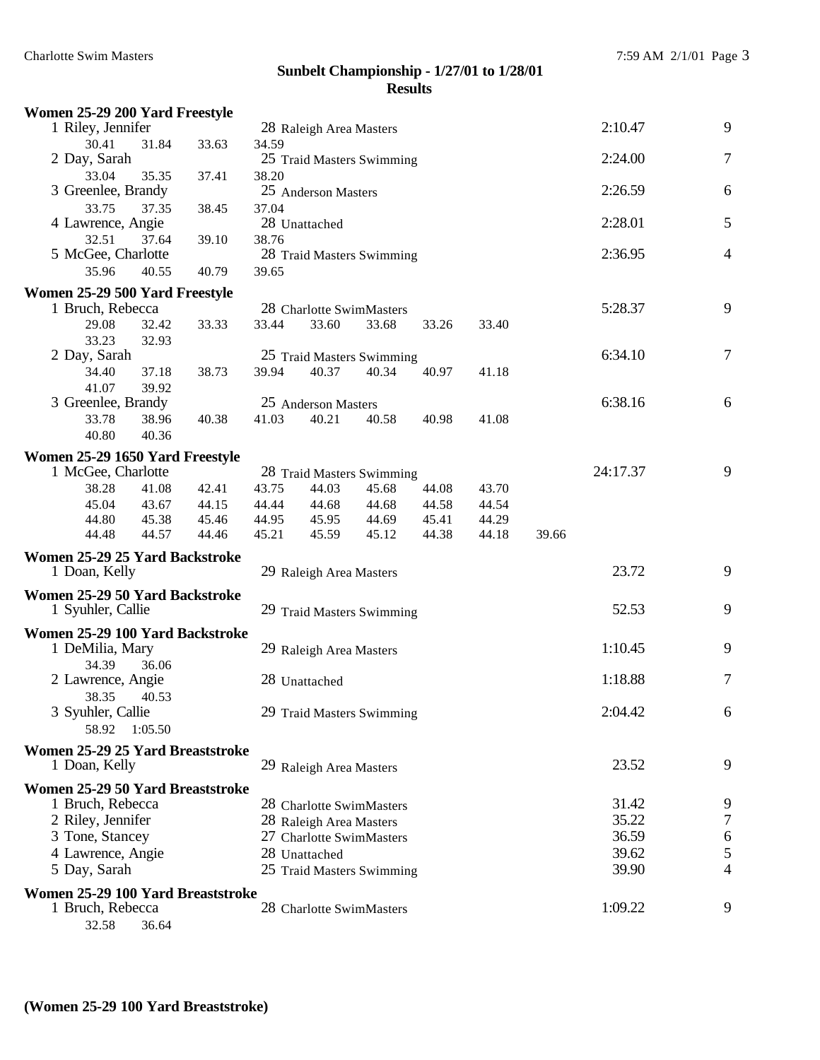**Sunbelt Championship - 1/27/01 to 1/28/01**
**Results**

### Women 25-29 200 Yard Freestyle

```
 1 Riley, Jennifer              28 Raleigh Area Masters                  2:10.47        9
      30.41     31.84     33.63     34.59
 2 Day, Sarah                   25 Traid Masters Swimming                2:24.00        7
      33.04     35.35     37.41     38.20
 3 Greenlee, Brandy             25 Anderson Masters                      2:26.59        6
      33.75     37.35     38.45     37.04
 4 Lawrence, Angie              28 Unattached                            2:28.01        5
      32.51     37.64     39.10     38.76
 5 McGee, Charlotte             28 Traid Masters Swimming                2:36.95        4
      35.96     40.55     40.79     39.65
```

### Women 25-29 500 Yard Freestyle

```
 1 Bruch, Rebecca               28 Charlotte SwimMasters                 5:28.37        9
      29.08     32.42     33.33     33.44     33.60     33.68     33.26     33.40
      33.23     32.93
 2 Day, Sarah                   25 Traid Masters Swimming                6:34.10        7
      34.40     37.18     38.73     39.94     40.37     40.34     40.97     41.18
      41.07     39.92
 3 Greenlee, Brandy             25 Anderson Masters                      6:38.16        6
      33.78     38.96     40.38     41.03     40.21     40.58     40.98     41.08
      40.80     40.36
```

### Women 25-29 1650 Yard Freestyle

```
 1 McGee, Charlotte             28 Traid Masters Swimming               24:17.37        9
      38.28     41.08     42.41     43.75     44.03     45.68     44.08     43.70
      45.04     43.67     44.15     44.44     44.68     44.68     44.58     44.54
      44.80     45.38     45.46     44.95     45.95     44.69     45.41     44.29
      44.48     44.57     44.46     45.21     45.59     45.12     44.38     44.18     39.66
```

### Women 25-29 25 Yard Backstroke

```
 1 Doan, Kelly                  29 Raleigh Area Masters                    23.72        9
```

### Women 25-29 50 Yard Backstroke

```
 1 Syuhler, Callie              29 Traid Masters Swimming                  52.53        9
```

### Women 25-29 100 Yard Backstroke

```
 1 DeMilia, Mary                29 Raleigh Area Masters                  1:10.45        9
      34.39     36.06
 2 Lawrence, Angie              28 Unattached                            1:18.88        7
      38.35     40.53
 3 Syuhler, Callie              29 Traid Masters Swimming                2:04.42        6
      58.92   1:05.50
```

### Women 25-29 25 Yard Breaststroke

```
 1 Doan, Kelly                  29 Raleigh Area Masters                    23.52        9
```

### Women 25-29 50 Yard Breaststroke

```
 1 Bruch, Rebecca               28 Charlotte SwimMasters                   31.42        9
 2 Riley, Jennifer              28 Raleigh Area Masters                    35.22        7
 3 Tone, Stancey                27 Charlotte SwimMasters                   36.59        6
 4 Lawrence, Angie              28 Unattached                              39.62        5
 5 Day, Sarah                   25 Traid Masters Swimming                  39.90        4
```

### Women 25-29 100 Yard Breaststroke

```
 1 Bruch, Rebecca               28 Charlotte SwimMasters                 1:09.22        9
      32.58     36.64
```

**(Women 25-29 100 Yard Breaststroke)**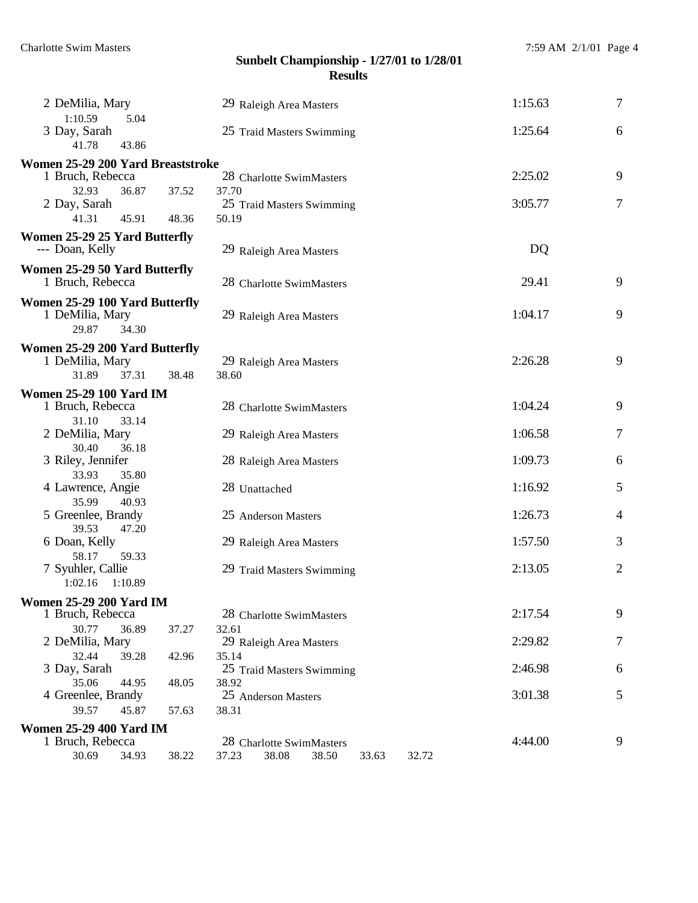## Sunbelt Championship - 1/27/01 to 1/28/01

### Results

| | | | | |
|---|---|---|---|---|
| 2 DeMilia, Mary | 29 | Raleigh Area Masters | 1:15.63 | 7 |
| 1:10.59   5.04 | | | | |
| 3 Day, Sarah | 25 | Traid Masters Swimming | 1:25.64 | 6 |
| 41.78   43.86 | | | | |

**Women 25-29 200 Yard Breaststroke**

| | | | | |
|---|---|---|---|---|
| 1 Bruch, Rebecca | 28 | Charlotte SwimMasters | 2:25.02 | 9 |
| 32.93   36.87   37.52   37.70 | | | | |
| 2 Day, Sarah | 25 | Traid Masters Swimming | 3:05.77 | 7 |
| 41.31   45.91   48.36   50.19 | | | | |

**Women 25-29 25 Yard Butterfly**

| | | | | |
|---|---|---|---|---|
| --- Doan, Kelly | 29 | Raleigh Area Masters | DQ | |

**Women 25-29 50 Yard Butterfly**

| | | | | |
|---|---|---|---|---|
| 1 Bruch, Rebecca | 28 | Charlotte SwimMasters | 29.41 | 9 |

**Women 25-29 100 Yard Butterfly**

| | | | | |
|---|---|---|---|---|
| 1 DeMilia, Mary | 29 | Raleigh Area Masters | 1:04.17 | 9 |
| 29.87   34.30 | | | | |

**Women 25-29 200 Yard Butterfly**

| | | | | |
|---|---|---|---|---|
| 1 DeMilia, Mary | 29 | Raleigh Area Masters | 2:26.28 | 9 |
| 31.89   37.31   38.48   38.60 | | | | |

**Women 25-29 100 Yard IM**

| | | | | |
|---|---|---|---|---|
| 1 Bruch, Rebecca | 28 | Charlotte SwimMasters | 1:04.24 | 9 |
| 31.10   33.14 | | | | |
| 2 DeMilia, Mary | 29 | Raleigh Area Masters | 1:06.58 | 7 |
| 30.40   36.18 | | | | |
| 3 Riley, Jennifer | 28 | Raleigh Area Masters | 1:09.73 | 6 |
| 33.93   35.80 | | | | |
| 4 Lawrence, Angie | 28 | Unattached | 1:16.92 | 5 |
| 35.99   40.93 | | | | |
| 5 Greenlee, Brandy | 25 | Anderson Masters | 1:26.73 | 4 |
| 39.53   47.20 | | | | |
| 6 Doan, Kelly | 29 | Raleigh Area Masters | 1:57.50 | 3 |
| 58.17   59.33 | | | | |
| 7 Syuhler, Callie | 29 | Traid Masters Swimming | 2:13.05 | 2 |
| 1:02.16   1:10.89 | | | | |

**Women 25-29 200 Yard IM**

| | | | | |
|---|---|---|---|---|
| 1 Bruch, Rebecca | 28 | Charlotte SwimMasters | 2:17.54 | 9 |
| 30.77   36.89   37.27   32.61 | | | | |
| 2 DeMilia, Mary | 29 | Raleigh Area Masters | 2:29.82 | 7 |
| 32.44   39.28   42.96   35.14 | | | | |
| 3 Day, Sarah | 25 | Traid Masters Swimming | 2:46.98 | 6 |
| 35.06   44.95   48.05   38.92 | | | | |
| 4 Greenlee, Brandy | 25 | Anderson Masters | 3:01.38 | 5 |
| 39.57   45.87   57.63   38.31 | | | | |

**Women 25-29 400 Yard IM**

| | | | | |
|---|---|---|---|---|
| 1 Bruch, Rebecca | 28 | Charlotte SwimMasters | 4:44.00 | 9 |
| 30.69   34.93   38.22   37.23   38.08   38.50   33.63   32.72 | | | | |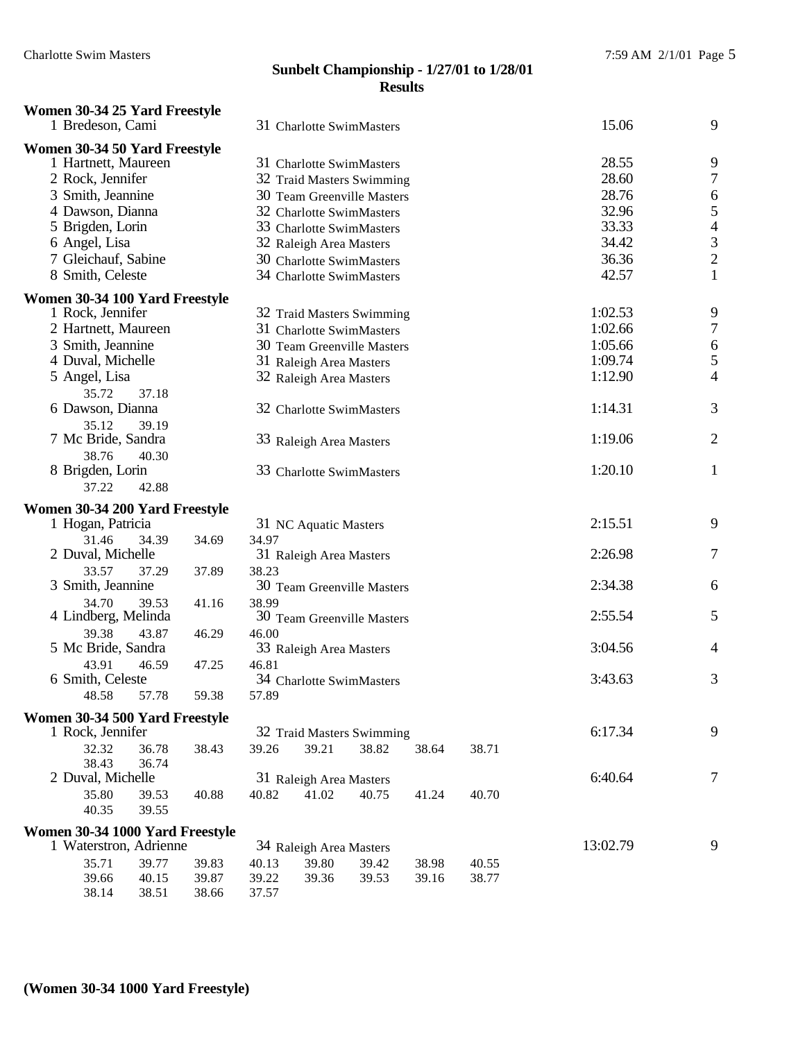## Sunbelt Championship - 1/27/01 to 1/28/01
### Results

**Women 30-34 25 Yard Freestyle**

| Place | Name | Age | Team | Time | Points |
|---|---|---|---|---|---|
| 1 | Bredeson, Cami | 31 | Charlotte SwimMasters | 15.06 | 9 |

**Women 30-34 50 Yard Freestyle**

| Place | Name | Age | Team | Time | Points |
|---|---|---|---|---|---|
| 1 | Hartnett, Maureen | 31 | Charlotte SwimMasters | 28.55 | 9 |
| 2 | Rock, Jennifer | 32 | Traid Masters Swimming | 28.60 | 7 |
| 3 | Smith, Jeannine | 30 | Team Greenville Masters | 28.76 | 6 |
| 4 | Dawson, Dianna | 32 | Charlotte SwimMasters | 32.96 | 5 |
| 5 | Brigden, Lorin | 33 | Charlotte SwimMasters | 33.33 | 4 |
| 6 | Angel, Lisa | 32 | Raleigh Area Masters | 34.42 | 3 |
| 7 | Gleichauf, Sabine | 30 | Charlotte SwimMasters | 36.36 | 2 |
| 8 | Smith, Celeste | 34 | Charlotte SwimMasters | 42.57 | 1 |

**Women 30-34 100 Yard Freestyle**

| Place | Name | Age | Team | Time | Points |
|---|---|---|---|---|---|
| 1 | Rock, Jennifer | 32 | Traid Masters Swimming | 1:02.53 | 9 |
| 2 | Hartnett, Maureen | 31 | Charlotte SwimMasters | 1:02.66 | 7 |
| 3 | Smith, Jeannine | 30 | Team Greenville Masters | 1:05.66 | 6 |
| 4 | Duval, Michelle | 31 | Raleigh Area Masters | 1:09.74 | 5 |
| 5 | Angel, Lisa | 32 | Raleigh Area Masters | 1:12.90 | 4 |
| | 35.72 37.18 | | | | |
| 6 | Dawson, Dianna | 32 | Charlotte SwimMasters | 1:14.31 | 3 |
| | 35.12 39.19 | | | | |
| 7 | Mc Bride, Sandra | 33 | Raleigh Area Masters | 1:19.06 | 2 |
| | 38.76 40.30 | | | | |
| 8 | Brigden, Lorin | 33 | Charlotte SwimMasters | 1:20.10 | 1 |
| | 37.22 42.88 | | | | |

**Women 30-34 200 Yard Freestyle**

| Place | Name | Age | Team | Time | Points |
|---|---|---|---|---|---|
| 1 | Hogan, Patricia | 31 | NC Aquatic Masters | 2:15.51 | 9 |
| | 31.46 34.39 34.69 34.97 | | | | |
| 2 | Duval, Michelle | 31 | Raleigh Area Masters | 2:26.98 | 7 |
| | 33.57 37.29 37.89 38.23 | | | | |
| 3 | Smith, Jeannine | 30 | Team Greenville Masters | 2:34.38 | 6 |
| | 34.70 39.53 41.16 38.99 | | | | |
| 4 | Lindberg, Melinda | 30 | Team Greenville Masters | 2:55.54 | 5 |
| | 39.38 43.87 46.29 46.00 | | | | |
| 5 | Mc Bride, Sandra | 33 | Raleigh Area Masters | 3:04.56 | 4 |
| | 43.91 46.59 47.25 46.81 | | | | |
| 6 | Smith, Celeste | 34 | Charlotte SwimMasters | 3:43.63 | 3 |
| | 48.58 57.78 59.38 57.89 | | | | |

**Women 30-34 500 Yard Freestyle**

| Place | Name | Age | Team | Time | Points |
|---|---|---|---|---|---|
| 1 | Rock, Jennifer | 32 | Traid Masters Swimming | 6:17.34 | 9 |
| | 32.32 36.78 38.43 39.26 39.21 38.82 38.64 38.71 38.43 36.74 | | | | |
| 2 | Duval, Michelle | 31 | Raleigh Area Masters | 6:40.64 | 7 |
| | 35.80 39.53 40.88 40.82 41.02 40.75 41.24 40.70 40.35 39.55 | | | | |

**Women 30-34 1000 Yard Freestyle**

| Place | Name | Age | Team | Time | Points |
|---|---|---|---|---|---|
| 1 | Waterstron, Adrienne | 34 | Raleigh Area Masters | 13:02.79 | 9 |
| | 35.71 39.77 39.83 40.13 39.80 39.42 38.98 40.55 39.66 40.15 39.87 39.22 39.36 39.53 39.16 38.77 38.14 38.51 38.66 37.57 | | | | |

**(Women 30-34 1000 Yard Freestyle)**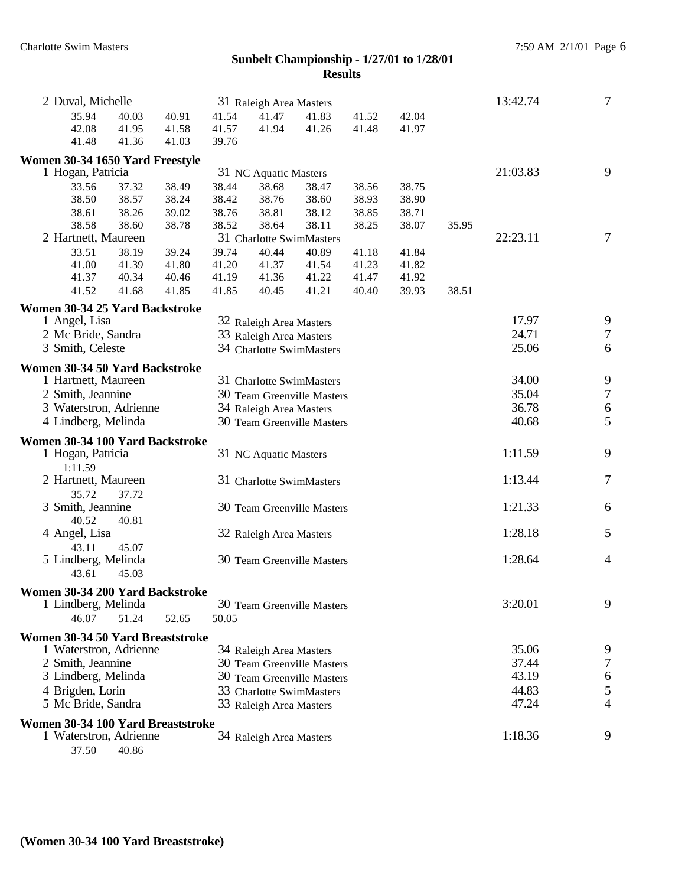## Sunbelt Championship - 1/27/01 to 1/28/01
### Results

2 Duval, Michelle — 31 Raleigh Area Masters — 13:42.74 — 7

35.94 40.03 40.91 41.54 41.47 41.83 41.52 42.04
42.08 41.95 41.58 41.57 41.94 41.26 41.48 41.97
41.48 41.36 41.03 39.76

**Women 30-34 1650 Yard Freestyle**

1 Hogan, Patricia — 31 NC Aquatic Masters — 21:03.83 — 9

33.56 37.32 38.49 38.44 38.68 38.47 38.56 38.75
38.50 38.57 38.24 38.42 38.76 38.60 38.93 38.90
38.61 38.26 39.02 38.76 38.81 38.12 38.85 38.71
38.58 38.60 38.78 38.52 38.64 38.11 38.25 38.07 35.95

2 Hartnett, Maureen — 31 Charlotte SwimMasters — 22:23.11 — 7

33.51 38.19 39.24 39.74 40.44 40.89 41.18 41.84
41.00 41.39 41.80 41.20 41.37 41.54 41.23 41.82
41.37 40.34 40.46 41.19 41.36 41.22 41.47 41.92
41.52 41.68 41.85 41.85 40.45 41.21 40.40 39.93 38.51

**Women 30-34 25 Yard Backstroke**

| Place | Name | Age | Team | Time | Points |
|---|---|---|---|---|---|
| 1 | Angel, Lisa | 32 | Raleigh Area Masters | 17.97 | 9 |
| 2 | Mc Bride, Sandra | 33 | Raleigh Area Masters | 24.71 | 7 |
| 3 | Smith, Celeste | 34 | Charlotte SwimMasters | 25.06 | 6 |

**Women 30-34 50 Yard Backstroke**

| Place | Name | Age | Team | Time | Points |
|---|---|---|---|---|---|
| 1 | Hartnett, Maureen | 31 | Charlotte SwimMasters | 34.00 | 9 |
| 2 | Smith, Jeannine | 30 | Team Greenville Masters | 35.04 | 7 |
| 3 | Waterstron, Adrienne | 34 | Raleigh Area Masters | 36.78 | 6 |
| 4 | Lindberg, Melinda | 30 | Team Greenville Masters | 40.68 | 5 |

**Women 30-34 100 Yard Backstroke**

1 Hogan, Patricia — 31 NC Aquatic Masters — 1:11.59 — 9
1:11.59

2 Hartnett, Maureen — 31 Charlotte SwimMasters — 1:13.44 — 7
35.72 37.72

3 Smith, Jeannine — 30 Team Greenville Masters — 1:21.33 — 6
40.52 40.81

4 Angel, Lisa — 32 Raleigh Area Masters — 1:28.18 — 5
43.11 45.07

5 Lindberg, Melinda — 30 Team Greenville Masters — 1:28.64 — 4
43.61 45.03

**Women 30-34 200 Yard Backstroke**

1 Lindberg, Melinda — 30 Team Greenville Masters — 3:20.01 — 9
46.07 51.24 52.65 50.05

**Women 30-34 50 Yard Breaststroke**

| Place | Name | Age | Team | Time | Points |
|---|---|---|---|---|---|
| 1 | Waterstron, Adrienne | 34 | Raleigh Area Masters | 35.06 | 9 |
| 2 | Smith, Jeannine | 30 | Team Greenville Masters | 37.44 | 7 |
| 3 | Lindberg, Melinda | 30 | Team Greenville Masters | 43.19 | 6 |
| 4 | Brigden, Lorin | 33 | Charlotte SwimMasters | 44.83 | 5 |
| 5 | Mc Bride, Sandra | 33 | Raleigh Area Masters | 47.24 | 4 |

**Women 30-34 100 Yard Breaststroke**

1 Waterstron, Adrienne — 34 Raleigh Area Masters — 1:18.36 — 9
37.50 40.86

**(Women 30-34 100 Yard Breaststroke)**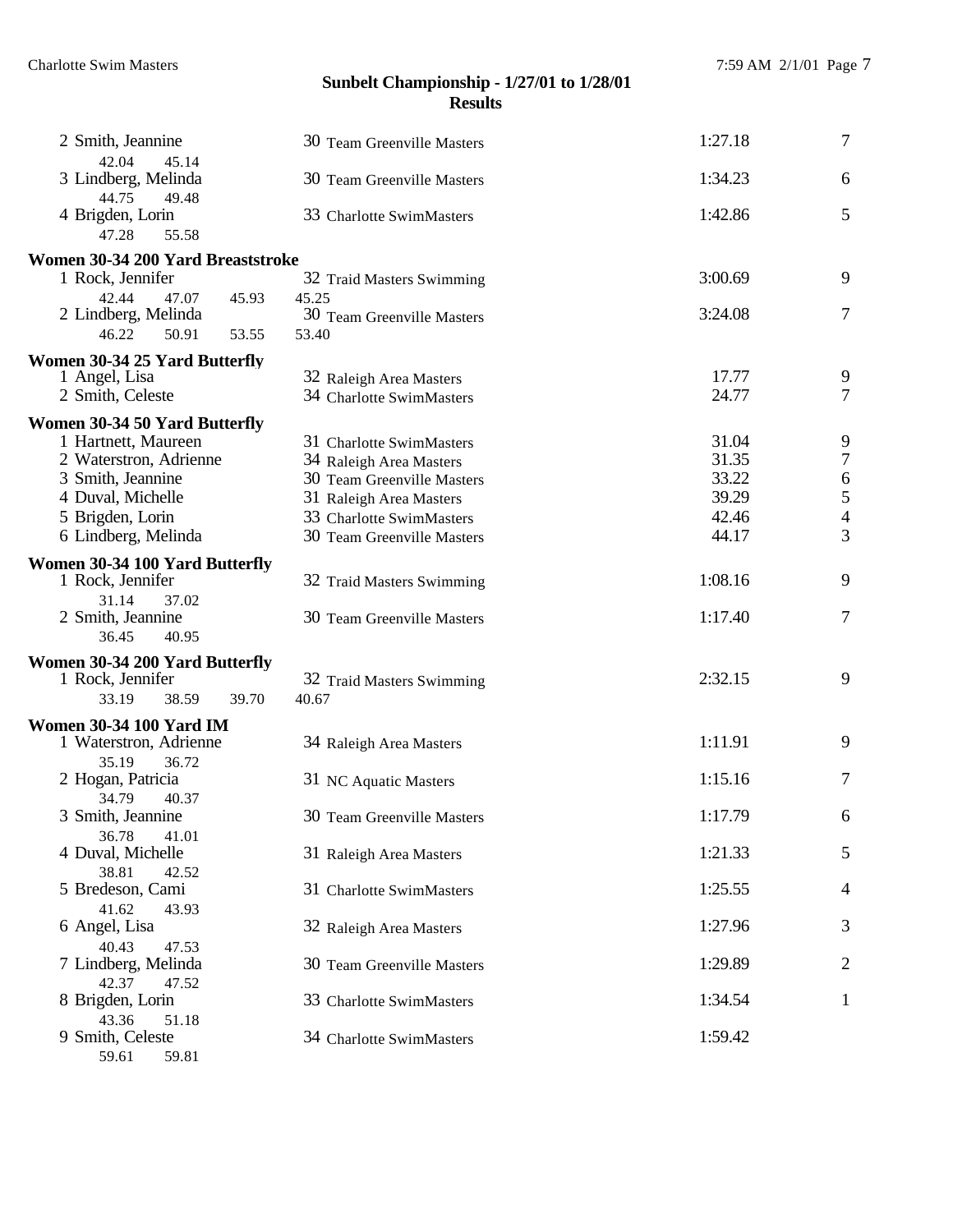## Sunbelt Championship - 1/27/01 to 1/28/01
### Results

| Place | Name | Age | Team | Time | Points |
|---|---|---|---|---|---|
| 2 | Smith, Jeannine | 30 | Team Greenville Masters | 1:27.18 | 7 |
| | 42.04 45.14 | | | | |
| 3 | Lindberg, Melinda | 30 | Team Greenville Masters | 1:34.23 | 6 |
| | 44.75 49.48 | | | | |
| 4 | Brigden, Lorin | 33 | Charlotte SwimMasters | 1:42.86 | 5 |
| | 47.28 55.58 | | | | |

**Women 30-34 200 Yard Breaststroke**

| Place | Name | Age | Team | Time | Points |
|---|---|---|---|---|---|
| 1 | Rock, Jennifer | 32 | Traid Masters Swimming | 3:00.69 | 9 |
| | 42.44 47.07 45.93 45.25 | | | | |
| 2 | Lindberg, Melinda | 30 | Team Greenville Masters | 3:24.08 | 7 |
| | 46.22 50.91 53.55 53.40 | | | | |

**Women 30-34 25 Yard Butterfly**

| Place | Name | Age | Team | Time | Points |
|---|---|---|---|---|---|
| 1 | Angel, Lisa | 32 | Raleigh Area Masters | 17.77 | 9 |
| 2 | Smith, Celeste | 34 | Charlotte SwimMasters | 24.77 | 7 |

**Women 30-34 50 Yard Butterfly**

| Place | Name | Age | Team | Time | Points |
|---|---|---|---|---|---|
| 1 | Hartnett, Maureen | 31 | Charlotte SwimMasters | 31.04 | 9 |
| 2 | Waterstron, Adrienne | 34 | Raleigh Area Masters | 31.35 | 7 |
| 3 | Smith, Jeannine | 30 | Team Greenville Masters | 33.22 | 6 |
| 4 | Duval, Michelle | 31 | Raleigh Area Masters | 39.29 | 5 |
| 5 | Brigden, Lorin | 33 | Charlotte SwimMasters | 42.46 | 4 |
| 6 | Lindberg, Melinda | 30 | Team Greenville Masters | 44.17 | 3 |

**Women 30-34 100 Yard Butterfly**

| Place | Name | Age | Team | Time | Points |
|---|---|---|---|---|---|
| 1 | Rock, Jennifer | 32 | Traid Masters Swimming | 1:08.16 | 9 |
| | 31.14 37.02 | | | | |
| 2 | Smith, Jeannine | 30 | Team Greenville Masters | 1:17.40 | 7 |
| | 36.45 40.95 | | | | |

**Women 30-34 200 Yard Butterfly**

| Place | Name | Age | Team | Time | Points |
|---|---|---|---|---|---|
| 1 | Rock, Jennifer | 32 | Traid Masters Swimming | 2:32.15 | 9 |
| | 33.19 38.59 39.70 40.67 | | | | |

**Women 30-34 100 Yard IM**

| Place | Name | Age | Team | Time | Points |
|---|---|---|---|---|---|
| 1 | Waterstron, Adrienne | 34 | Raleigh Area Masters | 1:11.91 | 9 |
| | 35.19 36.72 | | | | |
| 2 | Hogan, Patricia | 31 | NC Aquatic Masters | 1:15.16 | 7 |
| | 34.79 40.37 | | | | |
| 3 | Smith, Jeannine | 30 | Team Greenville Masters | 1:17.79 | 6 |
| | 36.78 41.01 | | | | |
| 4 | Duval, Michelle | 31 | Raleigh Area Masters | 1:21.33 | 5 |
| | 38.81 42.52 | | | | |
| 5 | Bredeson, Cami | 31 | Charlotte SwimMasters | 1:25.55 | 4 |
| | 41.62 43.93 | | | | |
| 6 | Angel, Lisa | 32 | Raleigh Area Masters | 1:27.96 | 3 |
| | 40.43 47.53 | | | | |
| 7 | Lindberg, Melinda | 30 | Team Greenville Masters | 1:29.89 | 2 |
| | 42.37 47.52 | | | | |
| 8 | Brigden, Lorin | 33 | Charlotte SwimMasters | 1:34.54 | 1 |
| | 43.36 51.18 | | | | |
| 9 | Smith, Celeste | 34 | Charlotte SwimMasters | 1:59.42 | |
| | 59.61 59.81 | | | | |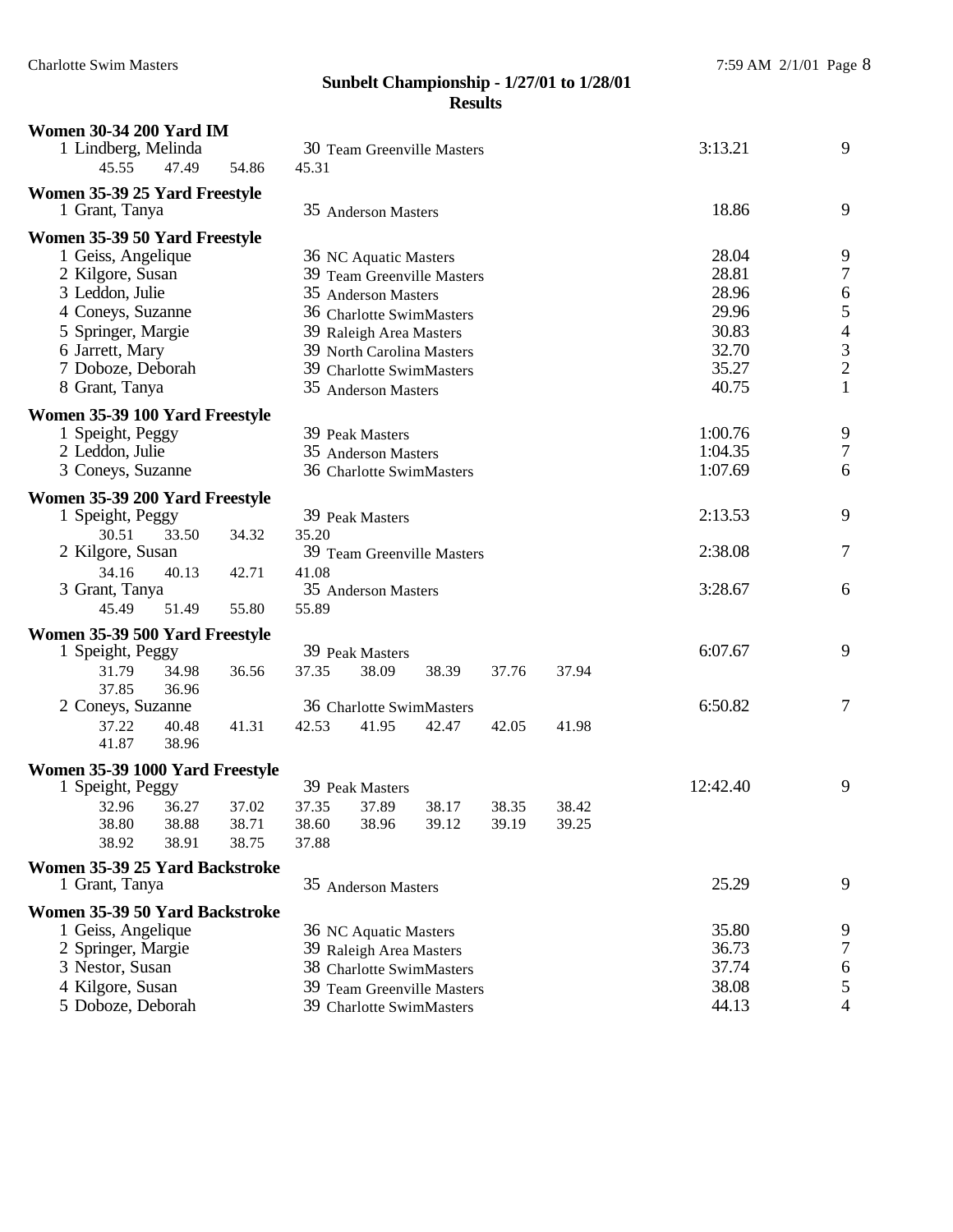## Sunbelt Championship - 1/27/01 to 1/28/01

### Results

**Women 30-34 200 Yard IM**

1 Lindberg, Melinda — 30 Team Greenville Masters — 3:13.21 — 9
45.55 47.49 54.86 45.31

**Women 35-39 25 Yard Freestyle**

1 Grant, Tanya — 35 Anderson Masters — 18.86 — 9

**Women 35-39 50 Yard Freestyle**

| Place | Name | Age | Team | Time | Points |
|---|---|---|---|---|---|
| 1 | Geiss, Angelique | 36 | NC Aquatic Masters | 28.04 | 9 |
| 2 | Kilgore, Susan | 39 | Team Greenville Masters | 28.81 | 7 |
| 3 | Leddon, Julie | 35 | Anderson Masters | 28.96 | 6 |
| 4 | Coneys, Suzanne | 36 | Charlotte SwimMasters | 29.96 | 5 |
| 5 | Springer, Margie | 39 | Raleigh Area Masters | 30.83 | 4 |
| 6 | Jarrett, Mary | 39 | North Carolina Masters | 32.70 | 3 |
| 7 | Doboze, Deborah | 39 | Charlotte SwimMasters | 35.27 | 2 |
| 8 | Grant, Tanya | 35 | Anderson Masters | 40.75 | 1 |

**Women 35-39 100 Yard Freestyle**

| Place | Name | Age | Team | Time | Points |
|---|---|---|---|---|---|
| 1 | Speight, Peggy | 39 | Peak Masters | 1:00.76 | 9 |
| 2 | Leddon, Julie | 35 | Anderson Masters | 1:04.35 | 7 |
| 3 | Coneys, Suzanne | 36 | Charlotte SwimMasters | 1:07.69 | 6 |

**Women 35-39 200 Yard Freestyle**

1 Speight, Peggy — 39 Peak Masters — 2:13.53 — 9
30.51 33.50 34.32 35.20

2 Kilgore, Susan — 39 Team Greenville Masters — 2:38.08 — 7
34.16 40.13 42.71 41.08

3 Grant, Tanya — 35 Anderson Masters — 3:28.67 — 6
45.49 51.49 55.80 55.89

**Women 35-39 500 Yard Freestyle**

1 Speight, Peggy — 39 Peak Masters — 6:07.67 — 9
31.79 34.98 36.56 37.35 38.09 38.39 37.76 37.94
37.85 36.96

2 Coneys, Suzanne — 36 Charlotte SwimMasters — 6:50.82 — 7
37.22 40.48 41.31 42.53 41.95 42.47 42.05 41.98
41.87 38.96

**Women 35-39 1000 Yard Freestyle**

1 Speight, Peggy — 39 Peak Masters — 12:42.40 — 9
32.96 36.27 37.02 37.35 37.89 38.17 38.35 38.42
38.80 38.88 38.71 38.60 38.96 39.12 39.19 39.25
38.92 38.91 38.75 37.88

**Women 35-39 25 Yard Backstroke**

1 Grant, Tanya — 35 Anderson Masters — 25.29 — 9

**Women 35-39 50 Yard Backstroke**

| Place | Name | Age | Team | Time | Points |
|---|---|---|---|---|---|
| 1 | Geiss, Angelique | 36 | NC Aquatic Masters | 35.80 | 9 |
| 2 | Springer, Margie | 39 | Raleigh Area Masters | 36.73 | 7 |
| 3 | Nestor, Susan | 38 | Charlotte SwimMasters | 37.74 | 6 |
| 4 | Kilgore, Susan | 39 | Team Greenville Masters | 38.08 | 5 |
| 5 | Doboze, Deborah | 39 | Charlotte SwimMasters | 44.13 | 4 |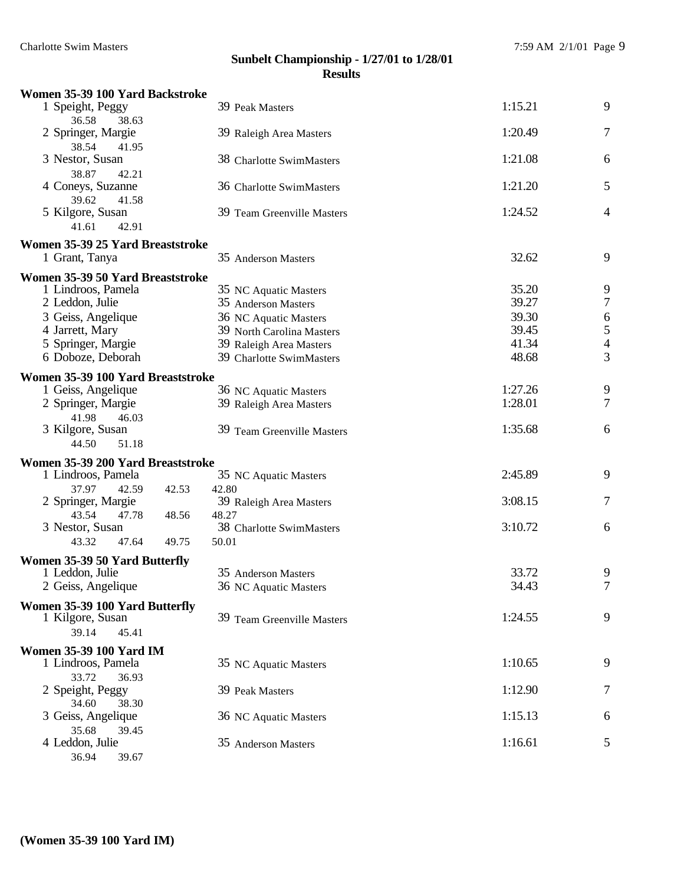# Sunbelt Championship - 1/27/01 to 1/28/01

## Results

### Women 35-39 100 Yard Backstroke

| Place | Name | Age | Team | Time | Points |
|---|---|---|---|---|---|
| 1 | Speight, Peggy | 39 | Peak Masters | 1:15.21 | 9 |
| | 36.58 38.63 | | | | |
| 2 | Springer, Margie | 39 | Raleigh Area Masters | 1:20.49 | 7 |
| | 38.54 41.95 | | | | |
| 3 | Nestor, Susan | 38 | Charlotte SwimMasters | 1:21.08 | 6 |
| | 38.87 42.21 | | | | |
| 4 | Coneys, Suzanne | 36 | Charlotte SwimMasters | 1:21.20 | 5 |
| | 39.62 41.58 | | | | |
| 5 | Kilgore, Susan | 39 | Team Greenville Masters | 1:24.52 | 4 |
| | 41.61 42.91 | | | | |

### Women 35-39 25 Yard Breaststroke

| Place | Name | Age | Team | Time | Points |
|---|---|---|---|---|---|
| 1 | Grant, Tanya | 35 | Anderson Masters | 32.62 | 9 |

### Women 35-39 50 Yard Breaststroke

| Place | Name | Age | Team | Time | Points |
|---|---|---|---|---|---|
| 1 | Lindroos, Pamela | 35 | NC Aquatic Masters | 35.20 | 9 |
| 2 | Leddon, Julie | 35 | Anderson Masters | 39.27 | 7 |
| 3 | Geiss, Angelique | 36 | NC Aquatic Masters | 39.30 | 6 |
| 4 | Jarrett, Mary | 39 | North Carolina Masters | 39.45 | 5 |
| 5 | Springer, Margie | 39 | Raleigh Area Masters | 41.34 | 4 |
| 6 | Doboze, Deborah | 39 | Charlotte SwimMasters | 48.68 | 3 |

### Women 35-39 100 Yard Breaststroke

| Place | Name | Age | Team | Time | Points |
|---|---|---|---|---|---|
| 1 | Geiss, Angelique | 36 | NC Aquatic Masters | 1:27.26 | 9 |
| 2 | Springer, Margie | 39 | Raleigh Area Masters | 1:28.01 | 7 |
| | 41.98 46.03 | | | | |
| 3 | Kilgore, Susan | 39 | Team Greenville Masters | 1:35.68 | 6 |
| | 44.50 51.18 | | | | |

### Women 35-39 200 Yard Breaststroke

| Place | Name | Age | Team | Time | Points |
|---|---|---|---|---|---|
| 1 | Lindroos, Pamela | 35 | NC Aquatic Masters | 2:45.89 | 9 |
| | 37.97 42.59 42.53 42.80 | | | | |
| 2 | Springer, Margie | 39 | Raleigh Area Masters | 3:08.15 | 7 |
| | 43.54 47.78 48.56 48.27 | | | | |
| 3 | Nestor, Susan | 38 | Charlotte SwimMasters | 3:10.72 | 6 |
| | 43.32 47.64 49.75 50.01 | | | | |

### Women 35-39 50 Yard Butterfly

| Place | Name | Age | Team | Time | Points |
|---|---|---|---|---|---|
| 1 | Leddon, Julie | 35 | Anderson Masters | 33.72 | 9 |
| 2 | Geiss, Angelique | 36 | NC Aquatic Masters | 34.43 | 7 |

### Women 35-39 100 Yard Butterfly

| Place | Name | Age | Team | Time | Points |
|---|---|---|---|---|---|
| 1 | Kilgore, Susan | 39 | Team Greenville Masters | 1:24.55 | 9 |
| | 39.14 45.41 | | | | |

### Women 35-39 100 Yard IM

| Place | Name | Age | Team | Time | Points |
|---|---|---|---|---|---|
| 1 | Lindroos, Pamela | 35 | NC Aquatic Masters | 1:10.65 | 9 |
| | 33.72 36.93 | | | | |
| 2 | Speight, Peggy | 39 | Peak Masters | 1:12.90 | 7 |
| | 34.60 38.30 | | | | |
| 3 | Geiss, Angelique | 36 | NC Aquatic Masters | 1:15.13 | 6 |
| | 35.68 39.45 | | | | |
| 4 | Leddon, Julie | 35 | Anderson Masters | 1:16.61 | 5 |
| | 36.94 39.67 | | | | |

**(Women 35-39 100 Yard IM)**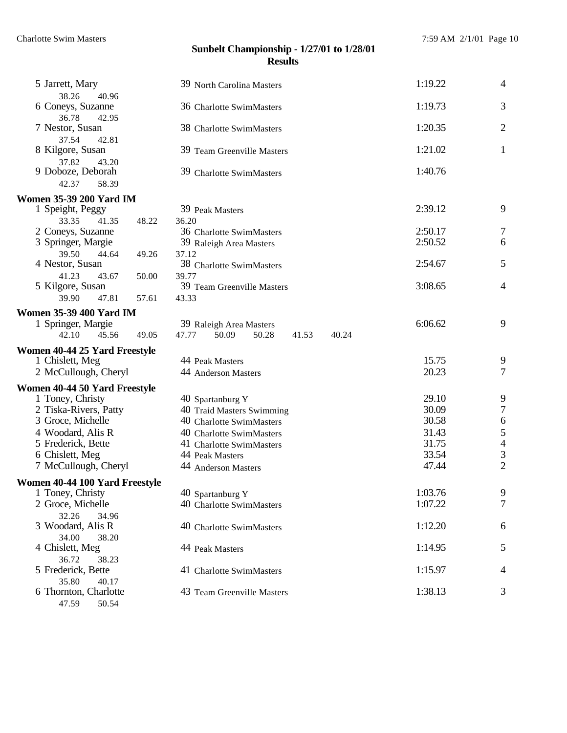## Sunbelt Championship - 1/27/01 to 1/28/01
### Results

| Place | Name | Age | Team | Time | Points |
|---|---|---|---|---|---|
| 5 | Jarrett, Mary | 39 | North Carolina Masters | 1:19.22 | 4 |
| | 38.26 40.96 | | | | |
| 6 | Coneys, Suzanne | 36 | Charlotte SwimMasters | 1:19.73 | 3 |
| | 36.78 42.95 | | | | |
| 7 | Nestor, Susan | 38 | Charlotte SwimMasters | 1:20.35 | 2 |
| | 37.54 42.81 | | | | |
| 8 | Kilgore, Susan | 39 | Team Greenville Masters | 1:21.02 | 1 |
| | 37.82 43.20 | | | | |
| 9 | Doboze, Deborah | 39 | Charlotte SwimMasters | 1:40.76 | |
| | 42.37 58.39 | | | | |

**Women 35-39 200 Yard IM**

| Place | Name | Age | Team | Time | Points |
|---|---|---|---|---|---|
| 1 | Speight, Peggy | 39 | Peak Masters | 2:39.12 | 9 |
| | 33.35 41.35 48.22 36.20 | | | | |
| 2 | Coneys, Suzanne | 36 | Charlotte SwimMasters | 2:50.17 | 7 |
| 3 | Springer, Margie | 39 | Raleigh Area Masters | 2:50.52 | 6 |
| | 39.50 44.64 49.26 37.12 | | | | |
| 4 | Nestor, Susan | 38 | Charlotte SwimMasters | 2:54.67 | 5 |
| | 41.23 43.67 50.00 39.77 | | | | |
| 5 | Kilgore, Susan | 39 | Team Greenville Masters | 3:08.65 | 4 |
| | 39.90 47.81 57.61 43.33 | | | | |

**Women 35-39 400 Yard IM**

| Place | Name | Age | Team | Time | Points |
|---|---|---|---|---|---|
| 1 | Springer, Margie | 39 | Raleigh Area Masters | 6:06.62 | 9 |
| | 42.10 45.56 49.05 47.77 50.09 50.28 41.53 40.24 | | | | |

**Women 40-44 25 Yard Freestyle**

| Place | Name | Age | Team | Time | Points |
|---|---|---|---|---|---|
| 1 | Chislett, Meg | 44 | Peak Masters | 15.75 | 9 |
| 2 | McCullough, Cheryl | 44 | Anderson Masters | 20.23 | 7 |

**Women 40-44 50 Yard Freestyle**

| Place | Name | Age | Team | Time | Points |
|---|---|---|---|---|---|
| 1 | Toney, Christy | 40 | Spartanburg Y | 29.10 | 9 |
| 2 | Tiska-Rivers, Patty | 40 | Traid Masters Swimming | 30.09 | 7 |
| 3 | Groce, Michelle | 40 | Charlotte SwimMasters | 30.58 | 6 |
| 4 | Woodard, Alis R | 40 | Charlotte SwimMasters | 31.43 | 5 |
| 5 | Frederick, Bette | 41 | Charlotte SwimMasters | 31.75 | 4 |
| 6 | Chislett, Meg | 44 | Peak Masters | 33.54 | 3 |
| 7 | McCullough, Cheryl | 44 | Anderson Masters | 47.44 | 2 |

**Women 40-44 100 Yard Freestyle**

| Place | Name | Age | Team | Time | Points |
|---|---|---|---|---|---|
| 1 | Toney, Christy | 40 | Spartanburg Y | 1:03.76 | 9 |
| 2 | Groce, Michelle | 40 | Charlotte SwimMasters | 1:07.22 | 7 |
| | 32.26 34.96 | | | | |
| 3 | Woodard, Alis R | 40 | Charlotte SwimMasters | 1:12.20 | 6 |
| | 34.00 38.20 | | | | |
| 4 | Chislett, Meg | 44 | Peak Masters | 1:14.95 | 5 |
| | 36.72 38.23 | | | | |
| 5 | Frederick, Bette | 41 | Charlotte SwimMasters | 1:15.97 | 4 |
| | 35.80 40.17 | | | | |
| 6 | Thornton, Charlotte | 43 | Team Greenville Masters | 1:38.13 | 3 |
| | 47.59 50.54 | | | | |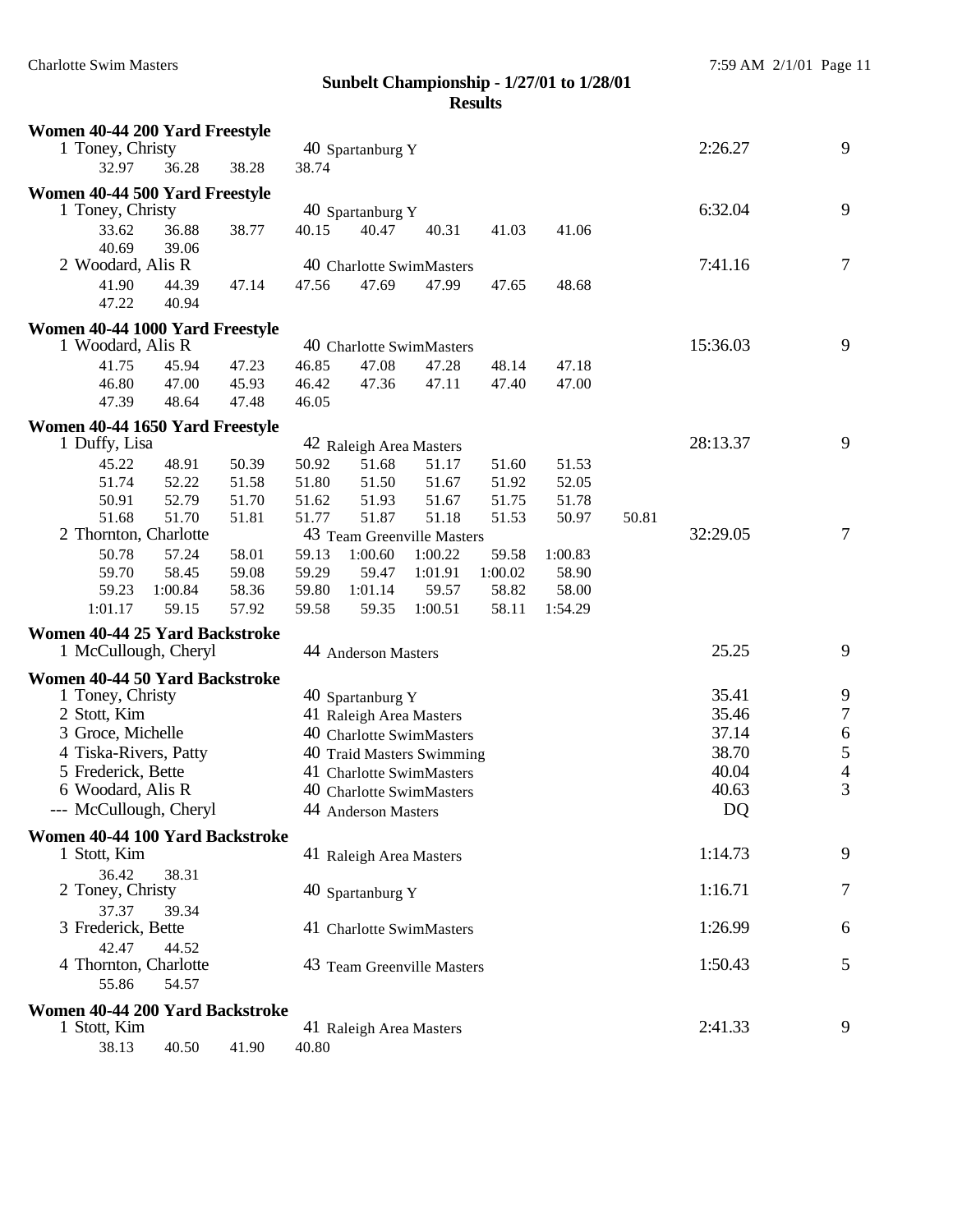## Sunbelt Championship - 1/27/01 to 1/28/01
### Results

**Women 40-44 200 Yard Freestyle**

1 Toney, Christy 40 Spartanburg Y 2:26.27 9
32.97 36.28 38.28 38.74

**Women 40-44 500 Yard Freestyle**

1 Toney, Christy 40 Spartanburg Y 6:32.04 9
33.62 36.88 38.77 40.15 40.47 40.31 41.03 41.06
40.69 39.06

2 Woodard, Alis R 40 Charlotte SwimMasters 7:41.16 7
41.90 44.39 47.14 47.56 47.69 47.99 47.65 48.68
47.22 40.94

**Women 40-44 1000 Yard Freestyle**

1 Woodard, Alis R 40 Charlotte SwimMasters 15:36.03 9
41.75 45.94 47.23 46.85 47.08 47.28 48.14 47.18
46.80 47.00 45.93 46.42 47.36 47.11 47.40 47.00
47.39 48.64 47.48 46.05

**Women 40-44 1650 Yard Freestyle**

1 Duffy, Lisa 42 Raleigh Area Masters 28:13.37 9
45.22 48.91 50.39 50.92 51.68 51.17 51.60 51.53
51.74 52.22 51.58 51.80 51.50 51.67 51.92 52.05
50.91 52.79 51.70 51.62 51.93 51.67 51.75 51.78
51.68 51.70 51.81 51.77 51.87 51.18 51.53 50.97 50.81

2 Thornton, Charlotte 43 Team Greenville Masters 32:29.05 7
50.78 57.24 58.01 59.13 1:00.60 1:00.22 59.58 1:00.83
59.70 58.45 59.08 59.29 59.47 1:01.91 1:00.02 58.90
59.23 1:00.84 58.36 59.80 1:01.14 59.57 58.82 58.00
1:01.17 59.15 57.92 59.58 59.35 1:00.51 58.11 1:54.29

**Women 40-44 25 Yard Backstroke**

1 McCullough, Cheryl 44 Anderson Masters 25.25 9

**Women 40-44 50 Yard Backstroke**

1 Toney, Christy 40 Spartanburg Y 35.41 9
2 Stott, Kim 41 Raleigh Area Masters 35.46 7
3 Groce, Michelle 40 Charlotte SwimMasters 37.14 6
4 Tiska-Rivers, Patty 40 Traid Masters Swimming 38.70 5
5 Frederick, Bette 41 Charlotte SwimMasters 40.04 4
6 Woodard, Alis R 40 Charlotte SwimMasters 40.63 3
--- McCullough, Cheryl 44 Anderson Masters DQ

**Women 40-44 100 Yard Backstroke**

1 Stott, Kim 41 Raleigh Area Masters 1:14.73 9
36.42 38.31

2 Toney, Christy 40 Spartanburg Y 1:16.71 7
37.37 39.34

3 Frederick, Bette 41 Charlotte SwimMasters 1:26.99 6
42.47 44.52

4 Thornton, Charlotte 43 Team Greenville Masters 1:50.43 5
55.86 54.57

**Women 40-44 200 Yard Backstroke**

1 Stott, Kim 41 Raleigh Area Masters 2:41.33 9
38.13 40.50 41.90 40.80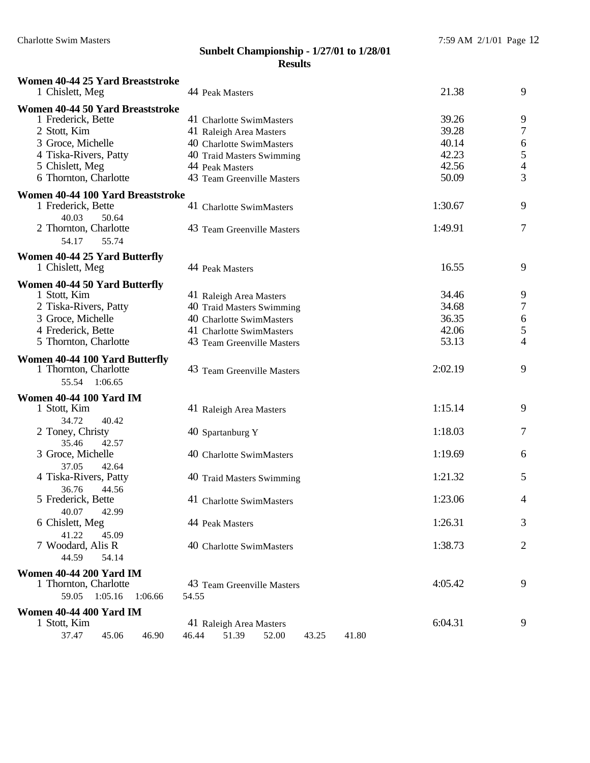## Sunbelt Championship - 1/27/01 to 1/28/01

## Results

**Women 40-44 25 Yard Breaststroke**

| Place | Name | Age | Team | Time | Points |
|---|---|---|---|---|---|
| 1 | Chislett, Meg | 44 | Peak Masters | 21.38 | 9 |

**Women 40-44 50 Yard Breaststroke**

| Place | Name | Age | Team | Time | Points |
|---|---|---|---|---|---|
| 1 | Frederick, Bette | 41 | Charlotte SwimMasters | 39.26 | 9 |
| 2 | Stott, Kim | 41 | Raleigh Area Masters | 39.28 | 7 |
| 3 | Groce, Michelle | 40 | Charlotte SwimMasters | 40.14 | 6 |
| 4 | Tiska-Rivers, Patty | 40 | Traid Masters Swimming | 42.23 | 5 |
| 5 | Chislett, Meg | 44 | Peak Masters | 42.56 | 4 |
| 6 | Thornton, Charlotte | 43 | Team Greenville Masters | 50.09 | 3 |

**Women 40-44 100 Yard Breaststroke**

| Place | Name | Age | Team | Time | Points |
|---|---|---|---|---|---|
| 1 | Frederick, Bette | 41 | Charlotte SwimMasters | 1:30.67 | 9 |
| | 40.03 50.64 | | | | |
| 2 | Thornton, Charlotte | 43 | Team Greenville Masters | 1:49.91 | 7 |
| | 54.17 55.74 | | | | |

**Women 40-44 25 Yard Butterfly**

| Place | Name | Age | Team | Time | Points |
|---|---|---|---|---|---|
| 1 | Chislett, Meg | 44 | Peak Masters | 16.55 | 9 |

**Women 40-44 50 Yard Butterfly**

| Place | Name | Age | Team | Time | Points |
|---|---|---|---|---|---|
| 1 | Stott, Kim | 41 | Raleigh Area Masters | 34.46 | 9 |
| 2 | Tiska-Rivers, Patty | 40 | Traid Masters Swimming | 34.68 | 7 |
| 3 | Groce, Michelle | 40 | Charlotte SwimMasters | 36.35 | 6 |
| 4 | Frederick, Bette | 41 | Charlotte SwimMasters | 42.06 | 5 |
| 5 | Thornton, Charlotte | 43 | Team Greenville Masters | 53.13 | 4 |

**Women 40-44 100 Yard Butterfly**

| Place | Name | Age | Team | Time | Points |
|---|---|---|---|---|---|
| 1 | Thornton, Charlotte | 43 | Team Greenville Masters | 2:02.19 | 9 |
| | 55.54 1:06.65 | | | | |

**Women 40-44 100 Yard IM**

| Place | Name | Age | Team | Time | Points |
|---|---|---|---|---|---|
| 1 | Stott, Kim | 41 | Raleigh Area Masters | 1:15.14 | 9 |
| | 34.72 40.42 | | | | |
| 2 | Toney, Christy | 40 | Spartanburg Y | 1:18.03 | 7 |
| | 35.46 42.57 | | | | |
| 3 | Groce, Michelle | 40 | Charlotte SwimMasters | 1:19.69 | 6 |
| | 37.05 42.64 | | | | |
| 4 | Tiska-Rivers, Patty | 40 | Traid Masters Swimming | 1:21.32 | 5 |
| | 36.76 44.56 | | | | |
| 5 | Frederick, Bette | 41 | Charlotte SwimMasters | 1:23.06 | 4 |
| | 40.07 42.99 | | | | |
| 6 | Chislett, Meg | 44 | Peak Masters | 1:26.31 | 3 |
| | 41.22 45.09 | | | | |
| 7 | Woodard, Alis R | 40 | Charlotte SwimMasters | 1:38.73 | 2 |
| | 44.59 54.14 | | | | |

**Women 40-44 200 Yard IM**

| Place | Name | Age | Team | Time | Points |
|---|---|---|---|---|---|
| 1 | Thornton, Charlotte | 43 | Team Greenville Masters | 4:05.42 | 9 |
| | 59.05 1:05.16 1:06.66 54.55 | | | | |

**Women 40-44 400 Yard IM**

| Place | Name | Age | Team | Time | Points |
|---|---|---|---|---|---|
| 1 | Stott, Kim | 41 | Raleigh Area Masters | 6:04.31 | 9 |
| | 37.47 45.06 46.90 46.44 51.39 52.00 43.25 41.80 | | | | |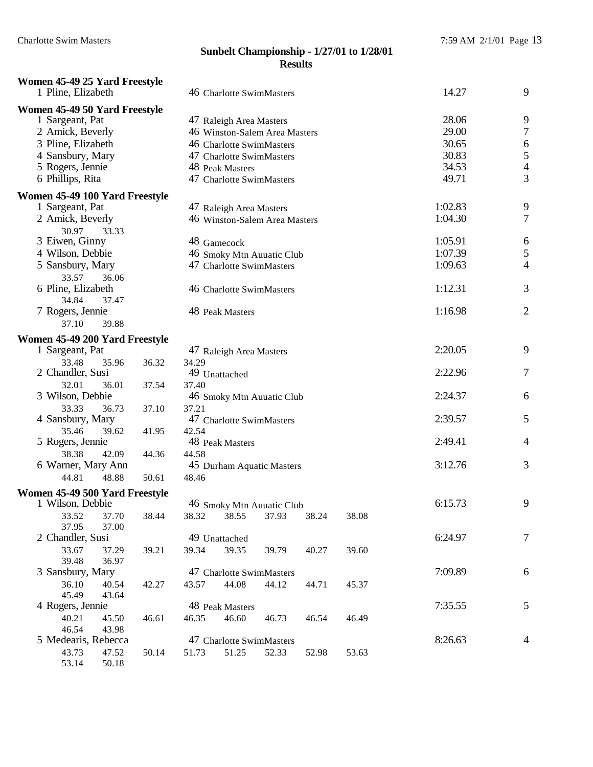## Sunbelt Championship - 1/27/01 to 1/28/01

### Results

**Women 45-49 25 Yard Freestyle**

| Place | Name | Age | Team | Time | Points |
|---|---|---|---|---|---|
| 1 | Pline, Elizabeth | 46 | Charlotte SwimMasters | 14.27 | 9 |

**Women 45-49 50 Yard Freestyle**

| Place | Name | Age | Team | Time | Points |
|---|---|---|---|---|---|
| 1 | Sargeant, Pat | 47 | Raleigh Area Masters | 28.06 | 9 |
| 2 | Amick, Beverly | 46 | Winston-Salem Area Masters | 29.00 | 7 |
| 3 | Pline, Elizabeth | 46 | Charlotte SwimMasters | 30.65 | 6 |
| 4 | Sansbury, Mary | 47 | Charlotte SwimMasters | 30.83 | 5 |
| 5 | Rogers, Jennie | 48 | Peak Masters | 34.53 | 4 |
| 6 | Phillips, Rita | 47 | Charlotte SwimMasters | 49.71 | 3 |

**Women 45-49 100 Yard Freestyle**

| Place | Name | Age | Team | Time | Points | Splits |
|---|---|---|---|---|---|---|
| 1 | Sargeant, Pat | 47 | Raleigh Area Masters | 1:02.83 | 9 | |
| 2 | Amick, Beverly | 46 | Winston-Salem Area Masters | 1:04.30 | 7 | 30.97, 33.33 |
| 3 | Eiwen, Ginny | 48 | Gamecock | 1:05.91 | 6 | |
| 4 | Wilson, Debbie | 46 | Smoky Mtn Auuatic Club | 1:07.39 | 5 | |
| 5 | Sansbury, Mary | 47 | Charlotte SwimMasters | 1:09.63 | 4 | 33.57, 36.06 |
| 6 | Pline, Elizabeth | 46 | Charlotte SwimMasters | 1:12.31 | 3 | 34.84, 37.47 |
| 7 | Rogers, Jennie | 48 | Peak Masters | 1:16.98 | 2 | 37.10, 39.88 |

**Women 45-49 200 Yard Freestyle**

| Place | Name | Age | Team | Time | Points | Splits |
|---|---|---|---|---|---|---|
| 1 | Sargeant, Pat | 47 | Raleigh Area Masters | 2:20.05 | 9 | 33.48, 35.96, 36.32, 34.29 |
| 2 | Chandler, Susi | 49 | Unattached | 2:22.96 | 7 | 32.01, 36.01, 37.54, 37.40 |
| 3 | Wilson, Debbie | 46 | Smoky Mtn Auuatic Club | 2:24.37 | 6 | 33.33, 36.73, 37.10, 37.21 |
| 4 | Sansbury, Mary | 47 | Charlotte SwimMasters | 2:39.57 | 5 | 35.46, 39.62, 41.95, 42.54 |
| 5 | Rogers, Jennie | 48 | Peak Masters | 2:49.41 | 4 | 38.38, 42.09, 44.36, 44.58 |
| 6 | Warner, Mary Ann | 45 | Durham Aquatic Masters | 3:12.76 | 3 | 44.81, 48.88, 50.61, 48.46 |

**Women 45-49 500 Yard Freestyle**

| Place | Name | Age | Team | Time | Points | Splits |
|---|---|---|---|---|---|---|
| 1 | Wilson, Debbie | 46 | Smoky Mtn Auuatic Club | 6:15.73 | 9 | 33.52, 37.70, 38.44, 38.32, 38.55, 37.93, 38.24, 38.08, 37.95, 37.00 |
| 2 | Chandler, Susi | 49 | Unattached | 6:24.97 | 7 | 33.67, 37.29, 39.21, 39.34, 39.35, 39.79, 40.27, 39.60, 39.48, 36.97 |
| 3 | Sansbury, Mary | 47 | Charlotte SwimMasters | 7:09.89 | 6 | 36.10, 40.54, 42.27, 43.57, 44.08, 44.12, 44.71, 45.37, 45.49, 43.64 |
| 4 | Rogers, Jennie | 48 | Peak Masters | 7:35.55 | 5 | 40.21, 45.50, 46.61, 46.35, 46.60, 46.73, 46.54, 46.49, 46.54, 43.98 |
| 5 | Medearis, Rebecca | 47 | Charlotte SwimMasters | 8:26.63 | 4 | 43.73, 47.52, 50.14, 51.73, 51.25, 52.33, 52.98, 53.63, 53.14, 50.18 |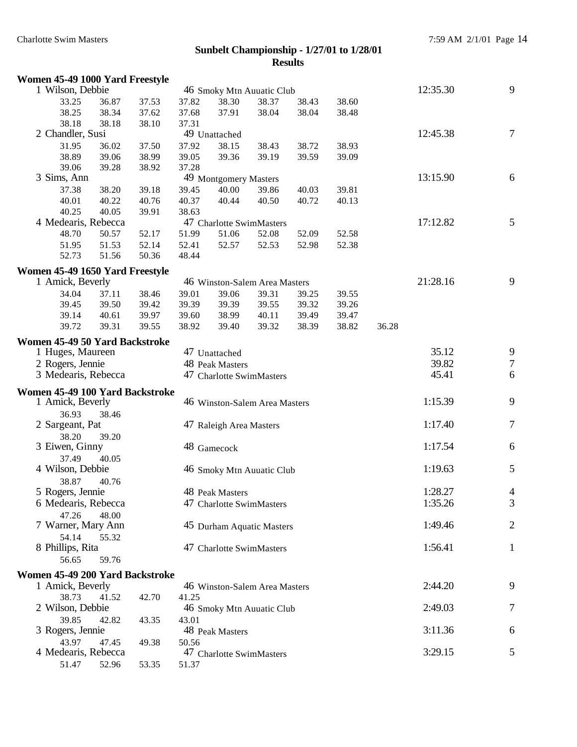**Sunbelt Championship - 1/27/01 to 1/28/01**
**Results**

### Women 45-49 1000 Yard Freestyle

1 Wilson, Debbie — 46 Smoky Mtn Auuatic Club — 12:35.30 — 9

33.25 36.87 37.53 37.82 38.30 38.37 38.43 38.60
38.25 38.34 37.62 37.68 37.91 38.04 38.04 38.48
38.18 38.18 38.10 37.31

2 Chandler, Susi — 49 Unattached — 12:45.38 — 7

31.95 36.02 37.50 37.92 38.15 38.43 38.72 38.93
38.89 39.06 38.99 39.05 39.36 39.19 39.59 39.09
39.06 39.28 38.92 37.28

3 Sims, Ann — 49 Montgomery Masters — 13:15.90 — 6

37.38 38.20 39.18 39.45 40.00 39.86 40.03 39.81
40.01 40.22 40.76 40.37 40.44 40.50 40.72 40.13
40.25 40.05 39.91 38.63

4 Medearis, Rebecca — 47 Charlotte SwimMasters — 17:12.82 — 5

48.70 50.57 52.17 51.99 51.06 52.08 52.09 52.58
51.95 51.53 52.14 52.41 52.57 52.53 52.98 52.38
52.73 51.56 50.36 48.44

### Women 45-49 1650 Yard Freestyle

1 Amick, Beverly — 46 Winston-Salem Area Masters — 21:28.16 — 9

34.04 37.11 38.46 39.01 39.06 39.31 39.25 39.55
39.45 39.50 39.42 39.39 39.39 39.55 39.32 39.26
39.14 40.61 39.97 39.60 38.99 40.11 39.49 39.47
39.72 39.31 39.55 38.92 39.40 39.32 38.39 38.82 36.28

### Women 45-49 50 Yard Backstroke

| Place | Name | Age | Team | Time | Points |
|---|---|---|---|---|---|
| 1 | Huges, Maureen | 47 | Unattached | 35.12 | 9 |
| 2 | Rogers, Jennie | 48 | Peak Masters | 39.82 | 7 |
| 3 | Medearis, Rebecca | 47 | Charlotte SwimMasters | 45.41 | 6 |

### Women 45-49 100 Yard Backstroke

1 Amick, Beverly — 46 Winston-Salem Area Masters — 1:15.39 — 9
36.93 38.46

2 Sargeant, Pat — 47 Raleigh Area Masters — 1:17.40 — 7
38.20 39.20

3 Eiwen, Ginny — 48 Gamecock — 1:17.54 — 6
37.49 40.05

4 Wilson, Debbie — 46 Smoky Mtn Auuatic Club — 1:19.63 — 5
38.87 40.76

5 Rogers, Jennie — 48 Peak Masters — 1:28.27 — 4

6 Medearis, Rebecca — 47 Charlotte SwimMasters — 1:35.26 — 3
47.26 48.00

7 Warner, Mary Ann — 45 Durham Aquatic Masters — 1:49.46 — 2
54.14 55.32

8 Phillips, Rita — 47 Charlotte SwimMasters — 1:56.41 — 1
56.65 59.76

### Women 45-49 200 Yard Backstroke

1 Amick, Beverly — 46 Winston-Salem Area Masters — 2:44.20 — 9
38.73 41.52 42.70 41.25

2 Wilson, Debbie — 46 Smoky Mtn Auuatic Club — 2:49.03 — 7
39.85 42.82 43.35 43.01

3 Rogers, Jennie — 48 Peak Masters — 3:11.36 — 6
43.97 47.45 49.38 50.56

4 Medearis, Rebecca — 47 Charlotte SwimMasters — 3:29.15 — 5
51.47 52.96 53.35 51.37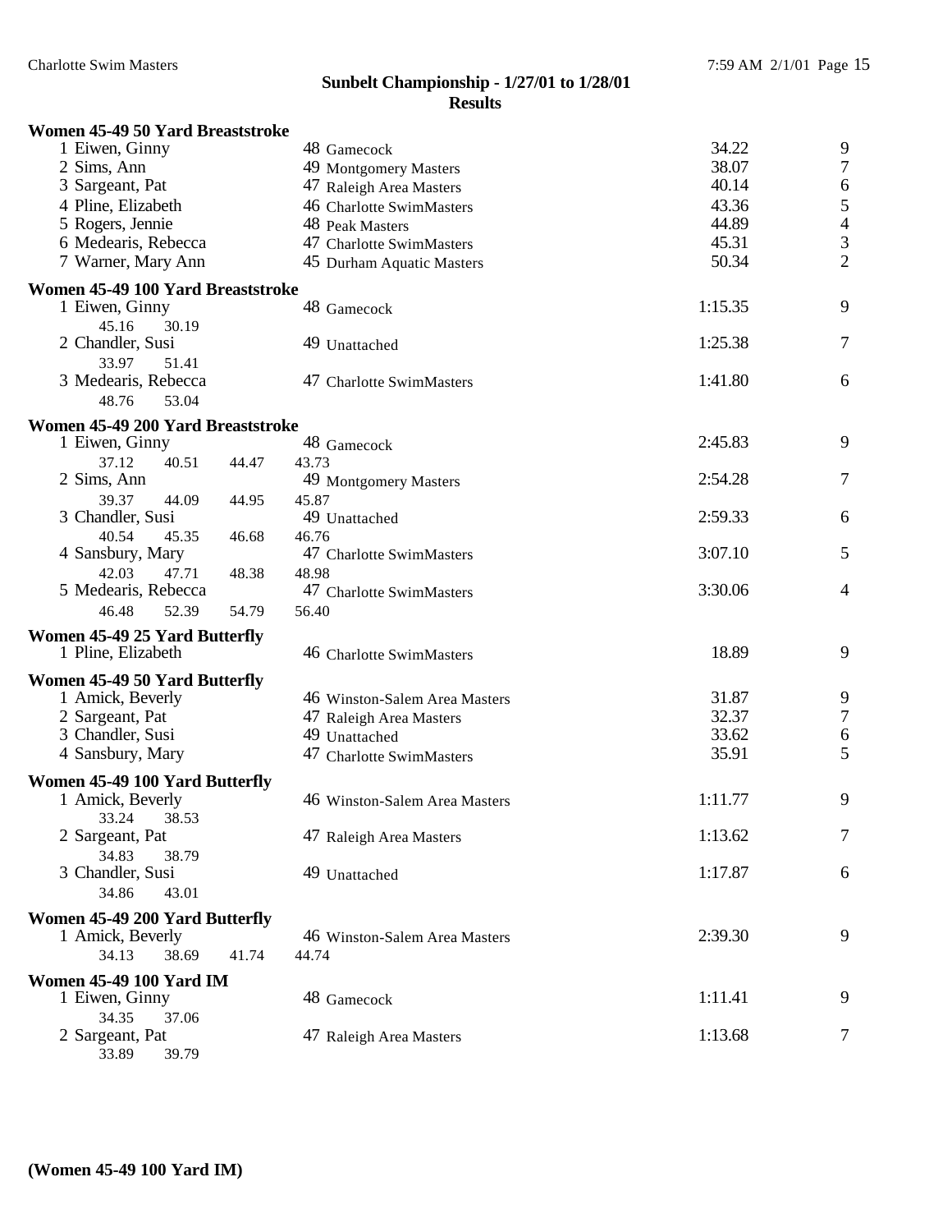## Sunbelt Championship - 1/27/01 to 1/28/01

### Results

**Women 45-49 50 Yard Breaststroke**

| Place | Name | Age | Team | Time | Points |
|---|---|---|---|---|---|
| 1 | Eiwen, Ginny | 48 | Gamecock | 34.22 | 9 |
| 2 | Sims, Ann | 49 | Montgomery Masters | 38.07 | 7 |
| 3 | Sargeant, Pat | 47 | Raleigh Area Masters | 40.14 | 6 |
| 4 | Pline, Elizabeth | 46 | Charlotte SwimMasters | 43.36 | 5 |
| 5 | Rogers, Jennie | 48 | Peak Masters | 44.89 | 4 |
| 6 | Medearis, Rebecca | 47 | Charlotte SwimMasters | 45.31 | 3 |
| 7 | Warner, Mary Ann | 45 | Durham Aquatic Masters | 50.34 | 2 |

**Women 45-49 100 Yard Breaststroke**

| Place | Name | Age | Team | Time | Points |
|---|---|---|---|---|---|
| 1 | Eiwen, Ginny | 48 | Gamecock | 1:15.35 | 9 |
| | 45.16 30.19 | | | | |
| 2 | Chandler, Susi | 49 | Unattached | 1:25.38 | 7 |
| | 33.97 51.41 | | | | |
| 3 | Medearis, Rebecca | 47 | Charlotte SwimMasters | 1:41.80 | 6 |
| | 48.76 53.04 | | | | |

**Women 45-49 200 Yard Breaststroke**

| Place | Name | Age | Team | Time | Points |
|---|---|---|---|---|---|
| 1 | Eiwen, Ginny | 48 | Gamecock | 2:45.83 | 9 |
| | 37.12 40.51 44.47 43.73 | | | | |
| 2 | Sims, Ann | 49 | Montgomery Masters | 2:54.28 | 7 |
| | 39.37 44.09 44.95 45.87 | | | | |
| 3 | Chandler, Susi | 49 | Unattached | 2:59.33 | 6 |
| | 40.54 45.35 46.68 46.76 | | | | |
| 4 | Sansbury, Mary | 47 | Charlotte SwimMasters | 3:07.10 | 5 |
| | 42.03 47.71 48.38 48.98 | | | | |
| 5 | Medearis, Rebecca | 47 | Charlotte SwimMasters | 3:30.06 | 4 |
| | 46.48 52.39 54.79 56.40 | | | | |

**Women 45-49 25 Yard Butterfly**

| Place | Name | Age | Team | Time | Points |
|---|---|---|---|---|---|
| 1 | Pline, Elizabeth | 46 | Charlotte SwimMasters | 18.89 | 9 |

**Women 45-49 50 Yard Butterfly**

| Place | Name | Age | Team | Time | Points |
|---|---|---|---|---|---|
| 1 | Amick, Beverly | 46 | Winston-Salem Area Masters | 31.87 | 9 |
| 2 | Sargeant, Pat | 47 | Raleigh Area Masters | 32.37 | 7 |
| 3 | Chandler, Susi | 49 | Unattached | 33.62 | 6 |
| 4 | Sansbury, Mary | 47 | Charlotte SwimMasters | 35.91 | 5 |

**Women 45-49 100 Yard Butterfly**

| Place | Name | Age | Team | Time | Points |
|---|---|---|---|---|---|
| 1 | Amick, Beverly | 46 | Winston-Salem Area Masters | 1:11.77 | 9 |
| | 33.24 38.53 | | | | |
| 2 | Sargeant, Pat | 47 | Raleigh Area Masters | 1:13.62 | 7 |
| | 34.83 38.79 | | | | |
| 3 | Chandler, Susi | 49 | Unattached | 1:17.87 | 6 |
| | 34.86 43.01 | | | | |

**Women 45-49 200 Yard Butterfly**

| Place | Name | Age | Team | Time | Points |
|---|---|---|---|---|---|
| 1 | Amick, Beverly | 46 | Winston-Salem Area Masters | 2:39.30 | 9 |
| | 34.13 38.69 41.74 44.74 | | | | |

**Women 45-49 100 Yard IM**

| Place | Name | Age | Team | Time | Points |
|---|---|---|---|---|---|
| 1 | Eiwen, Ginny | 48 | Gamecock | 1:11.41 | 9 |
| | 34.35 37.06 | | | | |
| 2 | Sargeant, Pat | 47 | Raleigh Area Masters | 1:13.68 | 7 |
| | 33.89 39.79 | | | | |

**(Women 45-49 100 Yard IM)**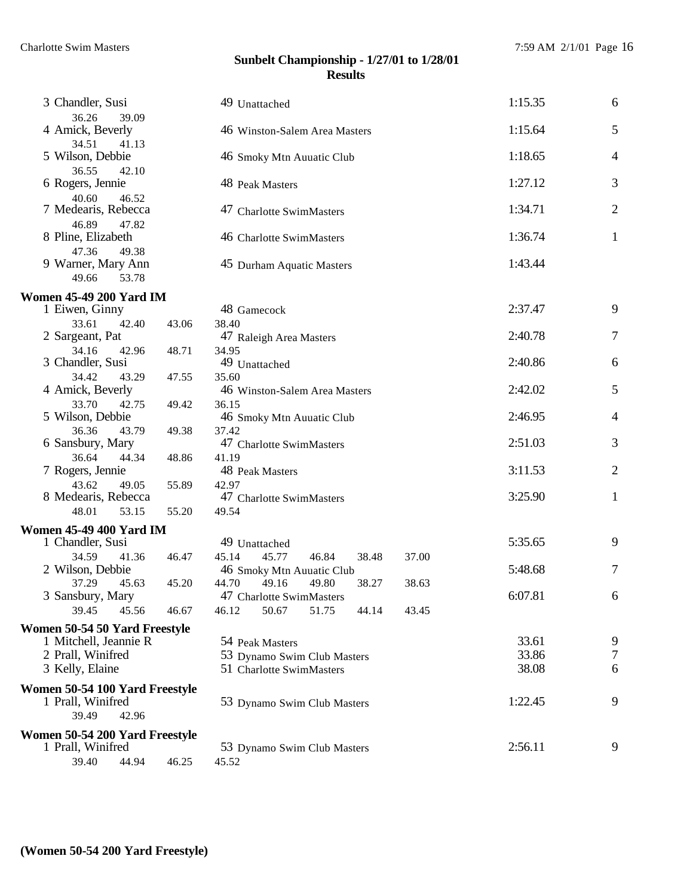## Sunbelt Championship - 1/27/01 to 1/28/01
### Results

| | Name | Age | Team | Time | Points |
|---|---|---|---|---|---|
| 3 | Chandler, Susi | 49 | Unattached | 1:15.35 | 6 |
| | 36.26 39.09 | | | | |
| 4 | Amick, Beverly | 46 | Winston-Salem Area Masters | 1:15.64 | 5 |
| | 34.51 41.13 | | | | |
| 5 | Wilson, Debbie | 46 | Smoky Mtn Auuatic Club | 1:18.65 | 4 |
| | 36.55 42.10 | | | | |
| 6 | Rogers, Jennie | 48 | Peak Masters | 1:27.12 | 3 |
| | 40.60 46.52 | | | | |
| 7 | Medearis, Rebecca | 47 | Charlotte SwimMasters | 1:34.71 | 2 |
| | 46.89 47.82 | | | | |
| 8 | Pline, Elizabeth | 46 | Charlotte SwimMasters | 1:36.74 | 1 |
| | 47.36 49.38 | | | | |
| 9 | Warner, Mary Ann | 45 | Durham Aquatic Masters | 1:43.44 | |
| | 49.66 53.78 | | | | |

**Women 45-49 200 Yard IM**

| | Name | Age | Team | Time | Points |
|---|---|---|---|---|---|
| 1 | Eiwen, Ginny | 48 | Gamecock | 2:37.47 | 9 |
| | 33.61 42.40 43.06 38.40 | | | | |
| 2 | Sargeant, Pat | 47 | Raleigh Area Masters | 2:40.78 | 7 |
| | 34.16 42.96 48.71 34.95 | | | | |
| 3 | Chandler, Susi | 49 | Unattached | 2:40.86 | 6 |
| | 34.42 43.29 47.55 35.60 | | | | |
| 4 | Amick, Beverly | 46 | Winston-Salem Area Masters | 2:42.02 | 5 |
| | 33.70 42.75 49.42 36.15 | | | | |
| 5 | Wilson, Debbie | 46 | Smoky Mtn Auuatic Club | 2:46.95 | 4 |
| | 36.36 43.79 49.38 37.42 | | | | |
| 6 | Sansbury, Mary | 47 | Charlotte SwimMasters | 2:51.03 | 3 |
| | 36.64 44.34 48.86 41.19 | | | | |
| 7 | Rogers, Jennie | 48 | Peak Masters | 3:11.53 | 2 |
| | 43.62 49.05 55.89 42.97 | | | | |
| 8 | Medearis, Rebecca | 47 | Charlotte SwimMasters | 3:25.90 | 1 |
| | 48.01 53.15 55.20 49.54 | | | | |

**Women 45-49 400 Yard IM**

| | Name | Age | Team | Time | Points |
|---|---|---|---|---|---|
| 1 | Chandler, Susi | 49 | Unattached | 5:35.65 | 9 |
| | 34.59 41.36 46.47 45.14 45.77 46.84 38.48 37.00 | | | | |
| 2 | Wilson, Debbie | 46 | Smoky Mtn Auuatic Club | 5:48.68 | 7 |
| | 37.29 45.63 45.20 44.70 49.16 49.80 38.27 38.63 | | | | |
| 3 | Sansbury, Mary | 47 | Charlotte SwimMasters | 6:07.81 | 6 |
| | 39.45 45.56 46.67 46.12 50.67 51.75 44.14 43.45 | | | | |

**Women 50-54 50 Yard Freestyle**

| | Name | Age | Team | Time | Points |
|---|---|---|---|---|---|
| 1 | Mitchell, Jeannie R | 54 | Peak Masters | 33.61 | 9 |
| 2 | Prall, Winifred | 53 | Dynamo Swim Club Masters | 33.86 | 7 |
| 3 | Kelly, Elaine | 51 | Charlotte SwimMasters | 38.08 | 6 |

**Women 50-54 100 Yard Freestyle**

| | Name | Age | Team | Time | Points |
|---|---|---|---|---|---|
| 1 | Prall, Winifred | 53 | Dynamo Swim Club Masters | 1:22.45 | 9 |
| | 39.49 42.96 | | | | |

**Women 50-54 200 Yard Freestyle**

| | Name | Age | Team | Time | Points |
|---|---|---|---|---|---|
| 1 | Prall, Winifred | 53 | Dynamo Swim Club Masters | 2:56.11 | 9 |
| | 39.40 44.94 46.25 45.52 | | | | |

**(Women 50-54 200 Yard Freestyle)**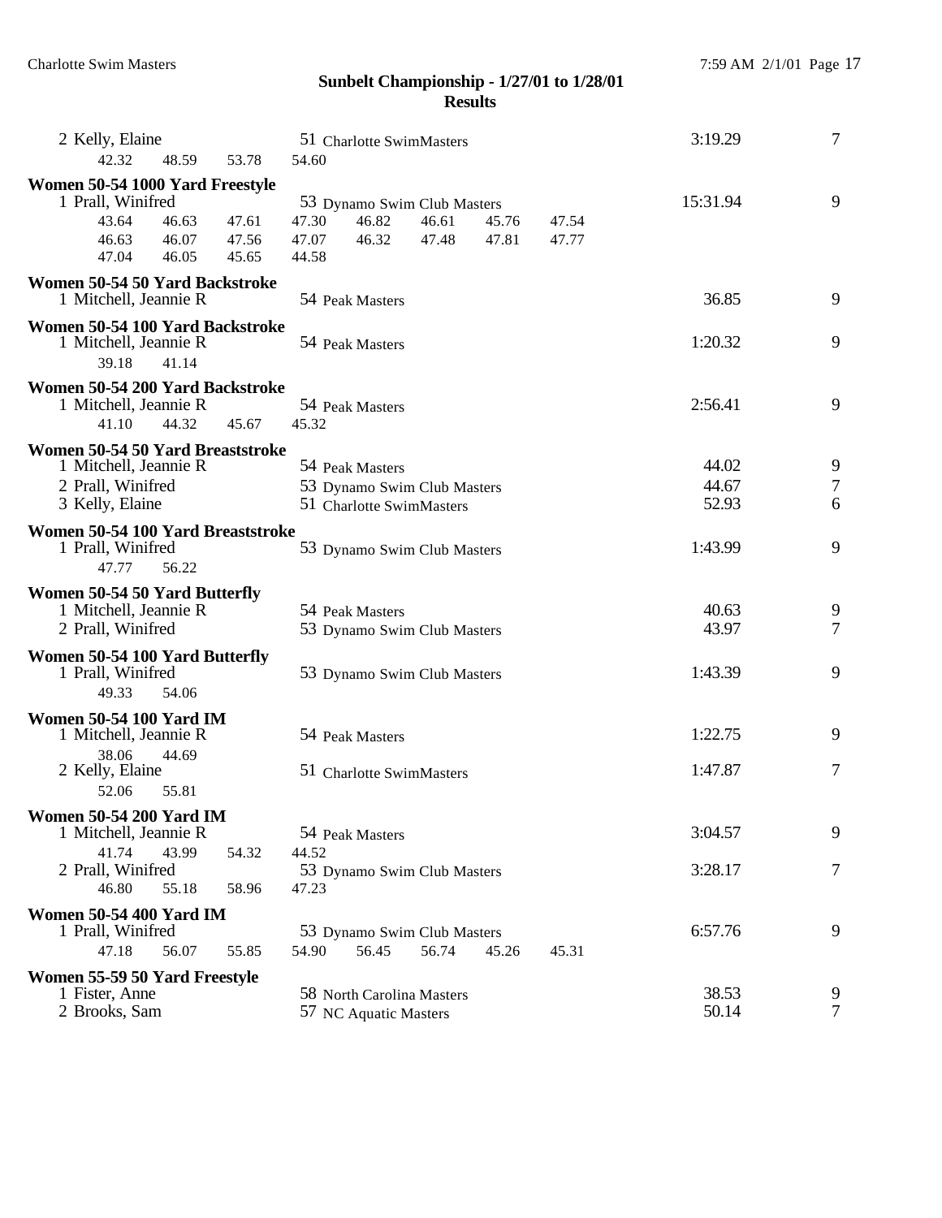## Sunbelt Championship - 1/27/01 to 1/28/01

### Results

2 Kelly, Elaine — 51 Charlotte SwimMasters — 3:19.29 — 7
42.32 48.59 53.78 54.60

**Women 50-54 1000 Yard Freestyle**

1 Prall, Winifred — 53 Dynamo Swim Club Masters — 15:31.94 — 9
43.64 46.63 47.61 47.30 46.82 46.61 45.76 47.54
46.63 46.07 47.56 47.07 46.32 47.48 47.81 47.77
47.04 46.05 45.65 44.58

**Women 50-54 50 Yard Backstroke**

1 Mitchell, Jeannie R — 54 Peak Masters — 36.85 — 9

**Women 50-54 100 Yard Backstroke**

1 Mitchell, Jeannie R — 54 Peak Masters — 1:20.32 — 9
39.18 41.14

**Women 50-54 200 Yard Backstroke**

1 Mitchell, Jeannie R — 54 Peak Masters — 2:56.41 — 9
41.10 44.32 45.67 45.32

**Women 50-54 50 Yard Breaststroke**

1 Mitchell, Jeannie R — 54 Peak Masters — 44.02 — 9
2 Prall, Winifred — 53 Dynamo Swim Club Masters — 44.67 — 7
3 Kelly, Elaine — 51 Charlotte SwimMasters — 52.93 — 6

**Women 50-54 100 Yard Breaststroke**

1 Prall, Winifred — 53 Dynamo Swim Club Masters — 1:43.99 — 9
47.77 56.22

**Women 50-54 50 Yard Butterfly**

1 Mitchell, Jeannie R — 54 Peak Masters — 40.63 — 9
2 Prall, Winifred — 53 Dynamo Swim Club Masters — 43.97 — 7

**Women 50-54 100 Yard Butterfly**

1 Prall, Winifred — 53 Dynamo Swim Club Masters — 1:43.39 — 9
49.33 54.06

**Women 50-54 100 Yard IM**

1 Mitchell, Jeannie R — 54 Peak Masters — 1:22.75 — 9
38.06 44.69
2 Kelly, Elaine — 51 Charlotte SwimMasters — 1:47.87 — 7
52.06 55.81

**Women 50-54 200 Yard IM**

1 Mitchell, Jeannie R — 54 Peak Masters — 3:04.57 — 9
41.74 43.99 54.32 44.52
2 Prall, Winifred — 53 Dynamo Swim Club Masters — 3:28.17 — 7
46.80 55.18 58.96 47.23

**Women 50-54 400 Yard IM**

1 Prall, Winifred — 53 Dynamo Swim Club Masters — 6:57.76 — 9
47.18 56.07 55.85 54.90 56.45 56.74 45.26 45.31

**Women 55-59 50 Yard Freestyle**

1 Fister, Anne — 58 North Carolina Masters — 38.53 — 9
2 Brooks, Sam — 57 NC Aquatic Masters — 50.14 — 7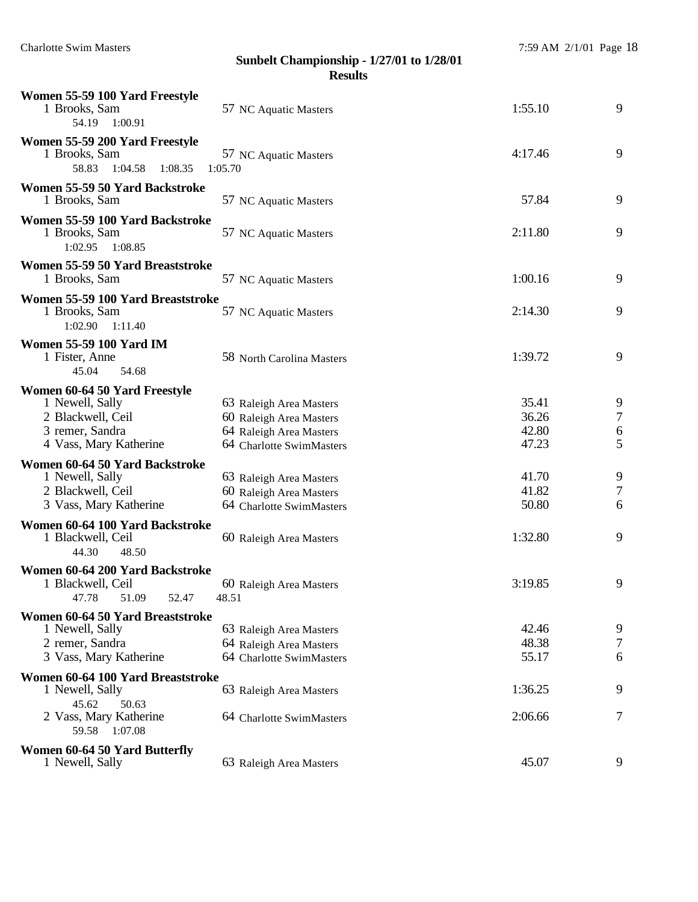**Sunbelt Championship - 1/27/01 to 1/28/01**

**Results**

**Women 55-59 100 Yard Freestyle**

1 Brooks, Sam 57 NC Aquatic Masters 1:55.10 9
54.19 1:00.91

**Women 55-59 200 Yard Freestyle**

1 Brooks, Sam 57 NC Aquatic Masters 4:17.46 9
58.83 1:04.58 1:08.35 1:05.70

**Women 55-59 50 Yard Backstroke**

1 Brooks, Sam 57 NC Aquatic Masters 57.84 9

**Women 55-59 100 Yard Backstroke**

1 Brooks, Sam 57 NC Aquatic Masters 2:11.80 9
1:02.95 1:08.85

**Women 55-59 50 Yard Breaststroke**

1 Brooks, Sam 57 NC Aquatic Masters 1:00.16 9

**Women 55-59 100 Yard Breaststroke**

1 Brooks, Sam 57 NC Aquatic Masters 2:14.30 9
1:02.90 1:11.40

**Women 55-59 100 Yard IM**

1 Fister, Anne 58 North Carolina Masters 1:39.72 9
45.04 54.68

**Women 60-64 50 Yard Freestyle**

1 Newell, Sally 63 Raleigh Area Masters 35.41 9
2 Blackwell, Ceil 60 Raleigh Area Masters 36.26 7
3 remer, Sandra 64 Raleigh Area Masters 42.80 6
4 Vass, Mary Katherine 64 Charlotte SwimMasters 47.23 5

**Women 60-64 50 Yard Backstroke**

1 Newell, Sally 63 Raleigh Area Masters 41.70 9
2 Blackwell, Ceil 60 Raleigh Area Masters 41.82 7
3 Vass, Mary Katherine 64 Charlotte SwimMasters 50.80 6

**Women 60-64 100 Yard Backstroke**

1 Blackwell, Ceil 60 Raleigh Area Masters 1:32.80 9
44.30 48.50

**Women 60-64 200 Yard Backstroke**

1 Blackwell, Ceil 60 Raleigh Area Masters 3:19.85 9
47.78 51.09 52.47 48.51

**Women 60-64 50 Yard Breaststroke**

1 Newell, Sally 63 Raleigh Area Masters 42.46 9
2 remer, Sandra 64 Raleigh Area Masters 48.38 7
3 Vass, Mary Katherine 64 Charlotte SwimMasters 55.17 6

**Women 60-64 100 Yard Breaststroke**

1 Newell, Sally 63 Raleigh Area Masters 1:36.25 9
45.62 50.63
2 Vass, Mary Katherine 64 Charlotte SwimMasters 2:06.66 7
59.58 1:07.08

**Women 60-64 50 Yard Butterfly**

1 Newell, Sally 63 Raleigh Area Masters 45.07 9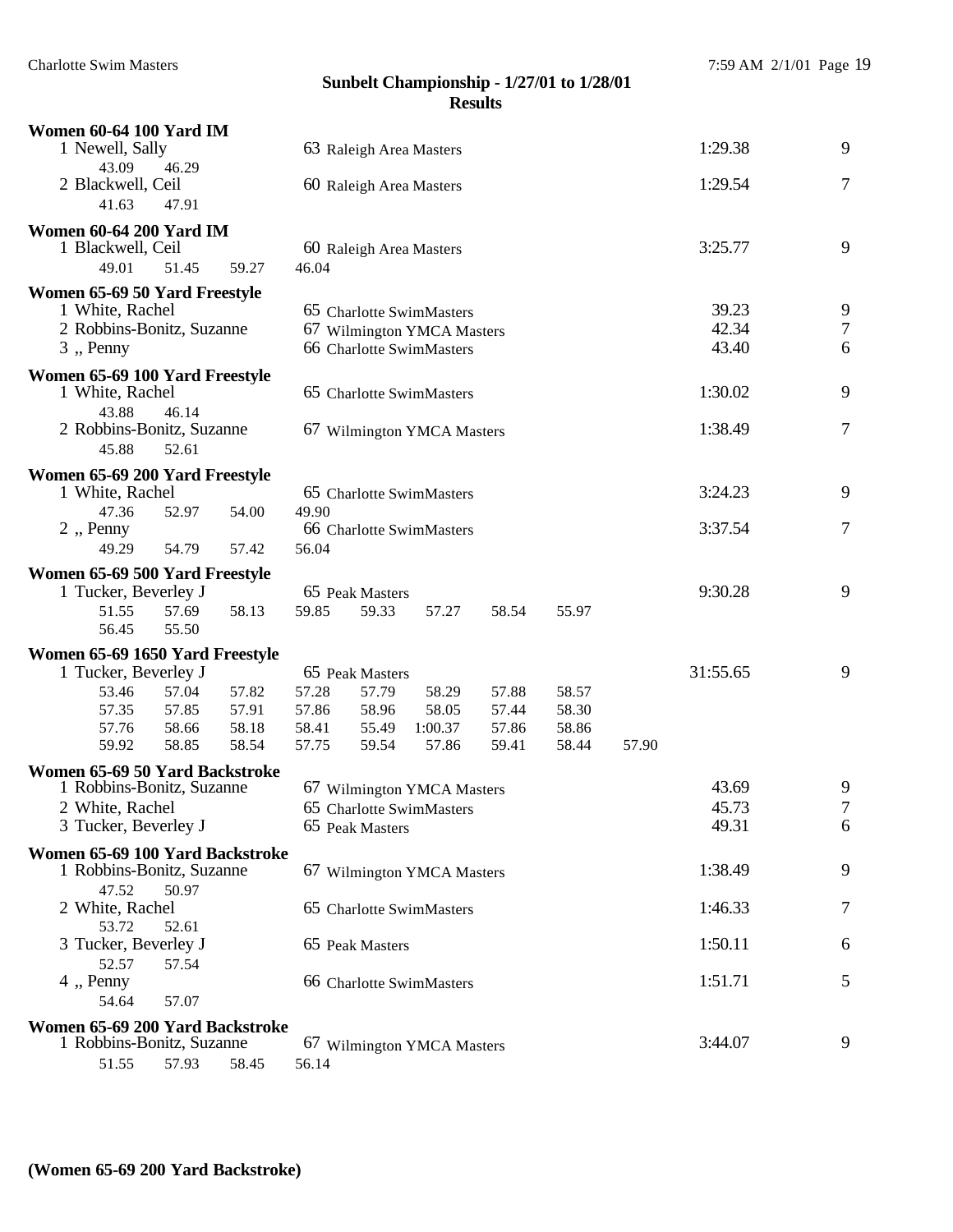## Sunbelt Championship - 1/27/01 to 1/28/01
## Results

**Women 60-64 100 Yard IM**

1 Newell, Sally 63 Raleigh Area Masters 1:29.38 9
43.09 46.29
2 Blackwell, Ceil 60 Raleigh Area Masters 1:29.54 7
41.63 47.91

**Women 60-64 200 Yard IM**

1 Blackwell, Ceil 60 Raleigh Area Masters 3:25.77 9
49.01 51.45 59.27 46.04

**Women 65-69 50 Yard Freestyle**

1 White, Rachel 65 Charlotte SwimMasters 39.23 9
2 Robbins-Bonitz, Suzanne 67 Wilmington YMCA Masters 42.34 7
3 ,, Penny 66 Charlotte SwimMasters 43.40 6

**Women 65-69 100 Yard Freestyle**

1 White, Rachel 65 Charlotte SwimMasters 1:30.02 9
43.88 46.14
2 Robbins-Bonitz, Suzanne 67 Wilmington YMCA Masters 1:38.49 7
45.88 52.61

**Women 65-69 200 Yard Freestyle**

1 White, Rachel 65 Charlotte SwimMasters 3:24.23 9
47.36 52.97 54.00 49.90
2 ,, Penny 66 Charlotte SwimMasters 3:37.54 7
49.29 54.79 57.42 56.04

**Women 65-69 500 Yard Freestyle**

1 Tucker, Beverley J 65 Peak Masters 9:30.28 9
51.55 57.69 58.13 59.85 59.33 57.27 58.54 55.97
56.45 55.50

**Women 65-69 1650 Yard Freestyle**

1 Tucker, Beverley J 65 Peak Masters 31:55.65 9
53.46 57.04 57.82 57.28 57.79 58.29 57.88 58.57
57.35 57.85 57.91 57.86 58.96 58.05 57.44 58.30
57.76 58.66 58.18 58.41 55.49 1:00.37 57.86 58.86
59.92 58.85 58.54 57.75 59.54 57.86 59.41 58.44 57.90

**Women 65-69 50 Yard Backstroke**

1 Robbins-Bonitz, Suzanne 67 Wilmington YMCA Masters 43.69 9
2 White, Rachel 65 Charlotte SwimMasters 45.73 7
3 Tucker, Beverley J 65 Peak Masters 49.31 6

**Women 65-69 100 Yard Backstroke**

1 Robbins-Bonitz, Suzanne 67 Wilmington YMCA Masters 1:38.49 9
47.52 50.97
2 White, Rachel 65 Charlotte SwimMasters 1:46.33 7
53.72 52.61
3 Tucker, Beverley J 65 Peak Masters 1:50.11 6
52.57 57.54
4 ,, Penny 66 Charlotte SwimMasters 1:51.71 5
54.64 57.07

**Women 65-69 200 Yard Backstroke**

1 Robbins-Bonitz, Suzanne 67 Wilmington YMCA Masters 3:44.07 9
51.55 57.93 58.45 56.14

**(Women 65-69 200 Yard Backstroke)**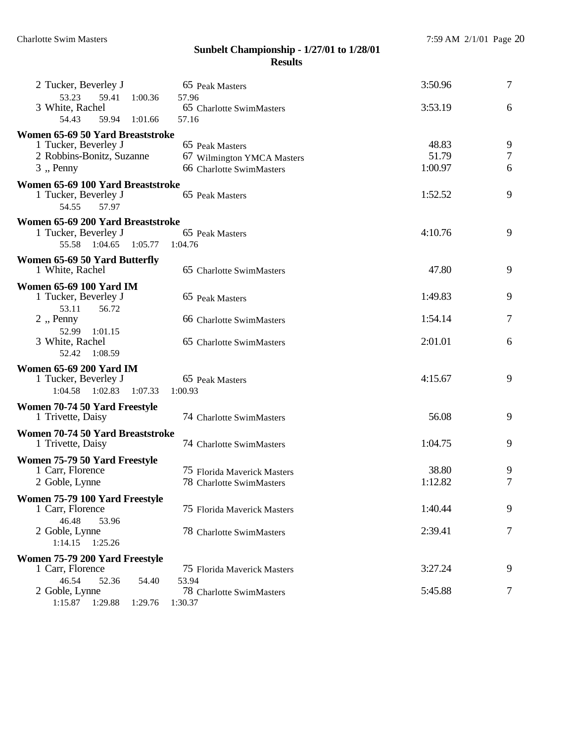## Sunbelt Championship - 1/27/01 to 1/28/01
## Results

| | Name | Age | Team | Time | Points |
|---|---|---|---|---|---|
| 2 | Tucker, Beverley J | 65 | Peak Masters | 3:50.96 | 7 |
| | 53.23 59.41 1:00.36 57.96 | | | | |
| 3 | White, Rachel | 65 | Charlotte SwimMasters | 3:53.19 | 6 |
| | 54.43 59.94 1:01.66 57.16 | | | | |

**Women 65-69 50 Yard Breaststroke**

| | Name | Age | Team | Time | Points |
|---|---|---|---|---|---|
| 1 | Tucker, Beverley J | 65 | Peak Masters | 48.83 | 9 |
| 2 | Robbins-Bonitz, Suzanne | 67 | Wilmington YMCA Masters | 51.79 | 7 |
| 3 | ,, Penny | 66 | Charlotte SwimMasters | 1:00.97 | 6 |

**Women 65-69 100 Yard Breaststroke**

| | Name | Age | Team | Time | Points |
|---|---|---|---|---|---|
| 1 | Tucker, Beverley J | 65 | Peak Masters | 1:52.52 | 9 |
| | 54.55 57.97 | | | | |

**Women 65-69 200 Yard Breaststroke**

| | Name | Age | Team | Time | Points |
|---|---|---|---|---|---|
| 1 | Tucker, Beverley J | 65 | Peak Masters | 4:10.76 | 9 |
| | 55.58 1:04.65 1:05.77 1:04.76 | | | | |

**Women 65-69 50 Yard Butterfly**

| | Name | Age | Team | Time | Points |
|---|---|---|---|---|---|
| 1 | White, Rachel | 65 | Charlotte SwimMasters | 47.80 | 9 |

**Women 65-69 100 Yard IM**

| | Name | Age | Team | Time | Points |
|---|---|---|---|---|---|
| 1 | Tucker, Beverley J | 65 | Peak Masters | 1:49.83 | 9 |
| | 53.11 56.72 | | | | |
| 2 | ,, Penny | 66 | Charlotte SwimMasters | 1:54.14 | 7 |
| | 52.99 1:01.15 | | | | |
| 3 | White, Rachel | 65 | Charlotte SwimMasters | 2:01.01 | 6 |
| | 52.42 1:08.59 | | | | |

**Women 65-69 200 Yard IM**

| | Name | Age | Team | Time | Points |
|---|---|---|---|---|---|
| 1 | Tucker, Beverley J | 65 | Peak Masters | 4:15.67 | 9 |
| | 1:04.58 1:02.83 1:07.33 1:00.93 | | | | |

**Women 70-74 50 Yard Freestyle**

| | Name | Age | Team | Time | Points |
|---|---|---|---|---|---|
| 1 | Trivette, Daisy | 74 | Charlotte SwimMasters | 56.08 | 9 |

**Women 70-74 50 Yard Breaststroke**

| | Name | Age | Team | Time | Points |
|---|---|---|---|---|---|
| 1 | Trivette, Daisy | 74 | Charlotte SwimMasters | 1:04.75 | 9 |

**Women 75-79 50 Yard Freestyle**

| | Name | Age | Team | Time | Points |
|---|---|---|---|---|---|
| 1 | Carr, Florence | 75 | Florida Maverick Masters | 38.80 | 9 |
| 2 | Goble, Lynne | 78 | Charlotte SwimMasters | 1:12.82 | 7 |

**Women 75-79 100 Yard Freestyle**

| | Name | Age | Team | Time | Points |
|---|---|---|---|---|---|
| 1 | Carr, Florence | 75 | Florida Maverick Masters | 1:40.44 | 9 |
| | 46.48 53.96 | | | | |
| 2 | Goble, Lynne | 78 | Charlotte SwimMasters | 2:39.41 | 7 |
| | 1:14.15 1:25.26 | | | | |

**Women 75-79 200 Yard Freestyle**

| | Name | Age | Team | Time | Points |
|---|---|---|---|---|---|
| 1 | Carr, Florence | 75 | Florida Maverick Masters | 3:27.24 | 9 |
| | 46.54 52.36 54.40 53.94 | | | | |
| 2 | Goble, Lynne | 78 | Charlotte SwimMasters | 5:45.88 | 7 |
| | 1:15.87 1:29.88 1:29.76 1:30.37 | | | | |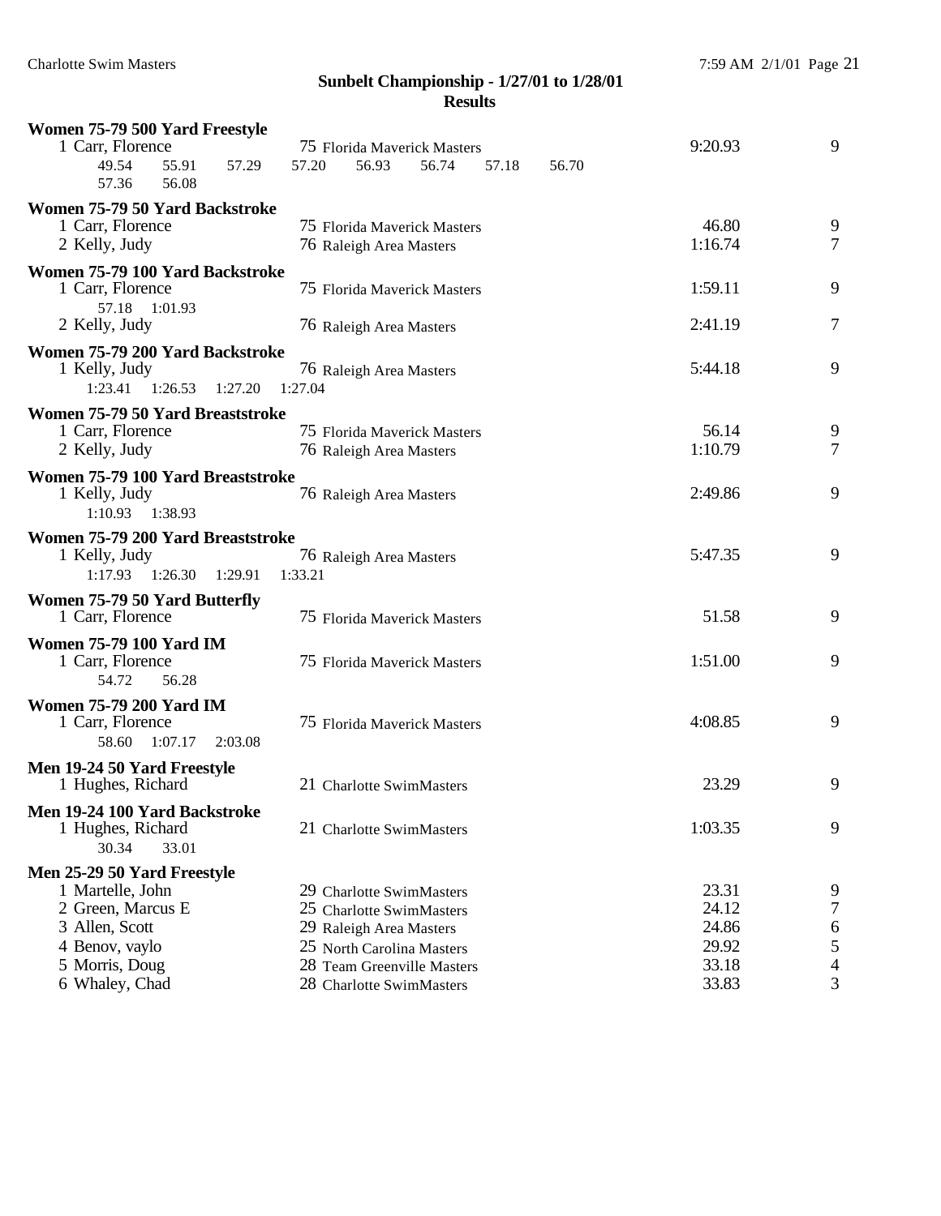**Sunbelt Championship - 1/27/01 to 1/28/01**
**Results**

**Women 75-79 500 Yard Freestyle**

| | | | |
|---|---|---|---|
| 1 Carr, Florence | 75 Florida Maverick Masters | 9:20.93 | 9 |
| 49.54 55.91 57.29 57.20 56.93 56.74 57.18 56.70 57.36 56.08 | | | |

**Women 75-79 50 Yard Backstroke**

| | | | |
|---|---|---|---|
| 1 Carr, Florence | 75 Florida Maverick Masters | 46.80 | 9 |
| 2 Kelly, Judy | 76 Raleigh Area Masters | 1:16.74 | 7 |

**Women 75-79 100 Yard Backstroke**

| | | | |
|---|---|---|---|
| 1 Carr, Florence | 75 Florida Maverick Masters | 1:59.11 | 9 |
| 57.18 1:01.93 | | | |
| 2 Kelly, Judy | 76 Raleigh Area Masters | 2:41.19 | 7 |

**Women 75-79 200 Yard Backstroke**

| | | | |
|---|---|---|---|
| 1 Kelly, Judy | 76 Raleigh Area Masters | 5:44.18 | 9 |
| 1:23.41 1:26.53 1:27.20 1:27.04 | | | |

**Women 75-79 50 Yard Breaststroke**

| | | | |
|---|---|---|---|
| 1 Carr, Florence | 75 Florida Maverick Masters | 56.14 | 9 |
| 2 Kelly, Judy | 76 Raleigh Area Masters | 1:10.79 | 7 |

**Women 75-79 100 Yard Breaststroke**

| | | | |
|---|---|---|---|
| 1 Kelly, Judy | 76 Raleigh Area Masters | 2:49.86 | 9 |
| 1:10.93 1:38.93 | | | |

**Women 75-79 200 Yard Breaststroke**

| | | | |
|---|---|---|---|
| 1 Kelly, Judy | 76 Raleigh Area Masters | 5:47.35 | 9 |
| 1:17.93 1:26.30 1:29.91 1:33.21 | | | |

**Women 75-79 50 Yard Butterfly**

| | | | |
|---|---|---|---|
| 1 Carr, Florence | 75 Florida Maverick Masters | 51.58 | 9 |

**Women 75-79 100 Yard IM**

| | | | |
|---|---|---|---|
| 1 Carr, Florence | 75 Florida Maverick Masters | 1:51.00 | 9 |
| 54.72 56.28 | | | |

**Women 75-79 200 Yard IM**

| | | | |
|---|---|---|---|
| 1 Carr, Florence | 75 Florida Maverick Masters | 4:08.85 | 9 |
| 58.60 1:07.17 2:03.08 | | | |

**Men 19-24 50 Yard Freestyle**

| | | | |
|---|---|---|---|
| 1 Hughes, Richard | 21 Charlotte SwimMasters | 23.29 | 9 |

**Men 19-24 100 Yard Backstroke**

| | | | |
|---|---|---|---|
| 1 Hughes, Richard | 21 Charlotte SwimMasters | 1:03.35 | 9 |
| 30.34 33.01 | | | |

**Men 25-29 50 Yard Freestyle**

| | | | |
|---|---|---|---|
| 1 Martelle, John | 29 Charlotte SwimMasters | 23.31 | 9 |
| 2 Green, Marcus E | 25 Charlotte SwimMasters | 24.12 | 7 |
| 3 Allen, Scott | 29 Raleigh Area Masters | 24.86 | 6 |
| 4 Benov, vaylo | 25 North Carolina Masters | 29.92 | 5 |
| 5 Morris, Doug | 28 Team Greenville Masters | 33.18 | 4 |
| 6 Whaley, Chad | 28 Charlotte SwimMasters | 33.83 | 3 |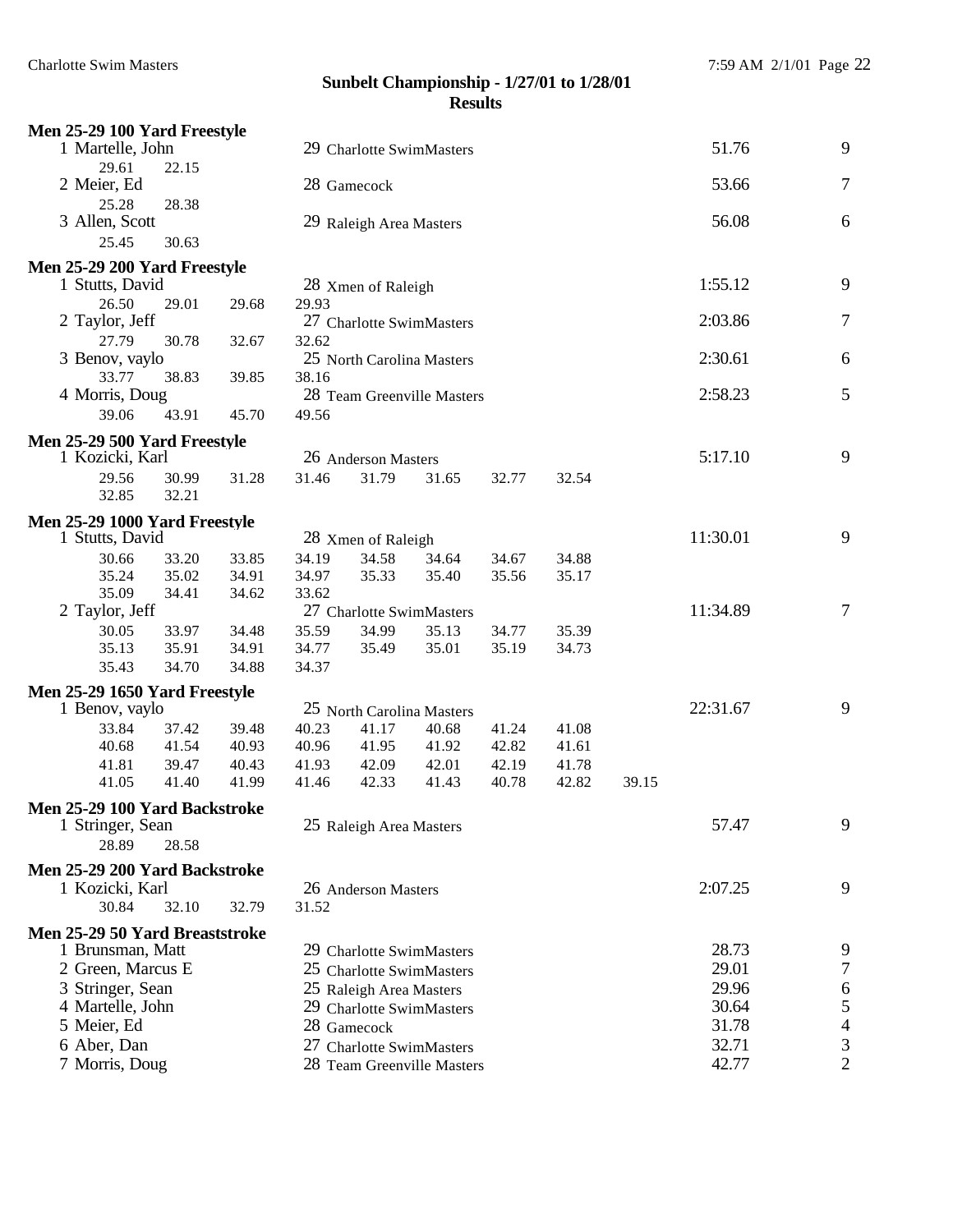## Sunbelt Championship - 1/27/01 to 1/28/01
### Results

**Men 25-29 100 Yard Freestyle**

| Place | Name | Age | Team | Time | Points |
|---|---|---|---|---|---|
| 1 | Martelle, John | 29 | Charlotte SwimMasters | 51.76 | 9 |
| | 29.61 22.15 | | | | |
| 2 | Meier, Ed | 28 | Gamecock | 53.66 | 7 |
| | 25.28 28.38 | | | | |
| 3 | Allen, Scott | 29 | Raleigh Area Masters | 56.08 | 6 |
| | 25.45 30.63 | | | | |

**Men 25-29 200 Yard Freestyle**

| Place | Name | Age | Team | Time | Points |
|---|---|---|---|---|---|
| 1 | Stutts, David | 28 | Xmen of Raleigh | 1:55.12 | 9 |
| | 26.50 29.01 29.68 29.93 | | | | |
| 2 | Taylor, Jeff | 27 | Charlotte SwimMasters | 2:03.86 | 7 |
| | 27.79 30.78 32.67 32.62 | | | | |
| 3 | Benov, vaylo | 25 | North Carolina Masters | 2:30.61 | 6 |
| | 33.77 38.83 39.85 38.16 | | | | |
| 4 | Morris, Doug | 28 | Team Greenville Masters | 2:58.23 | 5 |
| | 39.06 43.91 45.70 49.56 | | | | |

**Men 25-29 500 Yard Freestyle**

| Place | Name | Age | Team | Time | Points |
|---|---|---|---|---|---|
| 1 | Kozicki, Karl | 26 | Anderson Masters | 5:17.10 | 9 |
| | 29.56 30.99 31.28 31.46 31.79 31.65 32.77 32.54 | | | | |
| | 32.85 32.21 | | | | |

**Men 25-29 1000 Yard Freestyle**

| Place | Name | Age | Team | Time | Points |
|---|---|---|---|---|---|
| 1 | Stutts, David | 28 | Xmen of Raleigh | 11:30.01 | 9 |
| | 30.66 33.20 33.85 34.19 34.58 34.64 34.67 34.88 | | | | |
| | 35.24 35.02 34.91 34.97 35.33 35.40 35.56 35.17 | | | | |
| | 35.09 34.41 34.62 33.62 | | | | |
| 2 | Taylor, Jeff | 27 | Charlotte SwimMasters | 11:34.89 | 7 |
| | 30.05 33.97 34.48 35.59 34.99 35.13 34.77 35.39 | | | | |
| | 35.13 35.91 34.91 34.77 35.49 35.01 35.19 34.73 | | | | |
| | 35.43 34.70 34.88 34.37 | | | | |

**Men 25-29 1650 Yard Freestyle**

| Place | Name | Age | Team | Time | Points |
|---|---|---|---|---|---|
| 1 | Benov, vaylo | 25 | North Carolina Masters | 22:31.67 | 9 |
| | 33.84 37.42 39.48 40.23 41.17 40.68 41.24 41.08 | | | | |
| | 40.68 41.54 40.93 40.96 41.95 41.92 42.82 41.61 | | | | |
| | 41.81 39.47 40.43 41.93 42.09 42.01 42.19 41.78 | | | | |
| | 41.05 41.40 41.99 41.46 42.33 41.43 40.78 42.82 39.15 | | | | |

**Men 25-29 100 Yard Backstroke**

| Place | Name | Age | Team | Time | Points |
|---|---|---|---|---|---|
| 1 | Stringer, Sean | 25 | Raleigh Area Masters | 57.47 | 9 |
| | 28.89 28.58 | | | | |

**Men 25-29 200 Yard Backstroke**

| Place | Name | Age | Team | Time | Points |
|---|---|---|---|---|---|
| 1 | Kozicki, Karl | 26 | Anderson Masters | 2:07.25 | 9 |
| | 30.84 32.10 32.79 31.52 | | | | |

**Men 25-29 50 Yard Breaststroke**

| Place | Name | Age | Team | Time | Points |
|---|---|---|---|---|---|
| 1 | Brunsman, Matt | 29 | Charlotte SwimMasters | 28.73 | 9 |
| 2 | Green, Marcus E | 25 | Charlotte SwimMasters | 29.01 | 7 |
| 3 | Stringer, Sean | 25 | Raleigh Area Masters | 29.96 | 6 |
| 4 | Martelle, John | 29 | Charlotte SwimMasters | 30.64 | 5 |
| 5 | Meier, Ed | 28 | Gamecock | 31.78 | 4 |
| 6 | Aber, Dan | 27 | Charlotte SwimMasters | 32.71 | 3 |
| 7 | Morris, Doug | 28 | Team Greenville Masters | 42.77 | 2 |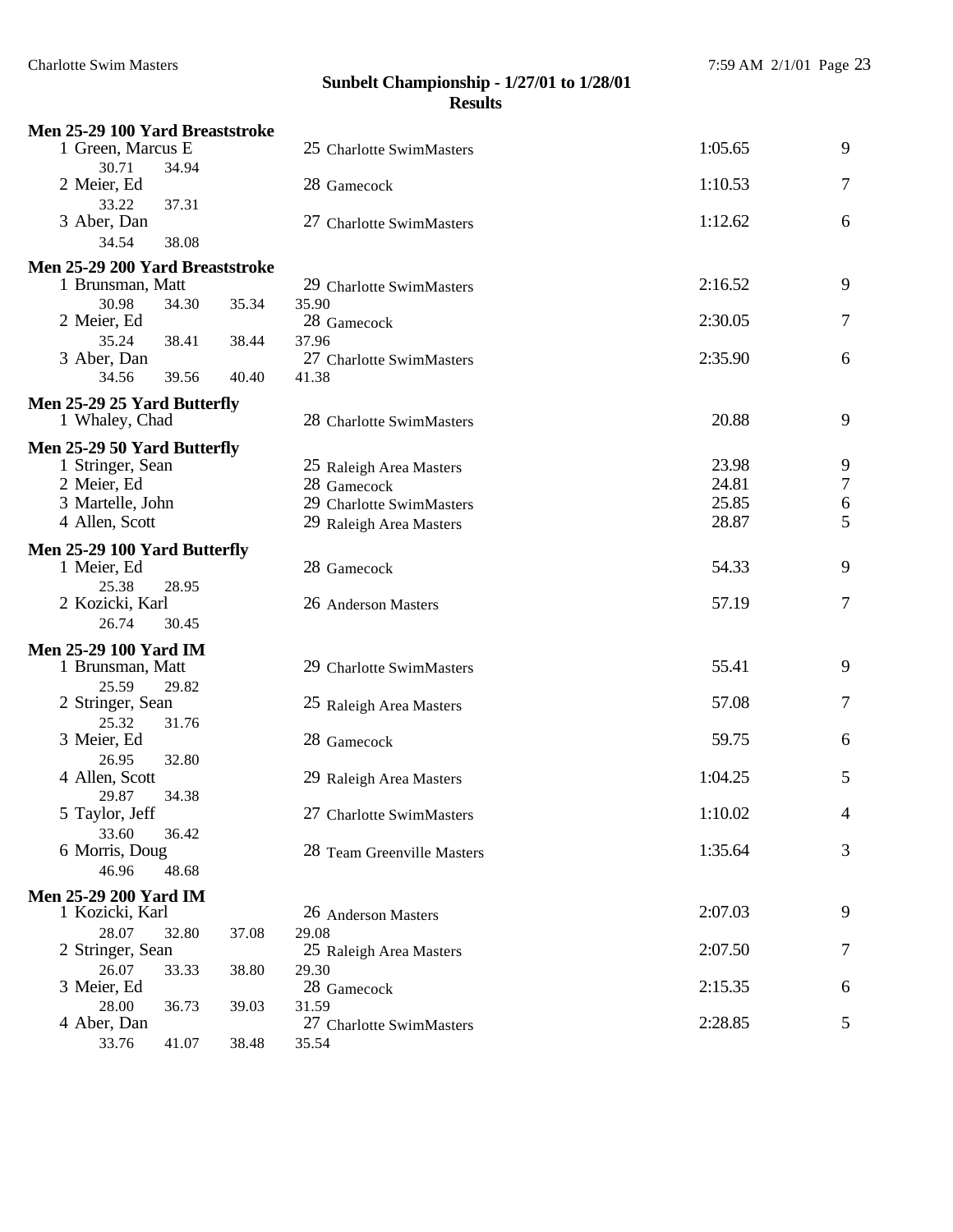## Sunbelt Championship - 1/27/01 to 1/28/01

## Results

### Men 25-29 100 Yard Breaststroke

| Place | Name | Age | Team | Time | Points |
|---|---|---|---|---|---|
| 1 | Green, Marcus E | 25 | Charlotte SwimMasters | 1:05.65 | 9 |
| | 30.71 34.94 | | | | |
| 2 | Meier, Ed | 28 | Gamecock | 1:10.53 | 7 |
| | 33.22 37.31 | | | | |
| 3 | Aber, Dan | 27 | Charlotte SwimMasters | 1:12.62 | 6 |
| | 34.54 38.08 | | | | |

### Men 25-29 200 Yard Breaststroke

| Place | Name | Age | Team | Time | Points |
|---|---|---|---|---|---|
| 1 | Brunsman, Matt | 29 | Charlotte SwimMasters | 2:16.52 | 9 |
| | 30.98 34.30 35.34 35.90 | | | | |
| 2 | Meier, Ed | 28 | Gamecock | 2:30.05 | 7 |
| | 35.24 38.41 38.44 37.96 | | | | |
| 3 | Aber, Dan | 27 | Charlotte SwimMasters | 2:35.90 | 6 |
| | 34.56 39.56 40.40 41.38 | | | | |

### Men 25-29 25 Yard Butterfly

| Place | Name | Age | Team | Time | Points |
|---|---|---|---|---|---|
| 1 | Whaley, Chad | 28 | Charlotte SwimMasters | 20.88 | 9 |

### Men 25-29 50 Yard Butterfly

| Place | Name | Age | Team | Time | Points |
|---|---|---|---|---|---|
| 1 | Stringer, Sean | 25 | Raleigh Area Masters | 23.98 | 9 |
| 2 | Meier, Ed | 28 | Gamecock | 24.81 | 7 |
| 3 | Martelle, John | 29 | Charlotte SwimMasters | 25.85 | 6 |
| 4 | Allen, Scott | 29 | Raleigh Area Masters | 28.87 | 5 |

### Men 25-29 100 Yard Butterfly

| Place | Name | Age | Team | Time | Points |
|---|---|---|---|---|---|
| 1 | Meier, Ed | 28 | Gamecock | 54.33 | 9 |
| | 25.38 28.95 | | | | |
| 2 | Kozicki, Karl | 26 | Anderson Masters | 57.19 | 7 |
| | 26.74 30.45 | | | | |

### Men 25-29 100 Yard IM

| Place | Name | Age | Team | Time | Points |
|---|---|---|---|---|---|
| 1 | Brunsman, Matt | 29 | Charlotte SwimMasters | 55.41 | 9 |
| | 25.59 29.82 | | | | |
| 2 | Stringer, Sean | 25 | Raleigh Area Masters | 57.08 | 7 |
| | 25.32 31.76 | | | | |
| 3 | Meier, Ed | 28 | Gamecock | 59.75 | 6 |
| | 26.95 32.80 | | | | |
| 4 | Allen, Scott | 29 | Raleigh Area Masters | 1:04.25 | 5 |
| | 29.87 34.38 | | | | |
| 5 | Taylor, Jeff | 27 | Charlotte SwimMasters | 1:10.02 | 4 |
| | 33.60 36.42 | | | | |
| 6 | Morris, Doug | 28 | Team Greenville Masters | 1:35.64 | 3 |
| | 46.96 48.68 | | | | |

### Men 25-29 200 Yard IM

| Place | Name | Age | Team | Time | Points |
|---|---|---|---|---|---|
| 1 | Kozicki, Karl | 26 | Anderson Masters | 2:07.03 | 9 |
| | 28.07 32.80 37.08 29.08 | | | | |
| 2 | Stringer, Sean | 25 | Raleigh Area Masters | 2:07.50 | 7 |
| | 26.07 33.33 38.80 29.30 | | | | |
| 3 | Meier, Ed | 28 | Gamecock | 2:15.35 | 6 |
| | 28.00 36.73 39.03 31.59 | | | | |
| 4 | Aber, Dan | 27 | Charlotte SwimMasters | 2:28.85 | 5 |
| | 33.76 41.07 38.48 35.54 | | | | |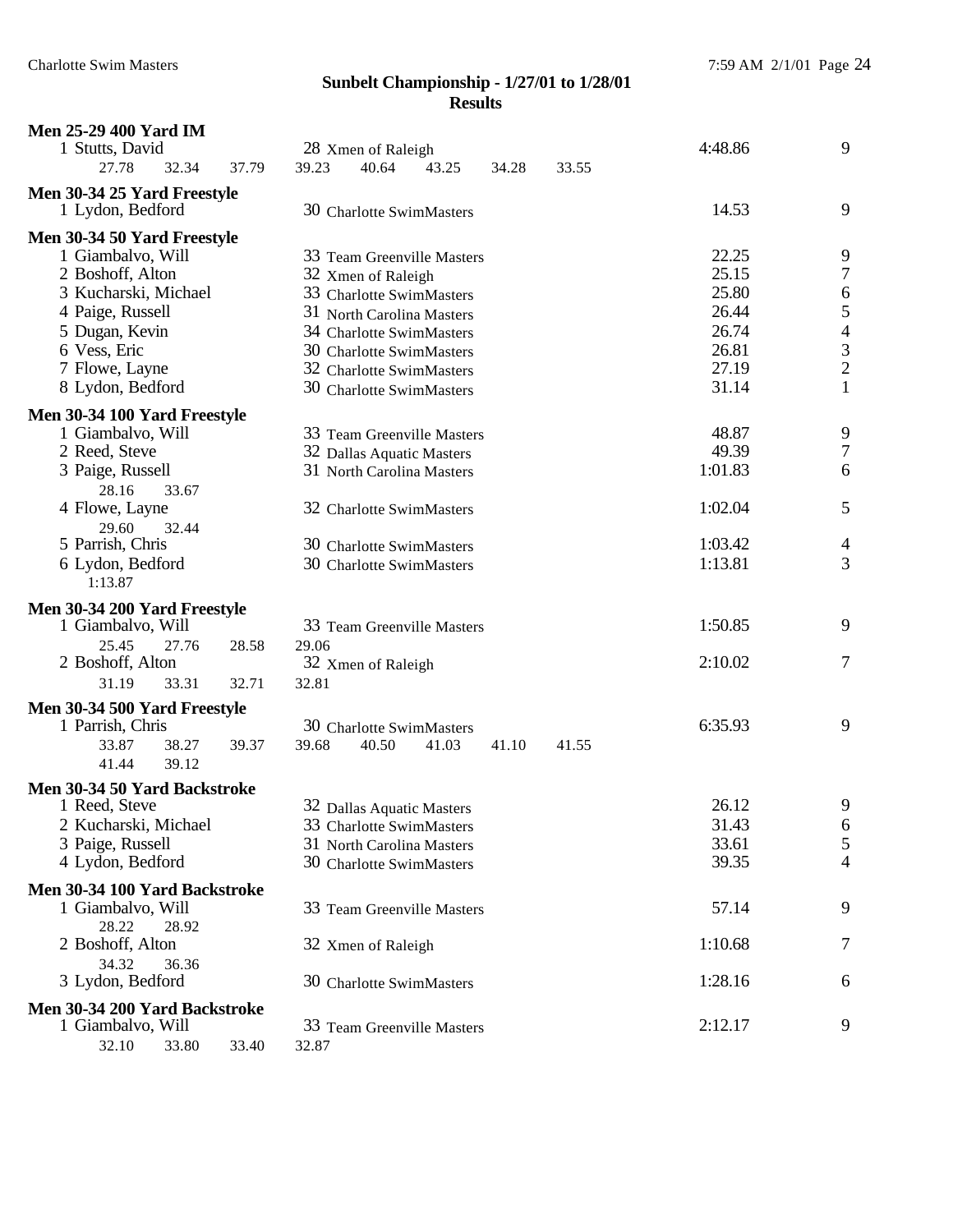**Sunbelt Championship - 1/27/01 to 1/28/01**
**Results**

**Men 25-29 400 Yard IM**

1 Stutts, David 28 Xmen of Raleigh 4:48.86 9
27.78 32.34 37.79 39.23 40.64 43.25 34.28 33.55

**Men 30-34 25 Yard Freestyle**

1 Lydon, Bedford 30 Charlotte SwimMasters 14.53 9

**Men 30-34 50 Yard Freestyle**

1 Giambalvo, Will 33 Team Greenville Masters 22.25 9
2 Boshoff, Alton 32 Xmen of Raleigh 25.15 7
3 Kucharski, Michael 33 Charlotte SwimMasters 25.80 6
4 Paige, Russell 31 North Carolina Masters 26.44 5
5 Dugan, Kevin 34 Charlotte SwimMasters 26.74 4
6 Vess, Eric 30 Charlotte SwimMasters 26.81 3
7 Flowe, Layne 32 Charlotte SwimMasters 27.19 2
8 Lydon, Bedford 30 Charlotte SwimMasters 31.14 1

**Men 30-34 100 Yard Freestyle**

1 Giambalvo, Will 33 Team Greenville Masters 48.87 9
2 Reed, Steve 32 Dallas Aquatic Masters 49.39 7
3 Paige, Russell 31 North Carolina Masters 1:01.83 6
28.16 33.67
4 Flowe, Layne 32 Charlotte SwimMasters 1:02.04 5
29.60 32.44
5 Parrish, Chris 30 Charlotte SwimMasters 1:03.42 4
6 Lydon, Bedford 30 Charlotte SwimMasters 1:13.81 3
1:13.87

**Men 30-34 200 Yard Freestyle**

1 Giambalvo, Will 33 Team Greenville Masters 1:50.85 9
25.45 27.76 28.58 29.06
2 Boshoff, Alton 32 Xmen of Raleigh 2:10.02 7
31.19 33.31 32.71 32.81

**Men 30-34 500 Yard Freestyle**

1 Parrish, Chris 30 Charlotte SwimMasters 6:35.93 9
33.87 38.27 39.37 39.68 40.50 41.03 41.10 41.55
41.44 39.12

**Men 30-34 50 Yard Backstroke**

1 Reed, Steve 32 Dallas Aquatic Masters 26.12 9
2 Kucharski, Michael 33 Charlotte SwimMasters 31.43 6
3 Paige, Russell 31 North Carolina Masters 33.61 5
4 Lydon, Bedford 30 Charlotte SwimMasters 39.35 4

**Men 30-34 100 Yard Backstroke**

1 Giambalvo, Will 33 Team Greenville Masters 57.14 9
28.22 28.92
2 Boshoff, Alton 32 Xmen of Raleigh 1:10.68 7
34.32 36.36
3 Lydon, Bedford 30 Charlotte SwimMasters 1:28.16 6

**Men 30-34 200 Yard Backstroke**

1 Giambalvo, Will 33 Team Greenville Masters 2:12.17 9
32.10 33.80 33.40 32.87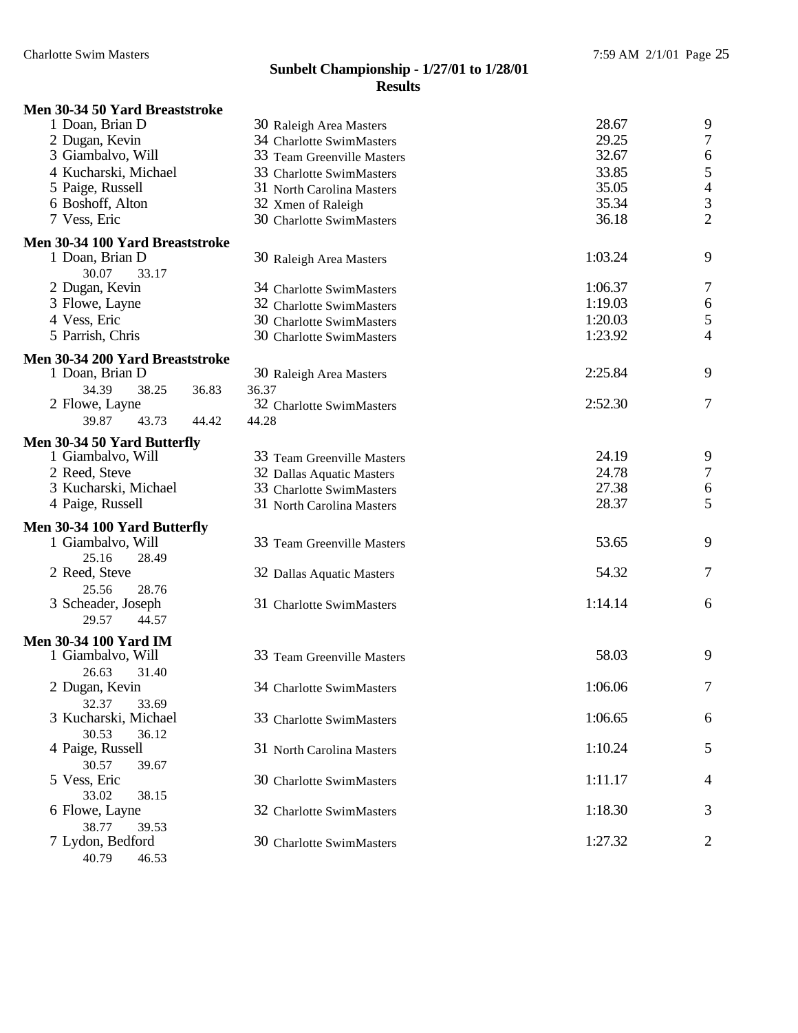## Sunbelt Championship - 1/27/01 to 1/28/01
### Results

**Men 30-34 50 Yard Breaststroke**

| Place | Name | Age | Team | Time | Points |
|---|---|---|---|---|---|
| 1 | Doan, Brian D | 30 | Raleigh Area Masters | 28.67 | 9 |
| 2 | Dugan, Kevin | 34 | Charlotte SwimMasters | 29.25 | 7 |
| 3 | Giambalvo, Will | 33 | Team Greenville Masters | 32.67 | 6 |
| 4 | Kucharski, Michael | 33 | Charlotte SwimMasters | 33.85 | 5 |
| 5 | Paige, Russell | 31 | North Carolina Masters | 35.05 | 4 |
| 6 | Boshoff, Alton | 32 | Xmen of Raleigh | 35.34 | 3 |
| 7 | Vess, Eric | 30 | Charlotte SwimMasters | 36.18 | 2 |

**Men 30-34 100 Yard Breaststroke**

| Place | Name | Age | Team | Time | Points |
|---|---|---|---|---|---|
| 1 | Doan, Brian D | 30 | Raleigh Area Masters | 1:03.24 | 9 |
| | 30.07 33.17 | | | | |
| 2 | Dugan, Kevin | 34 | Charlotte SwimMasters | 1:06.37 | 7 |
| 3 | Flowe, Layne | 32 | Charlotte SwimMasters | 1:19.03 | 6 |
| 4 | Vess, Eric | 30 | Charlotte SwimMasters | 1:20.03 | 5 |
| 5 | Parrish, Chris | 30 | Charlotte SwimMasters | 1:23.92 | 4 |

**Men 30-34 200 Yard Breaststroke**

| Place | Name | Age | Team | Time | Points |
|---|---|---|---|---|---|
| 1 | Doan, Brian D | 30 | Raleigh Area Masters | 2:25.84 | 9 |
| | 34.39 38.25 36.83 36.37 | | | | |
| 2 | Flowe, Layne | 32 | Charlotte SwimMasters | 2:52.30 | 7 |
| | 39.87 43.73 44.42 44.28 | | | | |

**Men 30-34 50 Yard Butterfly**

| Place | Name | Age | Team | Time | Points |
|---|---|---|---|---|---|
| 1 | Giambalvo, Will | 33 | Team Greenville Masters | 24.19 | 9 |
| 2 | Reed, Steve | 32 | Dallas Aquatic Masters | 24.78 | 7 |
| 3 | Kucharski, Michael | 33 | Charlotte SwimMasters | 27.38 | 6 |
| 4 | Paige, Russell | 31 | North Carolina Masters | 28.37 | 5 |

**Men 30-34 100 Yard Butterfly**

| Place | Name | Age | Team | Time | Points |
|---|---|---|---|---|---|
| 1 | Giambalvo, Will | 33 | Team Greenville Masters | 53.65 | 9 |
| | 25.16 28.49 | | | | |
| 2 | Reed, Steve | 32 | Dallas Aquatic Masters | 54.32 | 7 |
| | 25.56 28.76 | | | | |
| 3 | Scheader, Joseph | 31 | Charlotte SwimMasters | 1:14.14 | 6 |
| | 29.57 44.57 | | | | |

**Men 30-34 100 Yard IM**

| Place | Name | Age | Team | Time | Points |
|---|---|---|---|---|---|
| 1 | Giambalvo, Will | 33 | Team Greenville Masters | 58.03 | 9 |
| | 26.63 31.40 | | | | |
| 2 | Dugan, Kevin | 34 | Charlotte SwimMasters | 1:06.06 | 7 |
| | 32.37 33.69 | | | | |
| 3 | Kucharski, Michael | 33 | Charlotte SwimMasters | 1:06.65 | 6 |
| | 30.53 36.12 | | | | |
| 4 | Paige, Russell | 31 | North Carolina Masters | 1:10.24 | 5 |
| | 30.57 39.67 | | | | |
| 5 | Vess, Eric | 30 | Charlotte SwimMasters | 1:11.17 | 4 |
| | 33.02 38.15 | | | | |
| 6 | Flowe, Layne | 32 | Charlotte SwimMasters | 1:18.30 | 3 |
| | 38.77 39.53 | | | | |
| 7 | Lydon, Bedford | 30 | Charlotte SwimMasters | 1:27.32 | 2 |
| | 40.79 46.53 | | | | |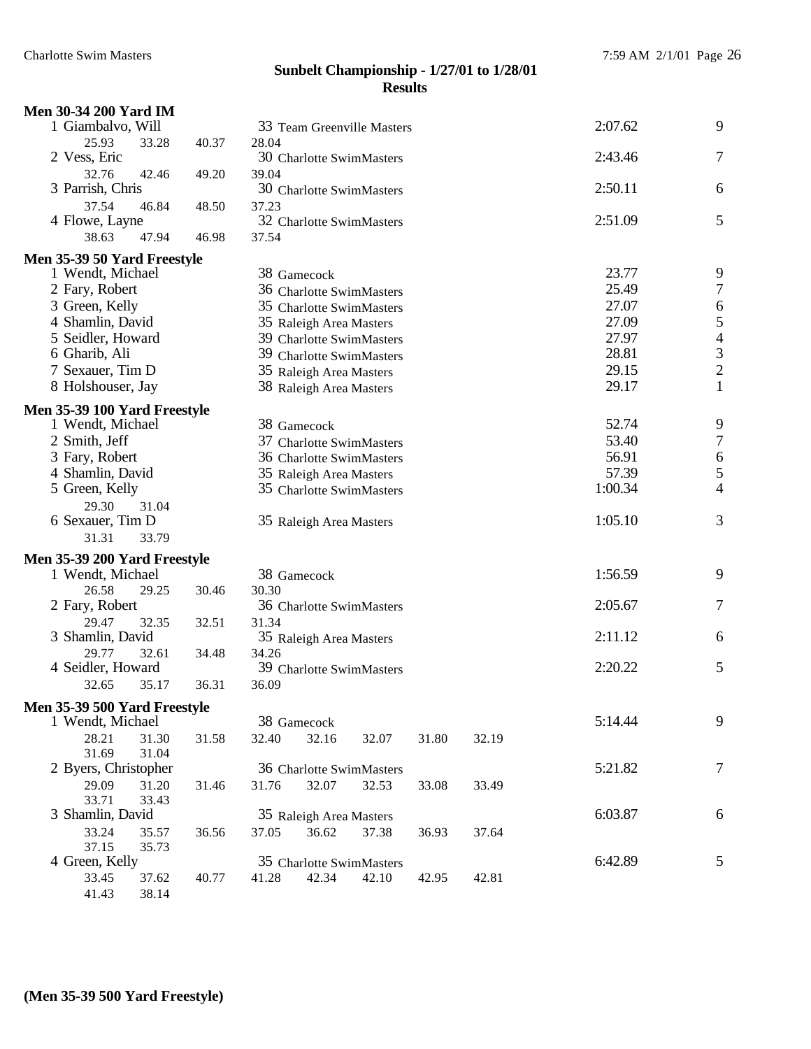## Sunbelt Championship - 1/27/01 to 1/28/01

### Results

**Men 30-34 200 Yard IM**

| Place | Name | Age | Team | Time | Points |
|---|---|---|---|---|---|
| 1 | Giambalvo, Will | 33 | Team Greenville Masters | 2:07.62 | 9 |
| | 25.93 33.28 40.37 28.04 | | | | |
| 2 | Vess, Eric | 30 | Charlotte SwimMasters | 2:43.46 | 7 |
| | 32.76 42.46 49.20 39.04 | | | | |
| 3 | Parrish, Chris | 30 | Charlotte SwimMasters | 2:50.11 | 6 |
| | 37.54 46.84 48.50 37.23 | | | | |
| 4 | Flowe, Layne | 32 | Charlotte SwimMasters | 2:51.09 | 5 |
| | 38.63 47.94 46.98 37.54 | | | | |

**Men 35-39 50 Yard Freestyle**

| Place | Name | Age | Team | Time | Points |
|---|---|---|---|---|---|
| 1 | Wendt, Michael | 38 | Gamecock | 23.77 | 9 |
| 2 | Fary, Robert | 36 | Charlotte SwimMasters | 25.49 | 7 |
| 3 | Green, Kelly | 35 | Charlotte SwimMasters | 27.07 | 6 |
| 4 | Shamlin, David | 35 | Raleigh Area Masters | 27.09 | 5 |
| 5 | Seidler, Howard | 39 | Charlotte SwimMasters | 27.97 | 4 |
| 6 | Gharib, Ali | 39 | Charlotte SwimMasters | 28.81 | 3 |
| 7 | Sexauer, Tim D | 35 | Raleigh Area Masters | 29.15 | 2 |
| 8 | Holshouser, Jay | 38 | Raleigh Area Masters | 29.17 | 1 |

**Men 35-39 100 Yard Freestyle**

| Place | Name | Age | Team | Time | Points |
|---|---|---|---|---|---|
| 1 | Wendt, Michael | 38 | Gamecock | 52.74 | 9 |
| 2 | Smith, Jeff | 37 | Charlotte SwimMasters | 53.40 | 7 |
| 3 | Fary, Robert | 36 | Charlotte SwimMasters | 56.91 | 6 |
| 4 | Shamlin, David | 35 | Raleigh Area Masters | 57.39 | 5 |
| 5 | Green, Kelly | 35 | Charlotte SwimMasters | 1:00.34 | 4 |
| | 29.30 31.04 | | | | |
| 6 | Sexauer, Tim D | 35 | Raleigh Area Masters | 1:05.10 | 3 |
| | 31.31 33.79 | | | | |

**Men 35-39 200 Yard Freestyle**

| Place | Name | Age | Team | Time | Points |
|---|---|---|---|---|---|
| 1 | Wendt, Michael | 38 | Gamecock | 1:56.59 | 9 |
| | 26.58 29.25 30.46 30.30 | | | | |
| 2 | Fary, Robert | 36 | Charlotte SwimMasters | 2:05.67 | 7 |
| | 29.47 32.35 32.51 31.34 | | | | |
| 3 | Shamlin, David | 35 | Raleigh Area Masters | 2:11.12 | 6 |
| | 29.77 32.61 34.48 34.26 | | | | |
| 4 | Seidler, Howard | 39 | Charlotte SwimMasters | 2:20.22 | 5 |
| | 32.65 35.17 36.31 36.09 | | | | |

**Men 35-39 500 Yard Freestyle**

| Place | Name | Age | Team | Time | Points |
|---|---|---|---|---|---|
| 1 | Wendt, Michael | 38 | Gamecock | 5:14.44 | 9 |
| | 28.21 31.30 31.58 32.40 32.16 32.07 31.80 32.19 31.69 31.04 | | | | |
| 2 | Byers, Christopher | 36 | Charlotte SwimMasters | 5:21.82 | 7 |
| | 29.09 31.20 31.46 31.76 32.07 32.53 33.08 33.49 33.71 33.43 | | | | |
| 3 | Shamlin, David | 35 | Raleigh Area Masters | 6:03.87 | 6 |
| | 33.24 35.57 36.56 37.05 36.62 37.38 36.93 37.64 37.15 35.73 | | | | |
| 4 | Green, Kelly | 35 | Charlotte SwimMasters | 6:42.89 | 5 |
| | 33.45 37.62 40.77 41.28 42.34 42.10 42.95 42.81 41.43 38.14 | | | | |

**(Men 35-39 500 Yard Freestyle)**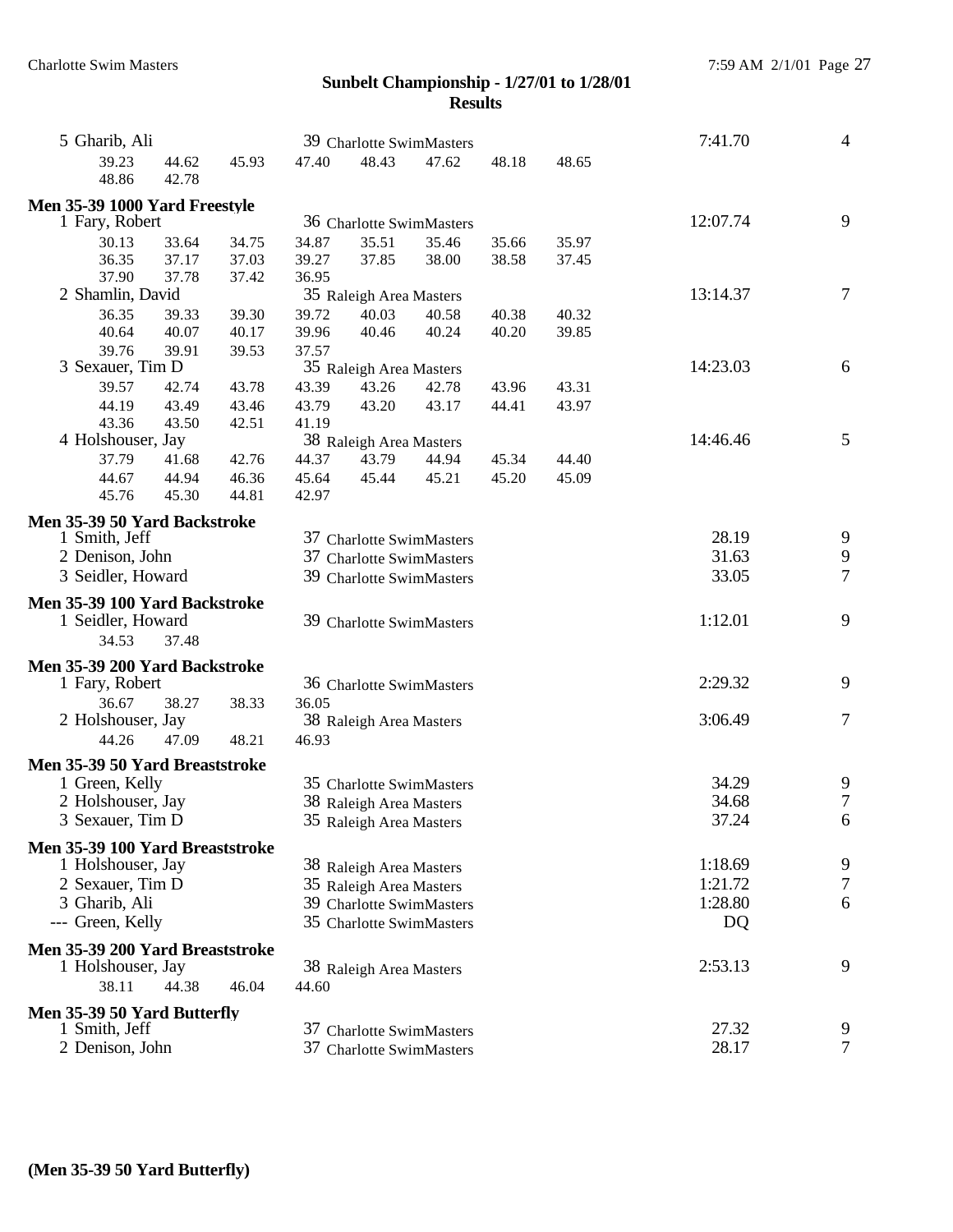## Sunbelt Championship - 1/27/01 to 1/28/01
### Results

5 Gharib, Ali — 39 Charlotte SwimMasters — 7:41.70 — 4

39.23 44.62 45.93 47.40 48.43 47.62 48.18 48.65
48.86 42.78

**Men 35-39 1000 Yard Freestyle**

1 Fary, Robert — 36 Charlotte SwimMasters — 12:07.74 — 9

30.13 33.64 34.75 34.87 35.51 35.46 35.66 35.97
36.35 37.17 37.03 39.27 37.85 38.00 38.58 37.45
37.90 37.78 37.42 36.95

2 Shamlin, David — 35 Raleigh Area Masters — 13:14.37 — 7

36.35 39.33 39.30 39.72 40.03 40.58 40.38 40.32
40.64 40.07 40.17 39.96 40.46 40.24 40.20 39.85
39.76 39.91 39.53 37.57

3 Sexauer, Tim D — 35 Raleigh Area Masters — 14:23.03 — 6

39.57 42.74 43.78 43.39 43.26 42.78 43.96 43.31
44.19 43.49 43.46 43.79 43.20 43.17 44.41 43.97
43.36 43.50 42.51 41.19

4 Holshouser, Jay — 38 Raleigh Area Masters — 14:46.46 — 5

37.79 41.68 42.76 44.37 43.79 44.94 45.34 44.40
44.67 44.94 46.36 45.64 45.44 45.21 45.20 45.09
45.76 45.30 44.81 42.97

**Men 35-39 50 Yard Backstroke**

1 Smith, Jeff — 37 Charlotte SwimMasters — 28.19 — 9
2 Denison, John — 37 Charlotte SwimMasters — 31.63 — 9
3 Seidler, Howard — 39 Charlotte SwimMasters — 33.05 — 7

**Men 35-39 100 Yard Backstroke**

1 Seidler, Howard — 39 Charlotte SwimMasters — 1:12.01 — 9

34.53 37.48

**Men 35-39 200 Yard Backstroke**

1 Fary, Robert — 36 Charlotte SwimMasters — 2:29.32 — 9

36.67 38.27 38.33 36.05

2 Holshouser, Jay — 38 Raleigh Area Masters — 3:06.49 — 7

44.26 47.09 48.21 46.93

**Men 35-39 50 Yard Breaststroke**

1 Green, Kelly — 35 Charlotte SwimMasters — 34.29 — 9
2 Holshouser, Jay — 38 Raleigh Area Masters — 34.68 — 7
3 Sexauer, Tim D — 35 Raleigh Area Masters — 37.24 — 6

**Men 35-39 100 Yard Breaststroke**

1 Holshouser, Jay — 38 Raleigh Area Masters — 1:18.69 — 9
2 Sexauer, Tim D — 35 Raleigh Area Masters — 1:21.72 — 7
3 Gharib, Ali — 39 Charlotte SwimMasters — 1:28.80 — 6
--- Green, Kelly — 35 Charlotte SwimMasters — DQ

**Men 35-39 200 Yard Breaststroke**

1 Holshouser, Jay — 38 Raleigh Area Masters — 2:53.13 — 9

38.11 44.38 46.04 44.60

**Men 35-39 50 Yard Butterfly**

1 Smith, Jeff — 37 Charlotte SwimMasters — 27.32 — 9
2 Denison, John — 37 Charlotte SwimMasters — 28.17 — 7

**(Men 35-39 50 Yard Butterfly)**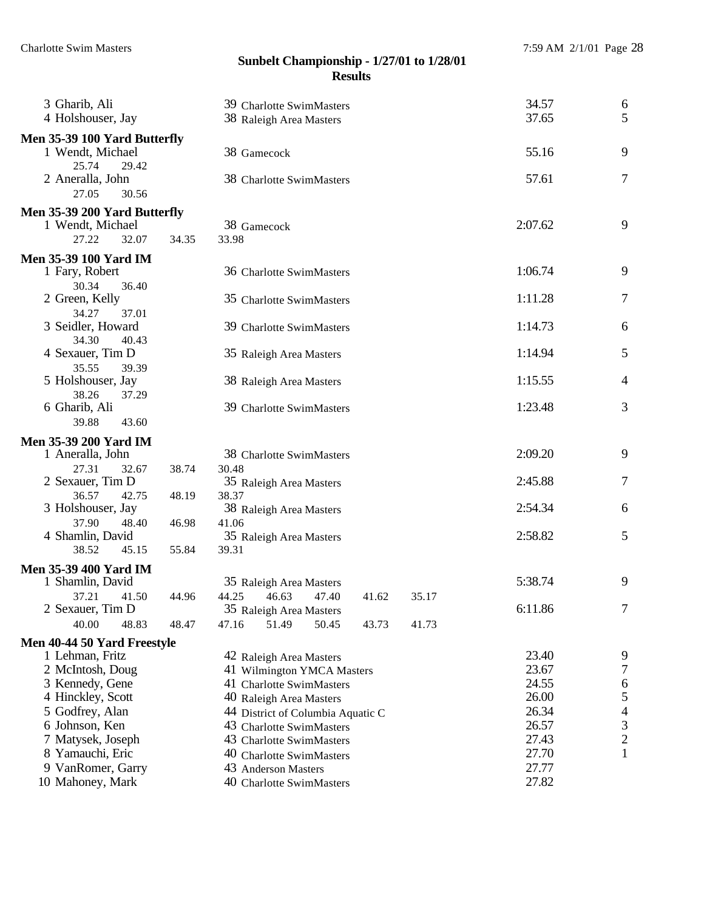## Sunbelt Championship - 1/27/01 to 1/28/01
### Results

| Place | Name | Age | Team | Time | Points |
|---|---|---|---|---|---|
| 3 | Gharib, Ali | 39 | Charlotte SwimMasters | 34.57 | 6 |
| 4 | Holshouser, Jay | 38 | Raleigh Area Masters | 37.65 | 5 |

**Men 35-39 100 Yard Butterfly**

| Place | Name | Age | Team | Time | Points |
|---|---|---|---|---|---|
| 1 | Wendt, Michael | 38 | Gamecock | 55.16 | 9 |
| | 25.74 29.42 | | | | |
| 2 | Aneralla, John | 38 | Charlotte SwimMasters | 57.61 | 7 |
| | 27.05 30.56 | | | | |

**Men 35-39 200 Yard Butterfly**

| Place | Name | Age | Team | Time | Points |
|---|---|---|---|---|---|
| 1 | Wendt, Michael | 38 | Gamecock | 2:07.62 | 9 |
| | 27.22 32.07 34.35 33.98 | | | | |

**Men 35-39 100 Yard IM**

| Place | Name | Age | Team | Time | Points |
|---|---|---|---|---|---|
| 1 | Fary, Robert | 36 | Charlotte SwimMasters | 1:06.74 | 9 |
| | 30.34 36.40 | | | | |
| 2 | Green, Kelly | 35 | Charlotte SwimMasters | 1:11.28 | 7 |
| | 34.27 37.01 | | | | |
| 3 | Seidler, Howard | 39 | Charlotte SwimMasters | 1:14.73 | 6 |
| | 34.30 40.43 | | | | |
| 4 | Sexauer, Tim D | 35 | Raleigh Area Masters | 1:14.94 | 5 |
| | 35.55 39.39 | | | | |
| 5 | Holshouser, Jay | 38 | Raleigh Area Masters | 1:15.55 | 4 |
| | 38.26 37.29 | | | | |
| 6 | Gharib, Ali | 39 | Charlotte SwimMasters | 1:23.48 | 3 |
| | 39.88 43.60 | | | | |

**Men 35-39 200 Yard IM**

| Place | Name | Age | Team | Time | Points |
|---|---|---|---|---|---|
| 1 | Aneralla, John | 38 | Charlotte SwimMasters | 2:09.20 | 9 |
| | 27.31 32.67 38.74 30.48 | | | | |
| 2 | Sexauer, Tim D | 35 | Raleigh Area Masters | 2:45.88 | 7 |
| | 36.57 42.75 48.19 38.37 | | | | |
| 3 | Holshouser, Jay | 38 | Raleigh Area Masters | 2:54.34 | 6 |
| | 37.90 48.40 46.98 41.06 | | | | |
| 4 | Shamlin, David | 35 | Raleigh Area Masters | 2:58.82 | 5 |
| | 38.52 45.15 55.84 39.31 | | | | |

**Men 35-39 400 Yard IM**

| Place | Name | Age | Team | Time | Points |
|---|---|---|---|---|---|
| 1 | Shamlin, David | 35 | Raleigh Area Masters | 5:38.74 | 9 |
| | 37.21 41.50 44.96 44.25 46.63 47.40 41.62 35.17 | | | | |
| 2 | Sexauer, Tim D | 35 | Raleigh Area Masters | 6:11.86 | 7 |
| | 40.00 48.83 48.47 47.16 51.49 50.45 43.73 41.73 | | | | |

**Men 40-44 50 Yard Freestyle**

| Place | Name | Age | Team | Time | Points |
|---|---|---|---|---|---|
| 1 | Lehman, Fritz | 42 | Raleigh Area Masters | 23.40 | 9 |
| 2 | McIntosh, Doug | 41 | Wilmington YMCA Masters | 23.67 | 7 |
| 3 | Kennedy, Gene | 41 | Charlotte SwimMasters | 24.55 | 6 |
| 4 | Hinckley, Scott | 40 | Raleigh Area Masters | 26.00 | 5 |
| 5 | Godfrey, Alan | 44 | District of Columbia Aquatic C | 26.34 | 4 |
| 6 | Johnson, Ken | 43 | Charlotte SwimMasters | 26.57 | 3 |
| 7 | Matysek, Joseph | 43 | Charlotte SwimMasters | 27.43 | 2 |
| 8 | Yamauchi, Eric | 40 | Charlotte SwimMasters | 27.70 | 1 |
| 9 | VanRomer, Garry | 43 | Anderson Masters | 27.77 | |
| 10 | Mahoney, Mark | 40 | Charlotte SwimMasters | 27.82 | |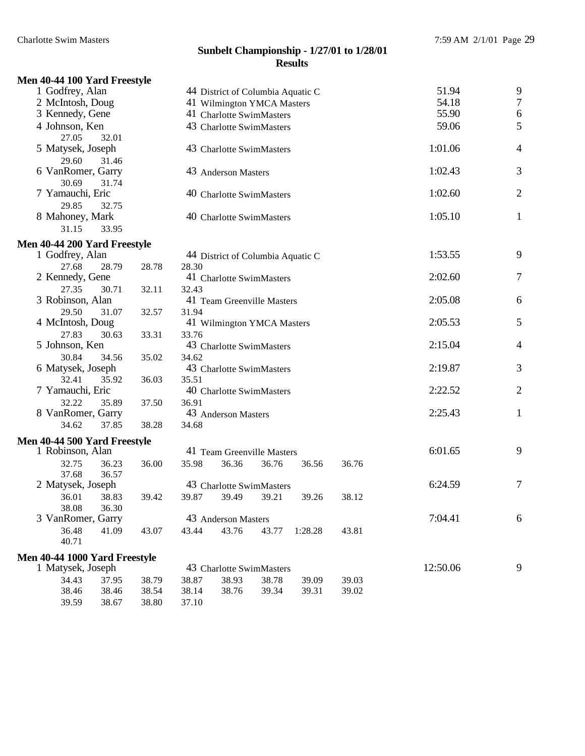**Sunbelt Championship - 1/27/01 to 1/28/01**
**Results**

### Men 40-44 100 Yard Freestyle

| Place | Name | Age | Team | Time | Points |
|---|---|---|---|---|---|
| 1 | Godfrey, Alan | 44 | District of Columbia Aquatic C | 51.94 | 9 |
| 2 | McIntosh, Doug | 41 | Wilmington YMCA Masters | 54.18 | 7 |
| 3 | Kennedy, Gene | 41 | Charlotte SwimMasters | 55.90 | 6 |
| 4 | Johnson, Ken | 43 | Charlotte SwimMasters | 59.06 | 5 |
| | 27.05  32.01 | | | | |
| 5 | Matysek, Joseph | 43 | Charlotte SwimMasters | 1:01.06 | 4 |
| | 29.60  31.46 | | | | |
| 6 | VanRomer, Garry | 43 | Anderson Masters | 1:02.43 | 3 |
| | 30.69  31.74 | | | | |
| 7 | Yamauchi, Eric | 40 | Charlotte SwimMasters | 1:02.60 | 2 |
| | 29.85  32.75 | | | | |
| 8 | Mahoney, Mark | 40 | Charlotte SwimMasters | 1:05.10 | 1 |
| | 31.15  33.95 | | | | |

### Men 40-44 200 Yard Freestyle

| Place | Name | Age | Team | Time | Points |
|---|---|---|---|---|---|
| 1 | Godfrey, Alan | 44 | District of Columbia Aquatic C | 1:53.55 | 9 |
| | 27.68  28.79  28.78  28.30 | | | | |
| 2 | Kennedy, Gene | 41 | Charlotte SwimMasters | 2:02.60 | 7 |
| | 27.35  30.71  32.11  32.43 | | | | |
| 3 | Robinson, Alan | 41 | Team Greenville Masters | 2:05.08 | 6 |
| | 29.50  31.07  32.57  31.94 | | | | |
| 4 | McIntosh, Doug | 41 | Wilmington YMCA Masters | 2:05.53 | 5 |
| | 27.83  30.63  33.31  33.76 | | | | |
| 5 | Johnson, Ken | 43 | Charlotte SwimMasters | 2:15.04 | 4 |
| | 30.84  34.56  35.02  34.62 | | | | |
| 6 | Matysek, Joseph | 43 | Charlotte SwimMasters | 2:19.87 | 3 |
| | 32.41  35.92  36.03  35.51 | | | | |
| 7 | Yamauchi, Eric | 40 | Charlotte SwimMasters | 2:22.52 | 2 |
| | 32.22  35.89  37.50  36.91 | | | | |
| 8 | VanRomer, Garry | 43 | Anderson Masters | 2:25.43 | 1 |
| | 34.62  37.85  38.28  34.68 | | | | |

### Men 40-44 500 Yard Freestyle

| Place | Name | Age | Team | Time | Points |
|---|---|---|---|---|---|
| 1 | Robinson, Alan | 41 | Team Greenville Masters | 6:01.65 | 9 |
| | 32.75  36.23  36.00  35.98  36.36  36.76  36.56  36.76  37.68  36.57 | | | | |
| 2 | Matysek, Joseph | 43 | Charlotte SwimMasters | 6:24.59 | 7 |
| | 36.01  38.83  39.42  39.87  39.49  39.21  39.26  38.12  38.08  36.30 | | | | |
| 3 | VanRomer, Garry | 43 | Anderson Masters | 7:04.41 | 6 |
| | 36.48  41.09  43.07  43.44  43.76  43.77  1:28.28  43.81  40.71 | | | | |

### Men 40-44 1000 Yard Freestyle

| Place | Name | Age | Team | Time | Points |
|---|---|---|---|---|---|
| 1 | Matysek, Joseph | 43 | Charlotte SwimMasters | 12:50.06 | 9 |
| | 34.43  37.95  38.79  38.87  38.93  38.78  39.09  39.03  38.46  38.46  38.54  38.14  38.76  39.34  39.31  39.02  39.59  38.67  38.80  37.10 | | | | |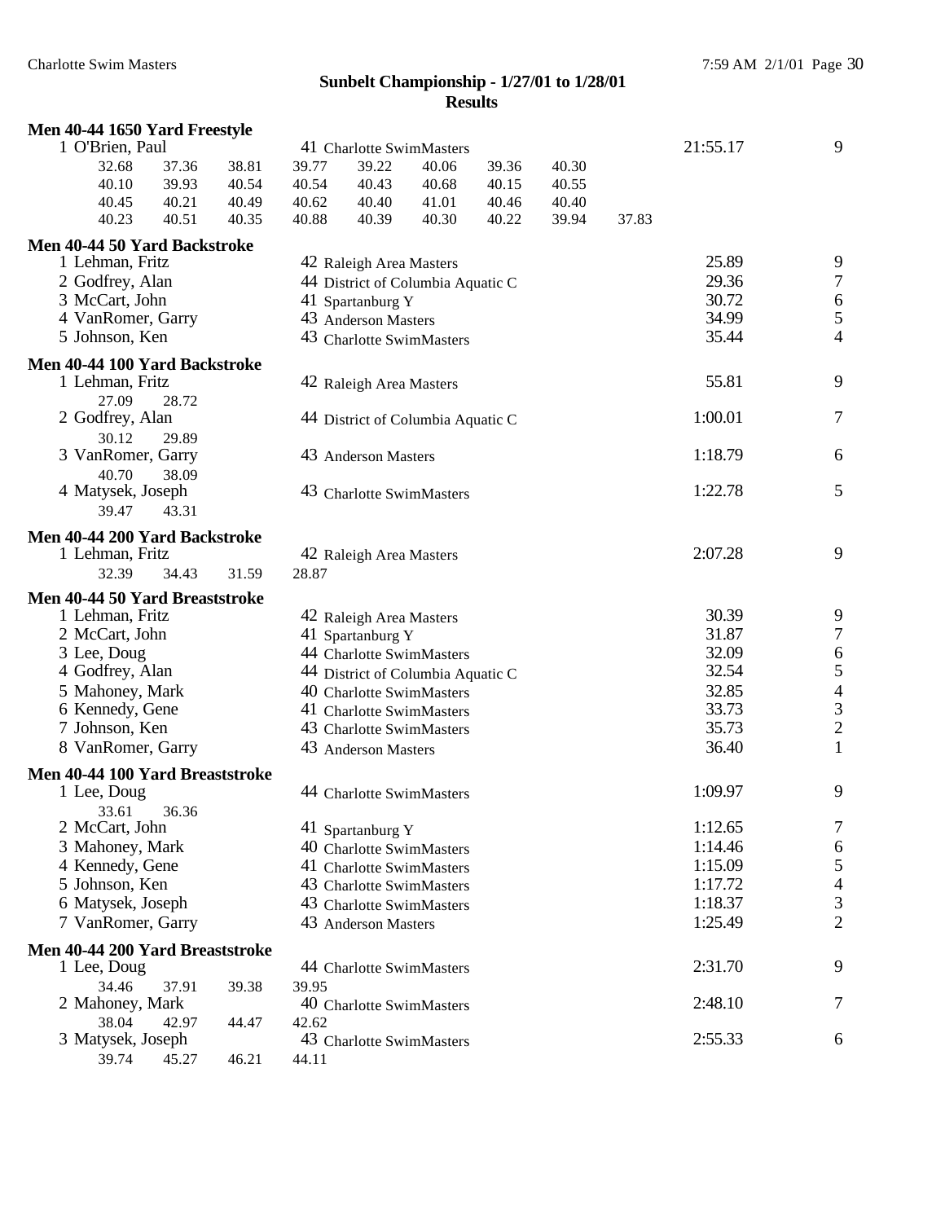# Sunbelt Championship - 1/27/01 to 1/28/01

## Results

### Men 40-44 1650 Yard Freestyle

1 O'Brien, Paul 41 Charlotte SwimMasters 21:55.17 9

32.68 37.36 38.81 39.77 39.22 40.06 39.36 40.30
40.10 39.93 40.54 40.54 40.43 40.68 40.15 40.55
40.45 40.21 40.49 40.62 40.40 41.01 40.46 40.40
40.23 40.51 40.35 40.88 40.39 40.30 40.22 39.94 37.83

### Men 40-44 50 Yard Backstroke

| Place | Name | Age | Team | Time | Points |
|---|---|---|---|---|---|
| 1 | Lehman, Fritz | 42 | Raleigh Area Masters | 25.89 | 9 |
| 2 | Godfrey, Alan | 44 | District of Columbia Aquatic C | 29.36 | 7 |
| 3 | McCart, John | 41 | Spartanburg Y | 30.72 | 6 |
| 4 | VanRomer, Garry | 43 | Anderson Masters | 34.99 | 5 |
| 5 | Johnson, Ken | 43 | Charlotte SwimMasters | 35.44 | 4 |

### Men 40-44 100 Yard Backstroke

1 Lehman, Fritz 42 Raleigh Area Masters 55.81 9
27.09 28.72

2 Godfrey, Alan 44 District of Columbia Aquatic C 1:00.01 7
30.12 29.89

3 VanRomer, Garry 43 Anderson Masters 1:18.79 6
40.70 38.09

4 Matysek, Joseph 43 Charlotte SwimMasters 1:22.78 5
39.47 43.31

### Men 40-44 200 Yard Backstroke

1 Lehman, Fritz 42 Raleigh Area Masters 2:07.28 9
32.39 34.43 31.59 28.87

### Men 40-44 50 Yard Breaststroke

| Place | Name | Age | Team | Time | Points |
|---|---|---|---|---|---|
| 1 | Lehman, Fritz | 42 | Raleigh Area Masters | 30.39 | 9 |
| 2 | McCart, John | 41 | Spartanburg Y | 31.87 | 7 |
| 3 | Lee, Doug | 44 | Charlotte SwimMasters | 32.09 | 6 |
| 4 | Godfrey, Alan | 44 | District of Columbia Aquatic C | 32.54 | 5 |
| 5 | Mahoney, Mark | 40 | Charlotte SwimMasters | 32.85 | 4 |
| 6 | Kennedy, Gene | 41 | Charlotte SwimMasters | 33.73 | 3 |
| 7 | Johnson, Ken | 43 | Charlotte SwimMasters | 35.73 | 2 |
| 8 | VanRomer, Garry | 43 | Anderson Masters | 36.40 | 1 |

### Men 40-44 100 Yard Breaststroke

1 Lee, Doug 44 Charlotte SwimMasters 1:09.97 9
33.61 36.36

| Place | Name | Age | Team | Time | Points |
|---|---|---|---|---|---|
| 2 | McCart, John | 41 | Spartanburg Y | 1:12.65 | 7 |
| 3 | Mahoney, Mark | 40 | Charlotte SwimMasters | 1:14.46 | 6 |
| 4 | Kennedy, Gene | 41 | Charlotte SwimMasters | 1:15.09 | 5 |
| 5 | Johnson, Ken | 43 | Charlotte SwimMasters | 1:17.72 | 4 |
| 6 | Matysek, Joseph | 43 | Charlotte SwimMasters | 1:18.37 | 3 |
| 7 | VanRomer, Garry | 43 | Anderson Masters | 1:25.49 | 2 |

### Men 40-44 200 Yard Breaststroke

1 Lee, Doug 44 Charlotte SwimMasters 2:31.70 9
34.46 37.91 39.38 39.95

2 Mahoney, Mark 40 Charlotte SwimMasters 2:48.10 7
38.04 42.97 44.47 42.62

3 Matysek, Joseph 43 Charlotte SwimMasters 2:55.33 6
39.74 45.27 46.21 44.11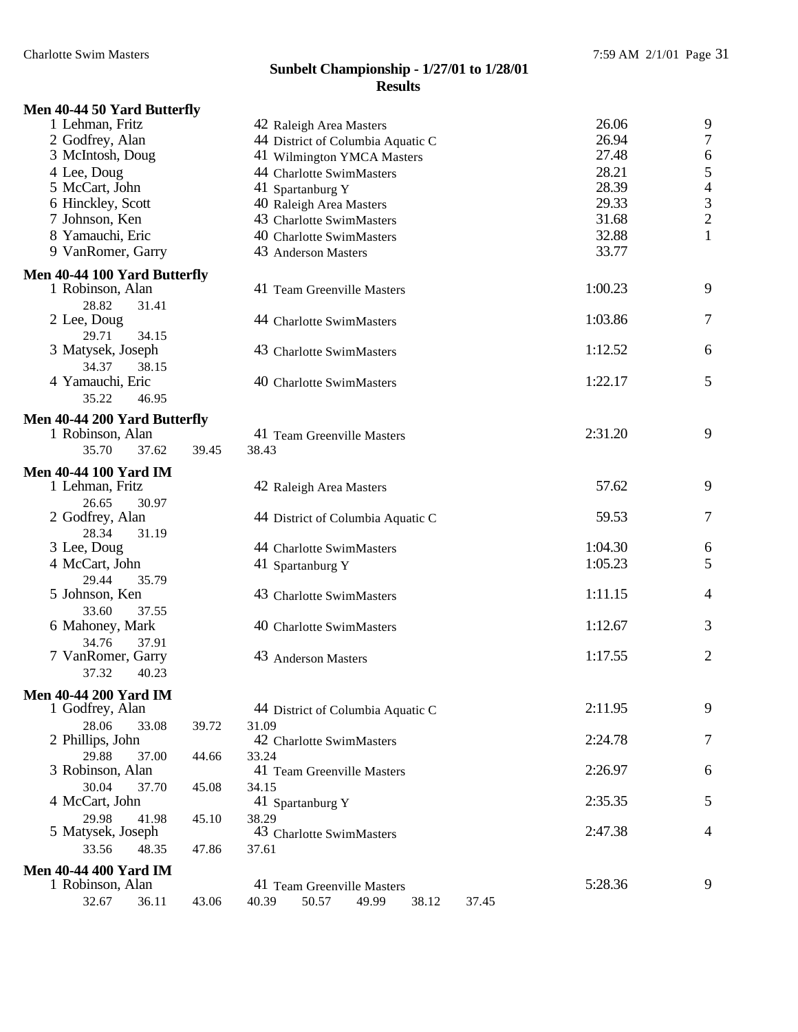# Sunbelt Championship - 1/27/01 to 1/28/01

## Results

### Men 40-44 50 Yard Butterfly

| Place | Name | Age | Team | Time | Points |
|---|---|---|---|---|---|
| 1 | Lehman, Fritz | 42 | Raleigh Area Masters | 26.06 | 9 |
| 2 | Godfrey, Alan | 44 | District of Columbia Aquatic C | 26.94 | 7 |
| 3 | McIntosh, Doug | 41 | Wilmington YMCA Masters | 27.48 | 6 |
| 4 | Lee, Doug | 44 | Charlotte SwimMasters | 28.21 | 5 |
| 5 | McCart, John | 41 | Spartanburg Y | 28.39 | 4 |
| 6 | Hinckley, Scott | 40 | Raleigh Area Masters | 29.33 | 3 |
| 7 | Johnson, Ken | 43 | Charlotte SwimMasters | 31.68 | 2 |
| 8 | Yamauchi, Eric | 40 | Charlotte SwimMasters | 32.88 | 1 |
| 9 | VanRomer, Garry | 43 | Anderson Masters | 33.77 | |

### Men 40-44 100 Yard Butterfly

| Place | Name | Age | Team | Time | Points |
|---|---|---|---|---|---|
| 1 | Robinson, Alan | 41 | Team Greenville Masters | 1:00.23 | 9 |
| | 28.82 31.41 | | | | |
| 2 | Lee, Doug | 44 | Charlotte SwimMasters | 1:03.86 | 7 |
| | 29.71 34.15 | | | | |
| 3 | Matysek, Joseph | 43 | Charlotte SwimMasters | 1:12.52 | 6 |
| | 34.37 38.15 | | | | |
| 4 | Yamauchi, Eric | 40 | Charlotte SwimMasters | 1:22.17 | 5 |
| | 35.22 46.95 | | | | |

### Men 40-44 200 Yard Butterfly

| Place | Name | Age | Team | Time | Points |
|---|---|---|---|---|---|
| 1 | Robinson, Alan | 41 | Team Greenville Masters | 2:31.20 | 9 |
| | 35.70 37.62 39.45 38.43 | | | | |

### Men 40-44 100 Yard IM

| Place | Name | Age | Team | Time | Points |
|---|---|---|---|---|---|
| 1 | Lehman, Fritz | 42 | Raleigh Area Masters | 57.62 | 9 |
| | 26.65 30.97 | | | | |
| 2 | Godfrey, Alan | 44 | District of Columbia Aquatic C | 59.53 | 7 |
| | 28.34 31.19 | | | | |
| 3 | Lee, Doug | 44 | Charlotte SwimMasters | 1:04.30 | 6 |
| 4 | McCart, John | 41 | Spartanburg Y | 1:05.23 | 5 |
| | 29.44 35.79 | | | | |
| 5 | Johnson, Ken | 43 | Charlotte SwimMasters | 1:11.15 | 4 |
| | 33.60 37.55 | | | | |
| 6 | Mahoney, Mark | 40 | Charlotte SwimMasters | 1:12.67 | 3 |
| | 34.76 37.91 | | | | |
| 7 | VanRomer, Garry | 43 | Anderson Masters | 1:17.55 | 2 |
| | 37.32 40.23 | | | | |

### Men 40-44 200 Yard IM

| Place | Name | Age | Team | Time | Points |
|---|---|---|---|---|---|
| 1 | Godfrey, Alan | 44 | District of Columbia Aquatic C | 2:11.95 | 9 |
| | 28.06 33.08 39.72 31.09 | | | | |
| 2 | Phillips, John | 42 | Charlotte SwimMasters | 2:24.78 | 7 |
| | 29.88 37.00 44.66 33.24 | | | | |
| 3 | Robinson, Alan | 41 | Team Greenville Masters | 2:26.97 | 6 |
| | 30.04 37.70 45.08 34.15 | | | | |
| 4 | McCart, John | 41 | Spartanburg Y | 2:35.35 | 5 |
| | 29.98 41.98 45.10 38.29 | | | | |
| 5 | Matysek, Joseph | 43 | Charlotte SwimMasters | 2:47.38 | 4 |
| | 33.56 48.35 47.86 37.61 | | | | |

### Men 40-44 400 Yard IM

| Place | Name | Age | Team | Time | Points |
|---|---|---|---|---|---|
| 1 | Robinson, Alan | 41 | Team Greenville Masters | 5:28.36 | 9 |
| | 32.67 36.11 43.06 40.39 50.57 49.99 38.12 37.45 | | | | |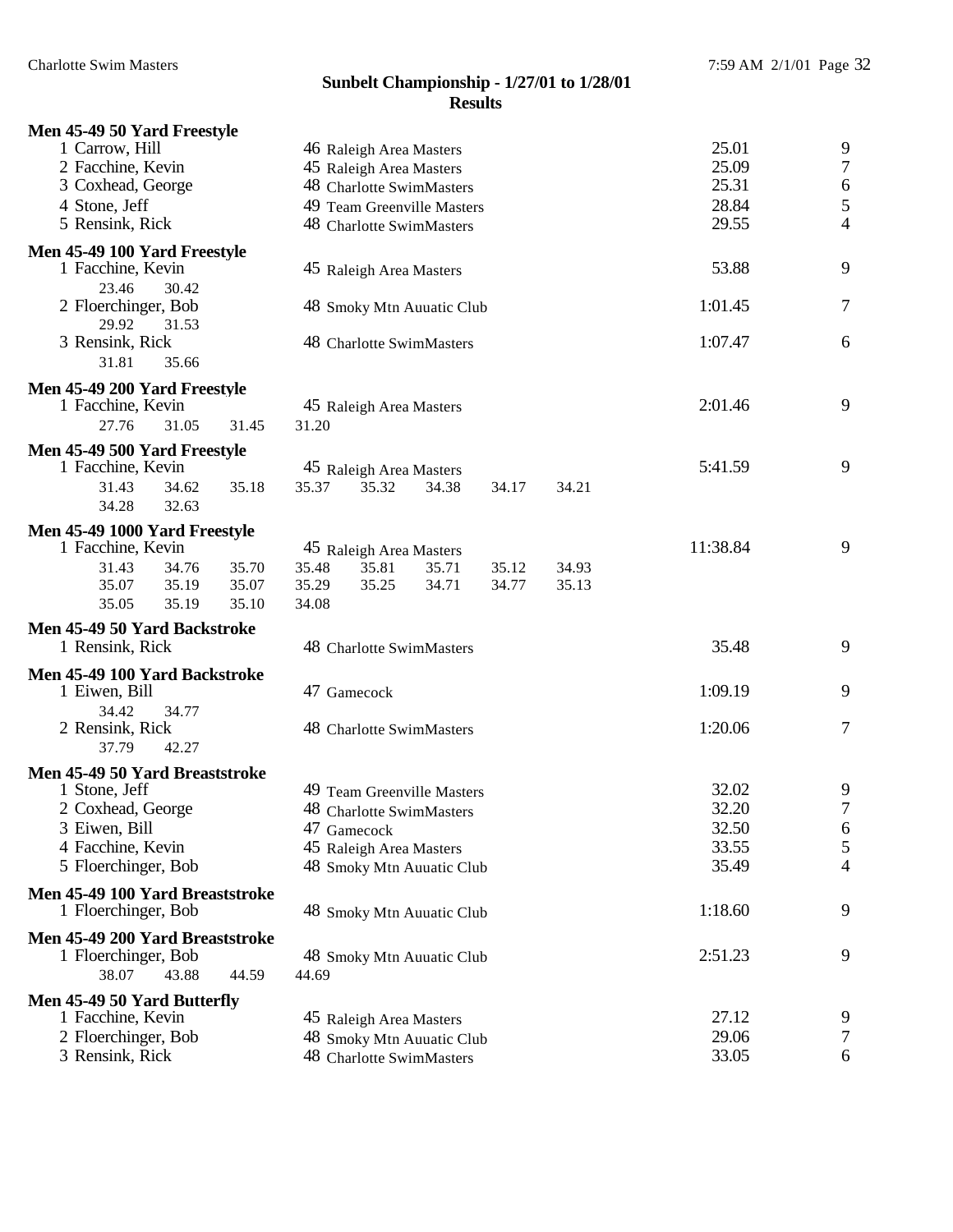# Sunbelt Championship - 1/27/01 to 1/28/01
## Results

**Men 45-49 50 Yard Freestyle**

| Place | Name | Age | Team | Time | Points |
|---|---|---|---|---|---|
| 1 | Carrow, Hill | 46 | Raleigh Area Masters | 25.01 | 9 |
| 2 | Facchine, Kevin | 45 | Raleigh Area Masters | 25.09 | 7 |
| 3 | Coxhead, George | 48 | Charlotte SwimMasters | 25.31 | 6 |
| 4 | Stone, Jeff | 49 | Team Greenville Masters | 28.84 | 5 |
| 5 | Rensink, Rick | 48 | Charlotte SwimMasters | 29.55 | 4 |

**Men 45-49 100 Yard Freestyle**

| Place | Name | Age | Team | Time | Points |
|---|---|---|---|---|---|
| 1 | Facchine, Kevin | 45 | Raleigh Area Masters | 53.88 | 9 |
| | 23.46 30.42 | | | | |
| 2 | Floerchinger, Bob | 48 | Smoky Mtn Auuatic Club | 1:01.45 | 7 |
| | 29.92 31.53 | | | | |
| 3 | Rensink, Rick | 48 | Charlotte SwimMasters | 1:07.47 | 6 |
| | 31.81 35.66 | | | | |

**Men 45-49 200 Yard Freestyle**

| Place | Name | Age | Team | Time | Points |
|---|---|---|---|---|---|
| 1 | Facchine, Kevin | 45 | Raleigh Area Masters | 2:01.46 | 9 |
| | 27.76 31.05 31.45 31.20 | | | | |

**Men 45-49 500 Yard Freestyle**

| Place | Name | Age | Team | Time | Points |
|---|---|---|---|---|---|
| 1 | Facchine, Kevin | 45 | Raleigh Area Masters | 5:41.59 | 9 |
| | 31.43 34.62 35.18 35.37 35.32 34.38 34.17 34.21 | | | | |
| | 34.28 32.63 | | | | |

**Men 45-49 1000 Yard Freestyle**

| Place | Name | Age | Team | Time | Points |
|---|---|---|---|---|---|
| 1 | Facchine, Kevin | 45 | Raleigh Area Masters | 11:38.84 | 9 |
| | 31.43 34.76 35.70 35.48 35.81 35.71 35.12 34.93 | | | | |
| | 35.07 35.19 35.07 35.29 35.25 34.71 34.77 35.13 | | | | |
| | 35.05 35.19 35.10 34.08 | | | | |

**Men 45-49 50 Yard Backstroke**

| Place | Name | Age | Team | Time | Points |
|---|---|---|---|---|---|
| 1 | Rensink, Rick | 48 | Charlotte SwimMasters | 35.48 | 9 |

**Men 45-49 100 Yard Backstroke**

| Place | Name | Age | Team | Time | Points |
|---|---|---|---|---|---|
| 1 | Eiwen, Bill | 47 | Gamecock | 1:09.19 | 9 |
| | 34.42 34.77 | | | | |
| 2 | Rensink, Rick | 48 | Charlotte SwimMasters | 1:20.06 | 7 |
| | 37.79 42.27 | | | | |

**Men 45-49 50 Yard Breaststroke**

| Place | Name | Age | Team | Time | Points |
|---|---|---|---|---|---|
| 1 | Stone, Jeff | 49 | Team Greenville Masters | 32.02 | 9 |
| 2 | Coxhead, George | 48 | Charlotte SwimMasters | 32.20 | 7 |
| 3 | Eiwen, Bill | 47 | Gamecock | 32.50 | 6 |
| 4 | Facchine, Kevin | 45 | Raleigh Area Masters | 33.55 | 5 |
| 5 | Floerchinger, Bob | 48 | Smoky Mtn Auuatic Club | 35.49 | 4 |

**Men 45-49 100 Yard Breaststroke**

| Place | Name | Age | Team | Time | Points |
|---|---|---|---|---|---|
| 1 | Floerchinger, Bob | 48 | Smoky Mtn Auuatic Club | 1:18.60 | 9 |

**Men 45-49 200 Yard Breaststroke**

| Place | Name | Age | Team | Time | Points |
|---|---|---|---|---|---|
| 1 | Floerchinger, Bob | 48 | Smoky Mtn Auuatic Club | 2:51.23 | 9 |
| | 38.07 43.88 44.59 44.69 | | | | |

**Men 45-49 50 Yard Butterfly**

| Place | Name | Age | Team | Time | Points |
|---|---|---|---|---|---|
| 1 | Facchine, Kevin | 45 | Raleigh Area Masters | 27.12 | 9 |
| 2 | Floerchinger, Bob | 48 | Smoky Mtn Auuatic Club | 29.06 | 7 |
| 3 | Rensink, Rick | 48 | Charlotte SwimMasters | 33.05 | 6 |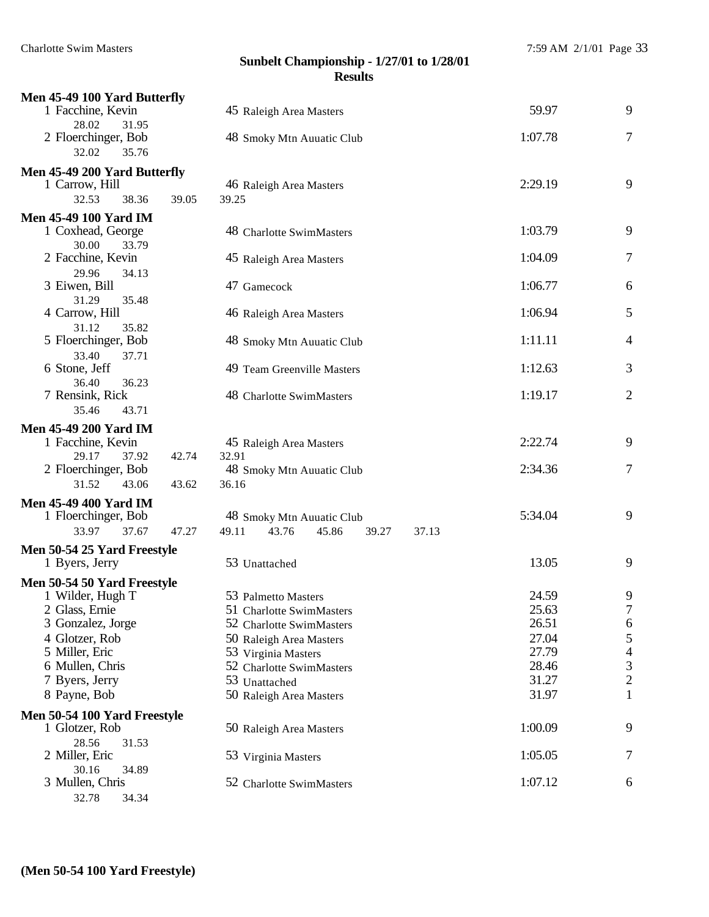## Sunbelt Championship - 1/27/01 to 1/28/01
## Results

**Men 45-49 100 Yard Butterfly**

| Place | Name | Age | Team | Time | Points |
|---|---|---|---|---|---|
| 1 | Facchine, Kevin | 45 | Raleigh Area Masters | 59.97 | 9 |
| | 28.02 31.95 | | | | |
| 2 | Floerchinger, Bob | 48 | Smoky Mtn Auuatic Club | 1:07.78 | 7 |
| | 32.02 35.76 | | | | |

**Men 45-49 200 Yard Butterfly**

| Place | Name | Age | Team | Time | Points |
|---|---|---|---|---|---|
| 1 | Carrow, Hill | 46 | Raleigh Area Masters | 2:29.19 | 9 |
| | 32.53 38.36 39.05 39.25 | | | | |

**Men 45-49 100 Yard IM**

| Place | Name | Age | Team | Time | Points |
|---|---|---|---|---|---|
| 1 | Coxhead, George | 48 | Charlotte SwimMasters | 1:03.79 | 9 |
| | 30.00 33.79 | | | | |
| 2 | Facchine, Kevin | 45 | Raleigh Area Masters | 1:04.09 | 7 |
| | 29.96 34.13 | | | | |
| 3 | Eiwen, Bill | 47 | Gamecock | 1:06.77 | 6 |
| | 31.29 35.48 | | | | |
| 4 | Carrow, Hill | 46 | Raleigh Area Masters | 1:06.94 | 5 |
| | 31.12 35.82 | | | | |
| 5 | Floerchinger, Bob | 48 | Smoky Mtn Auuatic Club | 1:11.11 | 4 |
| | 33.40 37.71 | | | | |
| 6 | Stone, Jeff | 49 | Team Greenville Masters | 1:12.63 | 3 |
| | 36.40 36.23 | | | | |
| 7 | Rensink, Rick | 48 | Charlotte SwimMasters | 1:19.17 | 2 |
| | 35.46 43.71 | | | | |

**Men 45-49 200 Yard IM**

| Place | Name | Age | Team | Time | Points |
|---|---|---|---|---|---|
| 1 | Facchine, Kevin | 45 | Raleigh Area Masters | 2:22.74 | 9 |
| | 29.17 37.92 42.74 32.91 | | | | |
| 2 | Floerchinger, Bob | 48 | Smoky Mtn Auuatic Club | 2:34.36 | 7 |
| | 31.52 43.06 43.62 36.16 | | | | |

**Men 45-49 400 Yard IM**

| Place | Name | Age | Team | Time | Points |
|---|---|---|---|---|---|
| 1 | Floerchinger, Bob | 48 | Smoky Mtn Auuatic Club | 5:34.04 | 9 |
| | 33.97 37.67 47.27 49.11 43.76 45.86 39.27 37.13 | | | | |

**Men 50-54 25 Yard Freestyle**

| Place | Name | Age | Team | Time | Points |
|---|---|---|---|---|---|
| 1 | Byers, Jerry | 53 | Unattached | 13.05 | 9 |

**Men 50-54 50 Yard Freestyle**

| Place | Name | Age | Team | Time | Points |
|---|---|---|---|---|---|
| 1 | Wilder, Hugh T | 53 | Palmetto Masters | 24.59 | 9 |
| 2 | Glass, Ernie | 51 | Charlotte SwimMasters | 25.63 | 7 |
| 3 | Gonzalez, Jorge | 52 | Charlotte SwimMasters | 26.51 | 6 |
| 4 | Glotzer, Rob | 50 | Raleigh Area Masters | 27.04 | 5 |
| 5 | Miller, Eric | 53 | Virginia Masters | 27.79 | 4 |
| 6 | Mullen, Chris | 52 | Charlotte SwimMasters | 28.46 | 3 |
| 7 | Byers, Jerry | 53 | Unattached | 31.27 | 2 |
| 8 | Payne, Bob | 50 | Raleigh Area Masters | 31.97 | 1 |

**Men 50-54 100 Yard Freestyle**

| Place | Name | Age | Team | Time | Points |
|---|---|---|---|---|---|
| 1 | Glotzer, Rob | 50 | Raleigh Area Masters | 1:00.09 | 9 |
| | 28.56 31.53 | | | | |
| 2 | Miller, Eric | 53 | Virginia Masters | 1:05.05 | 7 |
| | 30.16 34.89 | | | | |
| 3 | Mullen, Chris | 52 | Charlotte SwimMasters | 1:07.12 | 6 |
| | 32.78 34.34 | | | | |

**(Men 50-54 100 Yard Freestyle)**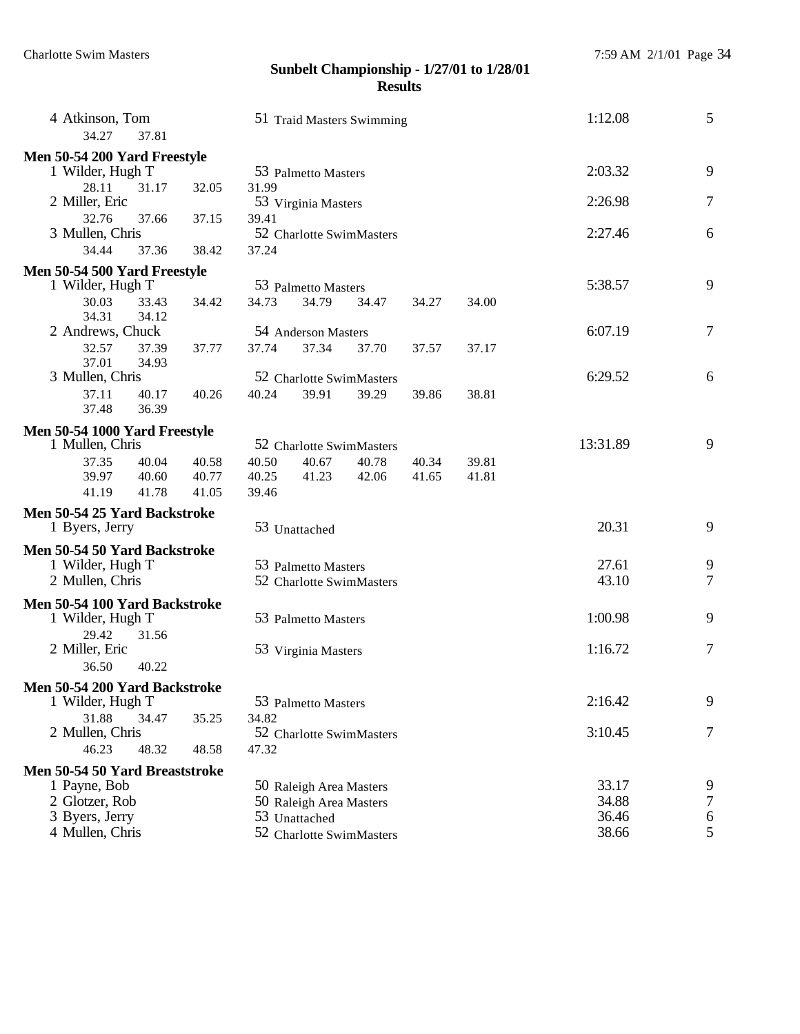## Sunbelt Championship - 1/27/01 to 1/28/01
## Results

4 Atkinson, Tom 51 Traid Masters Swimming 1:12.08 5
34.27 37.81

**Men 50-54 200 Yard Freestyle**

1 Wilder, Hugh T 53 Palmetto Masters 2:03.32 9
28.11 31.17 32.05 31.99

2 Miller, Eric 53 Virginia Masters 2:26.98 7
32.76 37.66 37.15 39.41

3 Mullen, Chris 52 Charlotte SwimMasters 2:27.46 6
34.44 37.36 38.42 37.24

**Men 50-54 500 Yard Freestyle**

1 Wilder, Hugh T 53 Palmetto Masters 5:38.57 9
30.03 33.43 34.42 34.73 34.79 34.47 34.27 34.00
34.31 34.12

2 Andrews, Chuck 54 Anderson Masters 6:07.19 7
32.57 37.39 37.77 37.74 37.34 37.70 37.57 37.17
37.01 34.93

3 Mullen, Chris 52 Charlotte SwimMasters 6:29.52 6
37.11 40.17 40.26 40.24 39.91 39.29 39.86 38.81
37.48 36.39

**Men 50-54 1000 Yard Freestyle**

1 Mullen, Chris 52 Charlotte SwimMasters 13:31.89 9
37.35 40.04 40.58 40.50 40.67 40.78 40.34 39.81
39.97 40.60 40.77 40.25 41.23 42.06 41.65 41.81
41.19 41.78 41.05 39.46

**Men 50-54 25 Yard Backstroke**

1 Byers, Jerry 53 Unattached 20.31 9

**Men 50-54 50 Yard Backstroke**

1 Wilder, Hugh T 53 Palmetto Masters 27.61 9
2 Mullen, Chris 52 Charlotte SwimMasters 43.10 7

**Men 50-54 100 Yard Backstroke**

1 Wilder, Hugh T 53 Palmetto Masters 1:00.98 9
29.42 31.56

2 Miller, Eric 53 Virginia Masters 1:16.72 7
36.50 40.22

**Men 50-54 200 Yard Backstroke**

1 Wilder, Hugh T 53 Palmetto Masters 2:16.42 9
31.88 34.47 35.25 34.82

2 Mullen, Chris 52 Charlotte SwimMasters 3:10.45 7
46.23 48.32 48.58 47.32

**Men 50-54 50 Yard Breaststroke**

1 Payne, Bob 50 Raleigh Area Masters 33.17 9
2 Glotzer, Rob 50 Raleigh Area Masters 34.88 7
3 Byers, Jerry 53 Unattached 36.46 6
4 Mullen, Chris 52 Charlotte SwimMasters 38.66 5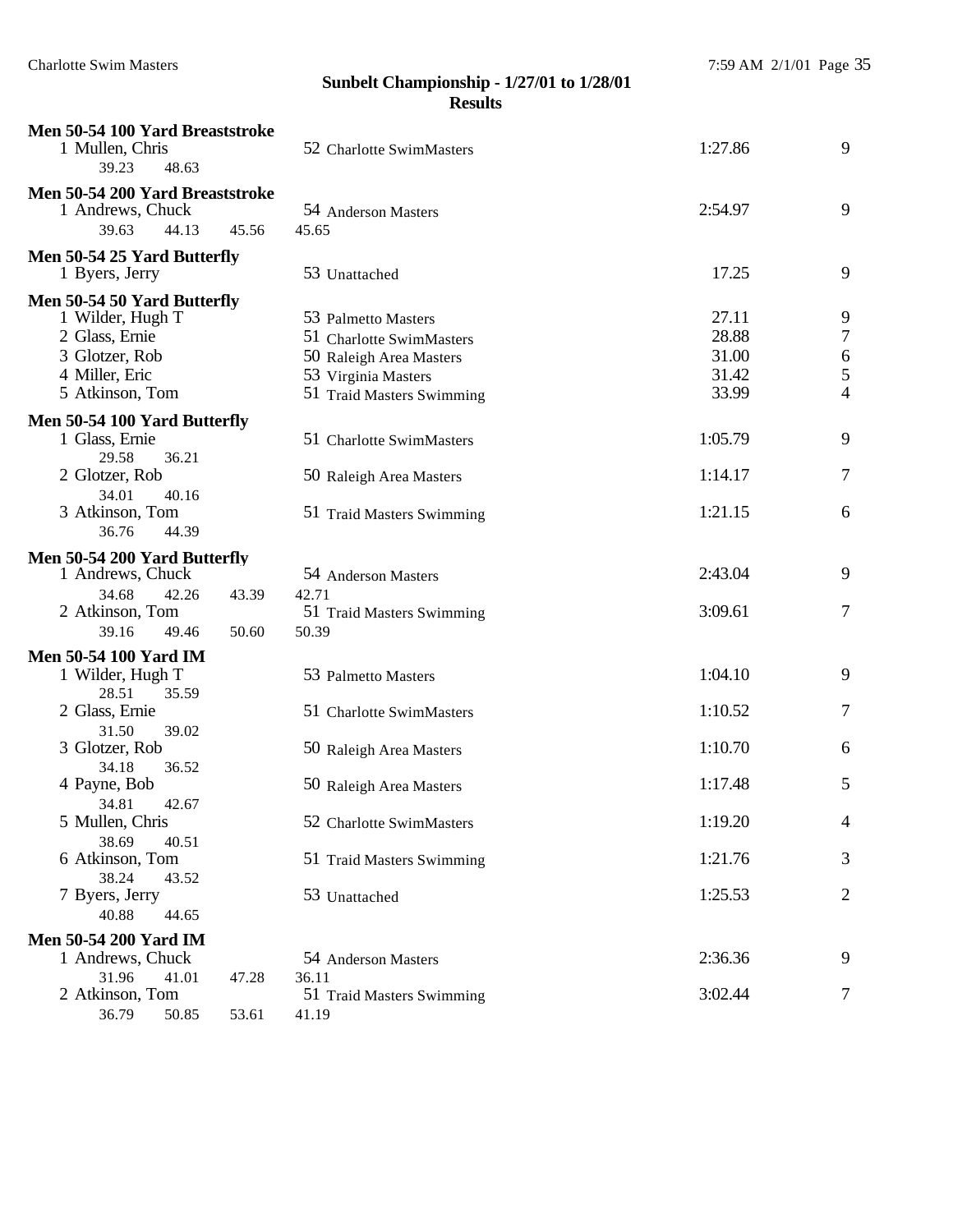## Sunbelt Championship - 1/27/01 to 1/28/01
### Results

**Men 50-54 100 Yard Breaststroke**

| | | | | |
|---|---|---|---|---|
| 1 Mullen, Chris | 52 | Charlotte SwimMasters | 1:27.86 | 9 |
| 39.23 48.63 | | | | |

**Men 50-54 200 Yard Breaststroke**

| | | | | |
|---|---|---|---|---|
| 1 Andrews, Chuck | 54 | Anderson Masters | 2:54.97 | 9 |
| 39.63 44.13 45.56 45.65 | | | | |

**Men 50-54 25 Yard Butterfly**

| | | | | |
|---|---|---|---|---|
| 1 Byers, Jerry | 53 | Unattached | 17.25 | 9 |

**Men 50-54 50 Yard Butterfly**

| | | | | |
|---|---|---|---|---|
| 1 Wilder, Hugh T | 53 | Palmetto Masters | 27.11 | 9 |
| 2 Glass, Ernie | 51 | Charlotte SwimMasters | 28.88 | 7 |
| 3 Glotzer, Rob | 50 | Raleigh Area Masters | 31.00 | 6 |
| 4 Miller, Eric | 53 | Virginia Masters | 31.42 | 5 |
| 5 Atkinson, Tom | 51 | Traid Masters Swimming | 33.99 | 4 |

**Men 50-54 100 Yard Butterfly**

| | | | | |
|---|---|---|---|---|
| 1 Glass, Ernie | 51 | Charlotte SwimMasters | 1:05.79 | 9 |
| 29.58 36.21 | | | | |
| 2 Glotzer, Rob | 50 | Raleigh Area Masters | 1:14.17 | 7 |
| 34.01 40.16 | | | | |
| 3 Atkinson, Tom | 51 | Traid Masters Swimming | 1:21.15 | 6 |
| 36.76 44.39 | | | | |

**Men 50-54 200 Yard Butterfly**

| | | | | |
|---|---|---|---|---|
| 1 Andrews, Chuck | 54 | Anderson Masters | 2:43.04 | 9 |
| 34.68 42.26 43.39 42.71 | | | | |
| 2 Atkinson, Tom | 51 | Traid Masters Swimming | 3:09.61 | 7 |
| 39.16 49.46 50.60 50.39 | | | | |

**Men 50-54 100 Yard IM**

| | | | | |
|---|---|---|---|---|
| 1 Wilder, Hugh T | 53 | Palmetto Masters | 1:04.10 | 9 |
| 28.51 35.59 | | | | |
| 2 Glass, Ernie | 51 | Charlotte SwimMasters | 1:10.52 | 7 |
| 31.50 39.02 | | | | |
| 3 Glotzer, Rob | 50 | Raleigh Area Masters | 1:10.70 | 6 |
| 34.18 36.52 | | | | |
| 4 Payne, Bob | 50 | Raleigh Area Masters | 1:17.48 | 5 |
| 34.81 42.67 | | | | |
| 5 Mullen, Chris | 52 | Charlotte SwimMasters | 1:19.20 | 4 |
| 38.69 40.51 | | | | |
| 6 Atkinson, Tom | 51 | Traid Masters Swimming | 1:21.76 | 3 |
| 38.24 43.52 | | | | |
| 7 Byers, Jerry | 53 | Unattached | 1:25.53 | 2 |
| 40.88 44.65 | | | | |

**Men 50-54 200 Yard IM**

| | | | | |
|---|---|---|---|---|
| 1 Andrews, Chuck | 54 | Anderson Masters | 2:36.36 | 9 |
| 31.96 41.01 47.28 36.11 | | | | |
| 2 Atkinson, Tom | 51 | Traid Masters Swimming | 3:02.44 | 7 |
| 36.79 50.85 53.61 41.19 | | | | |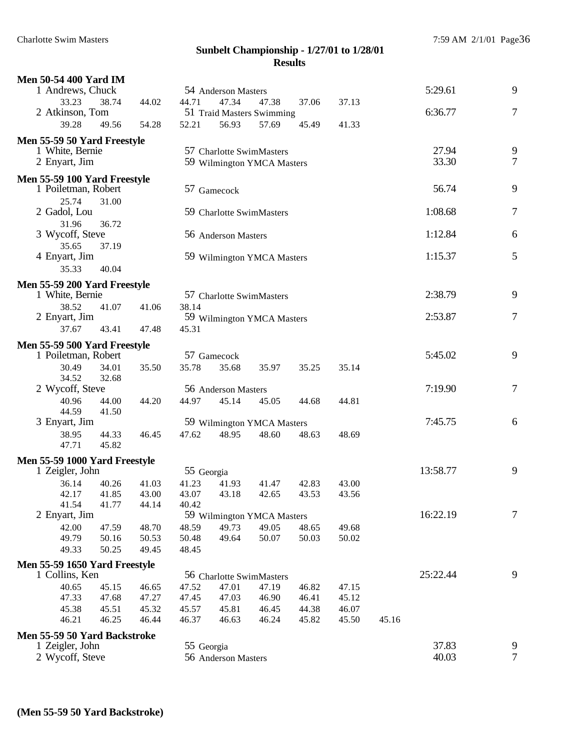## Sunbelt Championship - 1/27/01 to 1/28/01

### Results

**Men 50-54 400 Yard IM**

1 Andrews, Chuck — 54 Anderson Masters — 5:29.61 — 9
33.23 38.74 44.02 44.71 47.34 47.38 37.06 37.13

2 Atkinson, Tom — 51 Traid Masters Swimming — 6:36.77 — 7
39.28 49.56 54.28 52.21 56.93 57.69 45.49 41.33

**Men 55-59 50 Yard Freestyle**

1 White, Bernie — 57 Charlotte SwimMasters — 27.94 — 9

2 Enyart, Jim — 59 Wilmington YMCA Masters — 33.30 — 7

**Men 55-59 100 Yard Freestyle**

1 Poiletman, Robert — 57 Gamecock — 56.74 — 9
25.74 31.00

2 Gadol, Lou — 59 Charlotte SwimMasters — 1:08.68 — 7
31.96 36.72

3 Wycoff, Steve — 56 Anderson Masters — 1:12.84 — 6
35.65 37.19

4 Enyart, Jim — 59 Wilmington YMCA Masters — 1:15.37 — 5
35.33 40.04

**Men 55-59 200 Yard Freestyle**

1 White, Bernie — 57 Charlotte SwimMasters — 2:38.79 — 9
38.52 41.07 41.06 38.14

2 Enyart, Jim — 59 Wilmington YMCA Masters — 2:53.87 — 7
37.67 43.41 47.48 45.31

**Men 55-59 500 Yard Freestyle**

1 Poiletman, Robert — 57 Gamecock — 5:45.02 — 9
30.49 34.01 35.50 35.78 35.68 35.97 35.25 35.14
34.52 32.68

2 Wycoff, Steve — 56 Anderson Masters — 7:19.90 — 7
40.96 44.00 44.20 44.97 45.14 45.05 44.68 44.81
44.59 41.50

3 Enyart, Jim — 59 Wilmington YMCA Masters — 7:45.75 — 6
38.95 44.33 46.45 47.62 48.95 48.60 48.63 48.69
47.71 45.82

**Men 55-59 1000 Yard Freestyle**

1 Zeigler, John — 55 Georgia — 13:58.77 — 9
36.14 40.26 41.03 41.23 41.93 41.47 42.83 43.00
42.17 41.85 43.00 43.07 43.18 42.65 43.53 43.56
41.54 41.77 44.14 40.42

2 Enyart, Jim — 59 Wilmington YMCA Masters — 16:22.19 — 7
42.00 47.59 48.70 48.59 49.73 49.05 48.65 49.68
49.79 50.16 50.53 50.48 49.64 50.07 50.03 50.02
49.33 50.25 49.45 48.45

**Men 55-59 1650 Yard Freestyle**

1 Collins, Ken — 56 Charlotte SwimMasters — 25:22.44 — 9
40.65 45.15 46.65 47.52 47.01 47.19 46.82 47.15
47.33 47.68 47.27 47.45 47.03 46.90 46.41 45.12
45.38 45.51 45.32 45.57 45.81 46.45 44.38 46.07
46.21 46.25 46.44 46.37 46.63 46.24 45.82 45.50 45.16

**Men 55-59 50 Yard Backstroke**

1 Zeigler, John — 55 Georgia — 37.83 — 9

2 Wycoff, Steve — 56 Anderson Masters — 40.03 — 7

**(Men 55-59 50 Yard Backstroke)**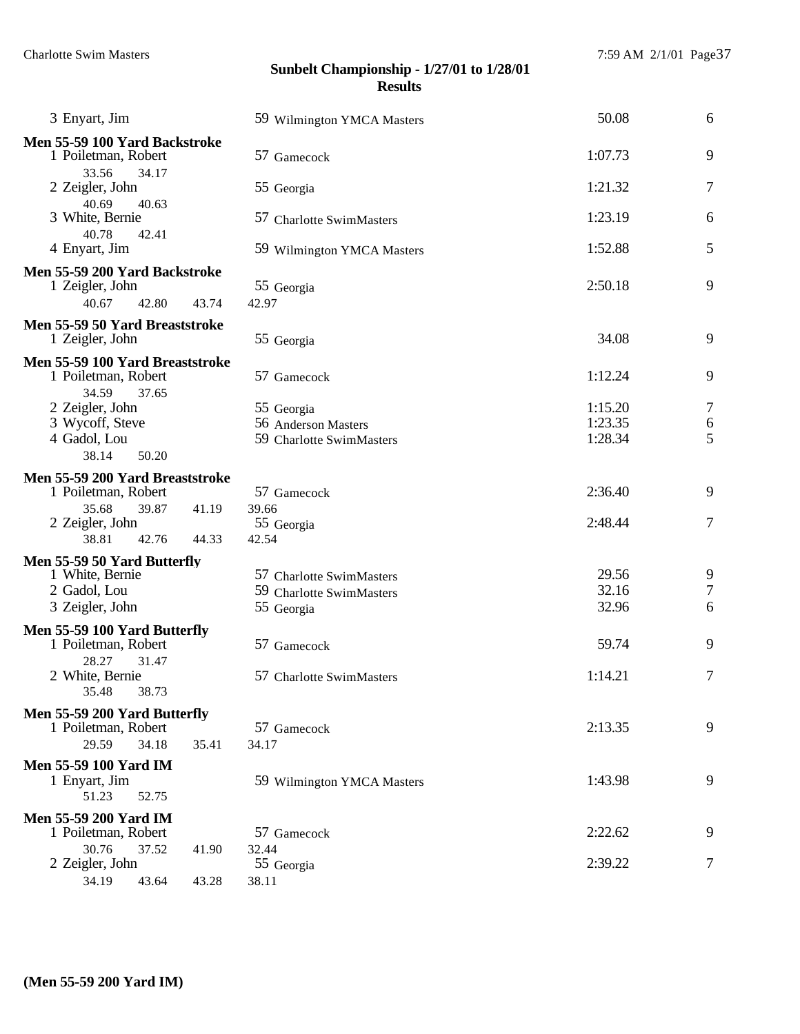## Sunbelt Championship - 1/27/01 to 1/28/01
## Results

3 Enyart, Jim 59 Wilmington YMCA Masters 50.08 6

**Men 55-59 100 Yard Backstroke**

| Place | Name | Age | Team | Time | Points |
|---|---|---|---|---|---|
| 1 | Poiletman, Robert | 57 | Gamecock | 1:07.73 | 9 |
| | 33.56 34.17 | | | | |
| 2 | Zeigler, John | 55 | Georgia | 1:21.32 | 7 |
| | 40.69 40.63 | | | | |
| 3 | White, Bernie | 57 | Charlotte SwimMasters | 1:23.19 | 6 |
| | 40.78 42.41 | | | | |
| 4 | Enyart, Jim | 59 | Wilmington YMCA Masters | 1:52.88 | 5 |

**Men 55-59 200 Yard Backstroke**

| Place | Name | Age | Team | Time | Points |
|---|---|---|---|---|---|
| 1 | Zeigler, John | 55 | Georgia | 2:50.18 | 9 |
| | 40.67 42.80 43.74 42.97 | | | | |

**Men 55-59 50 Yard Breaststroke**

| Place | Name | Age | Team | Time | Points |
|---|---|---|---|---|---|
| 1 | Zeigler, John | 55 | Georgia | 34.08 | 9 |

**Men 55-59 100 Yard Breaststroke**

| Place | Name | Age | Team | Time | Points |
|---|---|---|---|---|---|
| 1 | Poiletman, Robert | 57 | Gamecock | 1:12.24 | 9 |
| | 34.59 37.65 | | | | |
| 2 | Zeigler, John | 55 | Georgia | 1:15.20 | 7 |
| 3 | Wycoff, Steve | 56 | Anderson Masters | 1:23.35 | 6 |
| 4 | Gadol, Lou | 59 | Charlotte SwimMasters | 1:28.34 | 5 |
| | 38.14 50.20 | | | | |

**Men 55-59 200 Yard Breaststroke**

| Place | Name | Age | Team | Time | Points |
|---|---|---|---|---|---|
| 1 | Poiletman, Robert | 57 | Gamecock | 2:36.40 | 9 |
| | 35.68 39.87 41.19 39.66 | | | | |
| 2 | Zeigler, John | 55 | Georgia | 2:48.44 | 7 |
| | 38.81 42.76 44.33 42.54 | | | | |

**Men 55-59 50 Yard Butterfly**

| Place | Name | Age | Team | Time | Points |
|---|---|---|---|---|---|
| 1 | White, Bernie | 57 | Charlotte SwimMasters | 29.56 | 9 |
| 2 | Gadol, Lou | 59 | Charlotte SwimMasters | 32.16 | 7 |
| 3 | Zeigler, John | 55 | Georgia | 32.96 | 6 |

**Men 55-59 100 Yard Butterfly**

| Place | Name | Age | Team | Time | Points |
|---|---|---|---|---|---|
| 1 | Poiletman, Robert | 57 | Gamecock | 59.74 | 9 |
| | 28.27 31.47 | | | | |
| 2 | White, Bernie | 57 | Charlotte SwimMasters | 1:14.21 | 7 |
| | 35.48 38.73 | | | | |

**Men 55-59 200 Yard Butterfly**

| Place | Name | Age | Team | Time | Points |
|---|---|---|---|---|---|
| 1 | Poiletman, Robert | 57 | Gamecock | 2:13.35 | 9 |
| | 29.59 34.18 35.41 34.17 | | | | |

**Men 55-59 100 Yard IM**

| Place | Name | Age | Team | Time | Points |
|---|---|---|---|---|---|
| 1 | Enyart, Jim | 59 | Wilmington YMCA Masters | 1:43.98 | 9 |
| | 51.23 52.75 | | | | |

**Men 55-59 200 Yard IM**

| Place | Name | Age | Team | Time | Points |
|---|---|---|---|---|---|
| 1 | Poiletman, Robert | 57 | Gamecock | 2:22.62 | 9 |
| | 30.76 37.52 41.90 32.44 | | | | |
| 2 | Zeigler, John | 55 | Georgia | 2:39.22 | 7 |
| | 34.19 43.64 43.28 38.11 | | | | |

**(Men 55-59 200 Yard IM)**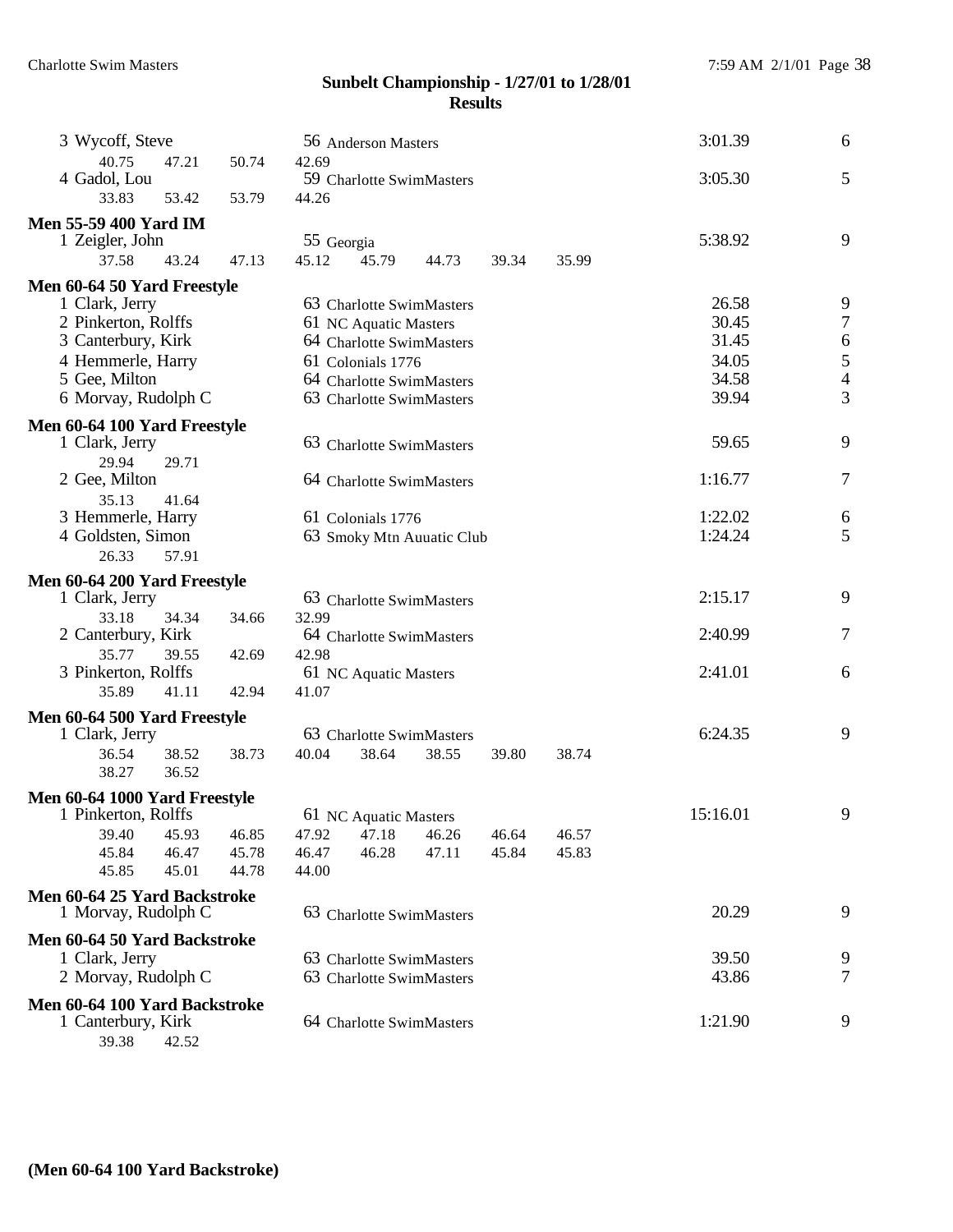## Sunbelt Championship - 1/27/01 to 1/28/01
### Results

3 Wycoff, Steve — 56 Anderson Masters — 3:01.39 — 6
40.75 47.21 50.74 42.69

4 Gadol, Lou — 59 Charlotte SwimMasters — 3:05.30 — 5
33.83 53.42 53.79 44.26

**Men 55-59 400 Yard IM**

1 Zeigler, John — 55 Georgia — 5:38.92 — 9
37.58 43.24 47.13 45.12 45.79 44.73 39.34 35.99

**Men 60-64 50 Yard Freestyle**

| Place | Name | Age | Team | Time | Points |
|---|---|---|---|---|---|
| 1 | Clark, Jerry | 63 | Charlotte SwimMasters | 26.58 | 9 |
| 2 | Pinkerton, Rolffs | 61 | NC Aquatic Masters | 30.45 | 7 |
| 3 | Canterbury, Kirk | 64 | Charlotte SwimMasters | 31.45 | 6 |
| 4 | Hemmerle, Harry | 61 | Colonials 1776 | 34.05 | 5 |
| 5 | Gee, Milton | 64 | Charlotte SwimMasters | 34.58 | 4 |
| 6 | Morvay, Rudolph C | 63 | Charlotte SwimMasters | 39.94 | 3 |

**Men 60-64 100 Yard Freestyle**

1 Clark, Jerry — 63 Charlotte SwimMasters — 59.65 — 9
29.94 29.71

2 Gee, Milton — 64 Charlotte SwimMasters — 1:16.77 — 7
35.13 41.64

3 Hemmerle, Harry — 61 Colonials 1776 — 1:22.02 — 6

4 Goldsten, Simon — 63 Smoky Mtn Auuatic Club — 1:24.24 — 5
26.33 57.91

**Men 60-64 200 Yard Freestyle**

1 Clark, Jerry — 63 Charlotte SwimMasters — 2:15.17 — 9
33.18 34.34 34.66 32.99

2 Canterbury, Kirk — 64 Charlotte SwimMasters — 2:40.99 — 7
35.77 39.55 42.69 42.98

3 Pinkerton, Rolffs — 61 NC Aquatic Masters — 2:41.01 — 6
35.89 41.11 42.94 41.07

**Men 60-64 500 Yard Freestyle**

1 Clark, Jerry — 63 Charlotte SwimMasters — 6:24.35 — 9
36.54 38.52 38.73 40.04 38.64 38.55 39.80 38.74
38.27 36.52

**Men 60-64 1000 Yard Freestyle**

1 Pinkerton, Rolffs — 61 NC Aquatic Masters — 15:16.01 — 9
39.40 45.93 46.85 47.92 47.18 46.26 46.64 46.57
45.84 46.47 45.78 46.47 46.28 47.11 45.84 45.83
45.85 45.01 44.78 44.00

**Men 60-64 25 Yard Backstroke**

1 Morvay, Rudolph C — 63 Charlotte SwimMasters — 20.29 — 9

**Men 60-64 50 Yard Backstroke**

| Place | Name | Age | Team | Time | Points |
|---|---|---|---|---|---|
| 1 | Clark, Jerry | 63 | Charlotte SwimMasters | 39.50 | 9 |
| 2 | Morvay, Rudolph C | 63 | Charlotte SwimMasters | 43.86 | 7 |

**Men 60-64 100 Yard Backstroke**

1 Canterbury, Kirk — 64 Charlotte SwimMasters — 1:21.90 — 9
39.38 42.52

**(Men 60-64 100 Yard Backstroke)**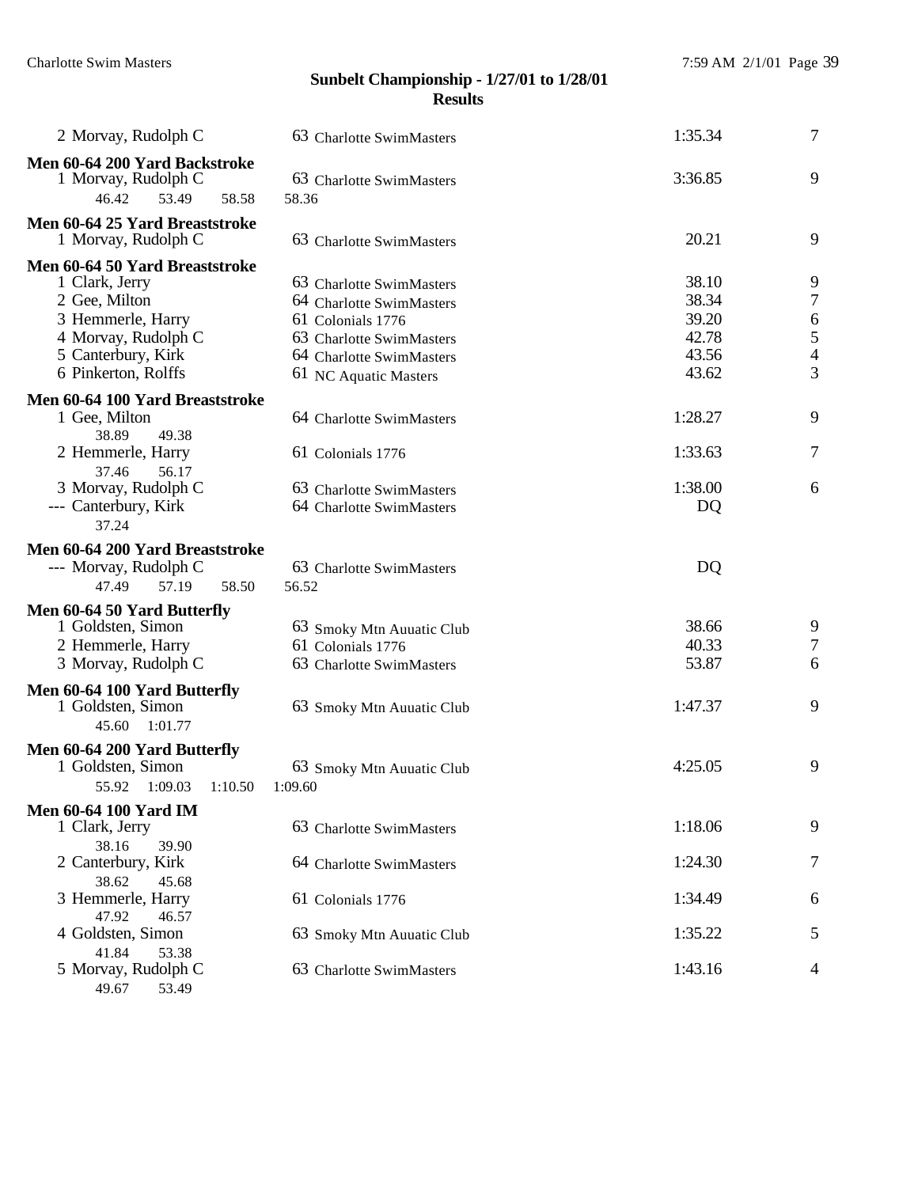## Sunbelt Championship - 1/27/01 to 1/28/01
## Results

2 Morvay, Rudolph C — 63 Charlotte SwimMasters — 1:35.34 — 7

**Men 60-64 200 Yard Backstroke**

1 Morvay, Rudolph C — 63 Charlotte SwimMasters — 3:36.85 — 9
46.42 53.49 58.58 58.36

**Men 60-64 25 Yard Breaststroke**

1 Morvay, Rudolph C — 63 Charlotte SwimMasters — 20.21 — 9

**Men 60-64 50 Yard Breaststroke**

| Place | Name | Age | Team | Time | Points |
|---|---|---|---|---|---|
| 1 | Clark, Jerry | 63 | Charlotte SwimMasters | 38.10 | 9 |
| 2 | Gee, Milton | 64 | Charlotte SwimMasters | 38.34 | 7 |
| 3 | Hemmerle, Harry | 61 | Colonials 1776 | 39.20 | 6 |
| 4 | Morvay, Rudolph C | 63 | Charlotte SwimMasters | 42.78 | 5 |
| 5 | Canterbury, Kirk | 64 | Charlotte SwimMasters | 43.56 | 4 |
| 6 | Pinkerton, Rolffs | 61 | NC Aquatic Masters | 43.62 | 3 |

**Men 60-64 100 Yard Breaststroke**

1 Gee, Milton — 64 Charlotte SwimMasters — 1:28.27 — 9
38.89 49.38

2 Hemmerle, Harry — 61 Colonials 1776 — 1:33.63 — 7
37.46 56.17

3 Morvay, Rudolph C — 63 Charlotte SwimMasters — 1:38.00 — 6

--- Canterbury, Kirk — 64 Charlotte SwimMasters — DQ
37.24

**Men 60-64 200 Yard Breaststroke**

--- Morvay, Rudolph C — 63 Charlotte SwimMasters — DQ
47.49 57.19 58.50 56.52

**Men 60-64 50 Yard Butterfly**

| Place | Name | Age | Team | Time | Points |
|---|---|---|---|---|---|
| 1 | Goldsten, Simon | 63 | Smoky Mtn Auuatic Club | 38.66 | 9 |
| 2 | Hemmerle, Harry | 61 | Colonials 1776 | 40.33 | 7 |
| 3 | Morvay, Rudolph C | 63 | Charlotte SwimMasters | 53.87 | 6 |

**Men 60-64 100 Yard Butterfly**

1 Goldsten, Simon — 63 Smoky Mtn Auuatic Club — 1:47.37 — 9
45.60 1:01.77

**Men 60-64 200 Yard Butterfly**

1 Goldsten, Simon — 63 Smoky Mtn Auuatic Club — 4:25.05 — 9
55.92 1:09.03 1:10.50 1:09.60

**Men 60-64 100 Yard IM**

1 Clark, Jerry — 63 Charlotte SwimMasters — 1:18.06 — 9
38.16 39.90

2 Canterbury, Kirk — 64 Charlotte SwimMasters — 1:24.30 — 7
38.62 45.68

3 Hemmerle, Harry — 61 Colonials 1776 — 1:34.49 — 6
47.92 46.57

4 Goldsten, Simon — 63 Smoky Mtn Auuatic Club — 1:35.22 — 5
41.84 53.38

5 Morvay, Rudolph C — 63 Charlotte SwimMasters — 1:43.16 — 4
49.67 53.49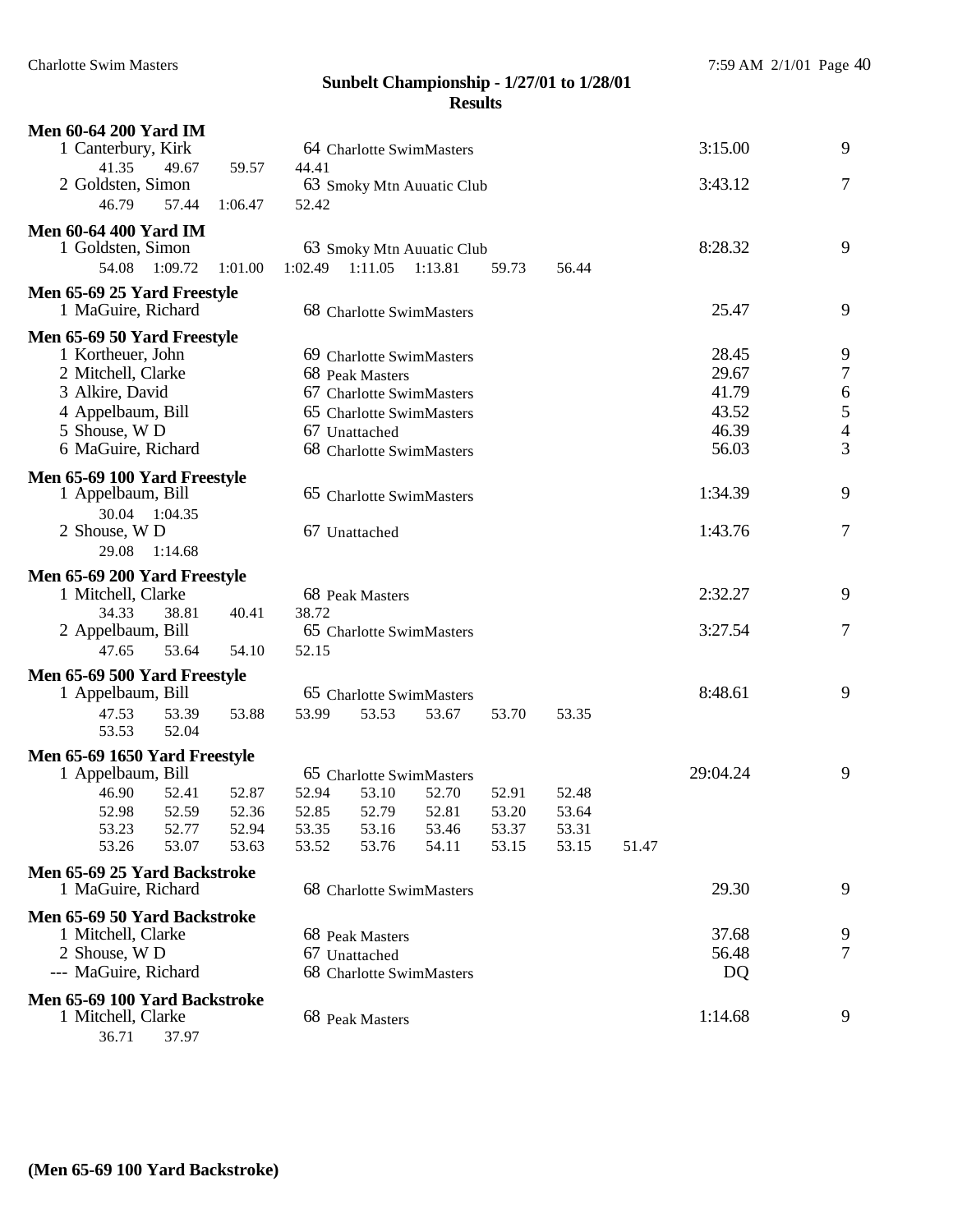## Sunbelt Championship - 1/27/01 to 1/28/01

## Results

**Men 60-64 200 Yard IM**

```
  1 Canterbury, Kirk            64 Charlotte SwimMasters                 3:15.00        9
      41.35     49.67     59.57     44.41
  2 Goldsten, Simon             63 Smoky Mtn Auuatic Club                3:43.12        7
      46.79     57.44   1:06.47     52.42
```

**Men 60-64 400 Yard IM**

```
  1 Goldsten, Simon             63 Smoky Mtn Auuatic Club                8:28.32        9
      54.08   1:09.72   1:01.00   1:02.49   1:11.05   1:13.81     59.73     56.44
```

**Men 65-69 25 Yard Freestyle**

```
  1 MaGuire, Richard            68 Charlotte SwimMasters                   25.47        9
```

**Men 65-69 50 Yard Freestyle**

```
  1 Kortheuer, John             69 Charlotte SwimMasters                   28.45        9
  2 Mitchell, Clarke            68 Peak Masters                            29.67        7
  3 Alkire, David               67 Charlotte SwimMasters                   41.79        6
  4 Appelbaum, Bill             65 Charlotte SwimMasters                   43.52        5
  5 Shouse, W D                 67 Unattached                              46.39        4
  6 MaGuire, Richard            68 Charlotte SwimMasters                   56.03        3
```

**Men 65-69 100 Yard Freestyle**

```
  1 Appelbaum, Bill             65 Charlotte SwimMasters                 1:34.39        9
      30.04   1:04.35
  2 Shouse, W D                 67 Unattached                            1:43.76        7
      29.08   1:14.68
```

**Men 65-69 200 Yard Freestyle**

```
  1 Mitchell, Clarke            68 Peak Masters                          2:32.27        9
      34.33     38.81     40.41     38.72
  2 Appelbaum, Bill             65 Charlotte SwimMasters                 3:27.54        7
      47.65     53.64     54.10     52.15
```

**Men 65-69 500 Yard Freestyle**

```
  1 Appelbaum, Bill             65 Charlotte SwimMasters                 8:48.61        9
      47.53     53.39     53.88     53.99     53.53     53.67     53.70     53.35
      53.53     52.04
```

**Men 65-69 1650 Yard Freestyle**

```
  1 Appelbaum, Bill             65 Charlotte SwimMasters                29:04.24        9
      46.90     52.41     52.87     52.94     53.10     52.70     52.91     52.48
      52.98     52.59     52.36     52.85     52.79     52.81     53.20     53.64
      53.23     52.77     52.94     53.35     53.16     53.46     53.37     53.31
      53.26     53.07     53.63     53.52     53.76     54.11     53.15     53.15     51.47
```

**Men 65-69 25 Yard Backstroke**

```
  1 MaGuire, Richard            68 Charlotte SwimMasters                   29.30        9
```

**Men 65-69 50 Yard Backstroke**

```
  1 Mitchell, Clarke            68 Peak Masters                            37.68        9
  2 Shouse, W D                 67 Unattached                              56.48        7
--- MaGuire, Richard            68 Charlotte SwimMasters                      DQ
```

**Men 65-69 100 Yard Backstroke**

```
  1 Mitchell, Clarke            68 Peak Masters                          1:14.68        9
      36.71     37.97
```

**(Men 65-69 100 Yard Backstroke)**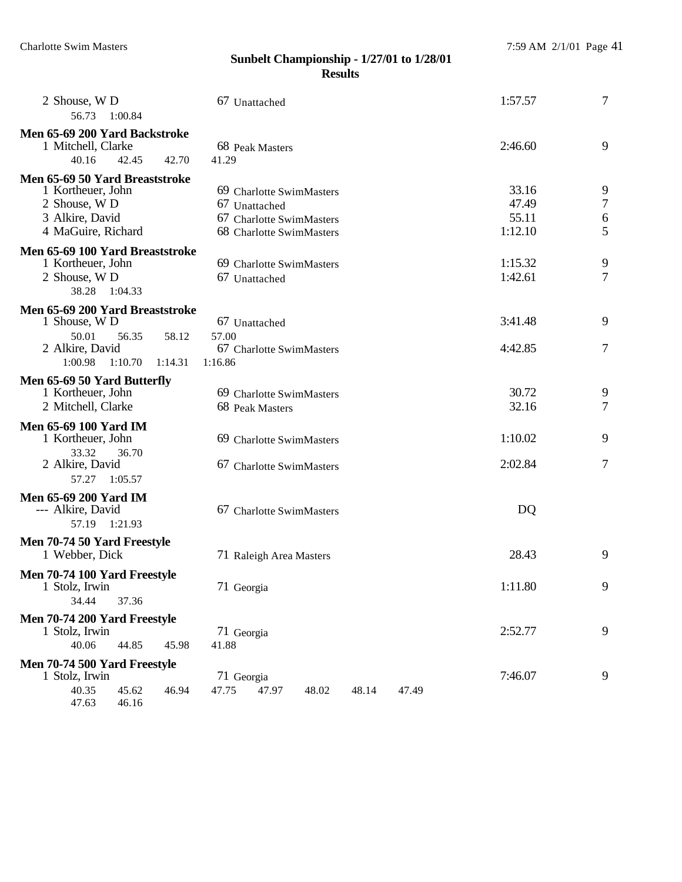## Sunbelt Championship - 1/27/01 to 1/28/01

### Results

2 Shouse, W D 67 Unattached 1:57.57 7
56.73 1:00.84

**Men 65-69 200 Yard Backstroke**

1 Mitchell, Clarke 68 Peak Masters 2:46.60 9
40.16 42.45 42.70 41.29

**Men 65-69 50 Yard Breaststroke**

1 Kortheuer, John 69 Charlotte SwimMasters 33.16 9
2 Shouse, W D 67 Unattached 47.49 7
3 Alkire, David 67 Charlotte SwimMasters 55.11 6
4 MaGuire, Richard 68 Charlotte SwimMasters 1:12.10 5

**Men 65-69 100 Yard Breaststroke**

1 Kortheuer, John 69 Charlotte SwimMasters 1:15.32 9
2 Shouse, W D 67 Unattached 1:42.61 7
38.28 1:04.33

**Men 65-69 200 Yard Breaststroke**

1 Shouse, W D 67 Unattached 3:41.48 9
50.01 56.35 58.12 57.00
2 Alkire, David 67 Charlotte SwimMasters 4:42.85 7
1:00.98 1:10.70 1:14.31 1:16.86

**Men 65-69 50 Yard Butterfly**

1 Kortheuer, John 69 Charlotte SwimMasters 30.72 9
2 Mitchell, Clarke 68 Peak Masters 32.16 7

**Men 65-69 100 Yard IM**

1 Kortheuer, John 69 Charlotte SwimMasters 1:10.02 9
33.32 36.70
2 Alkire, David 67 Charlotte SwimMasters 2:02.84 7
57.27 1:05.57

**Men 65-69 200 Yard IM**

--- Alkire, David 67 Charlotte SwimMasters DQ
57.19 1:21.93

**Men 70-74 50 Yard Freestyle**

1 Webber, Dick 71 Raleigh Area Masters 28.43 9

**Men 70-74 100 Yard Freestyle**

1 Stolz, Irwin 71 Georgia 1:11.80 9
34.44 37.36

**Men 70-74 200 Yard Freestyle**

1 Stolz, Irwin 71 Georgia 2:52.77 9
40.06 44.85 45.98 41.88

**Men 70-74 500 Yard Freestyle**

1 Stolz, Irwin 71 Georgia 7:46.07 9
40.35 45.62 46.94 47.75 47.97 48.02 48.14 47.49
47.63 46.16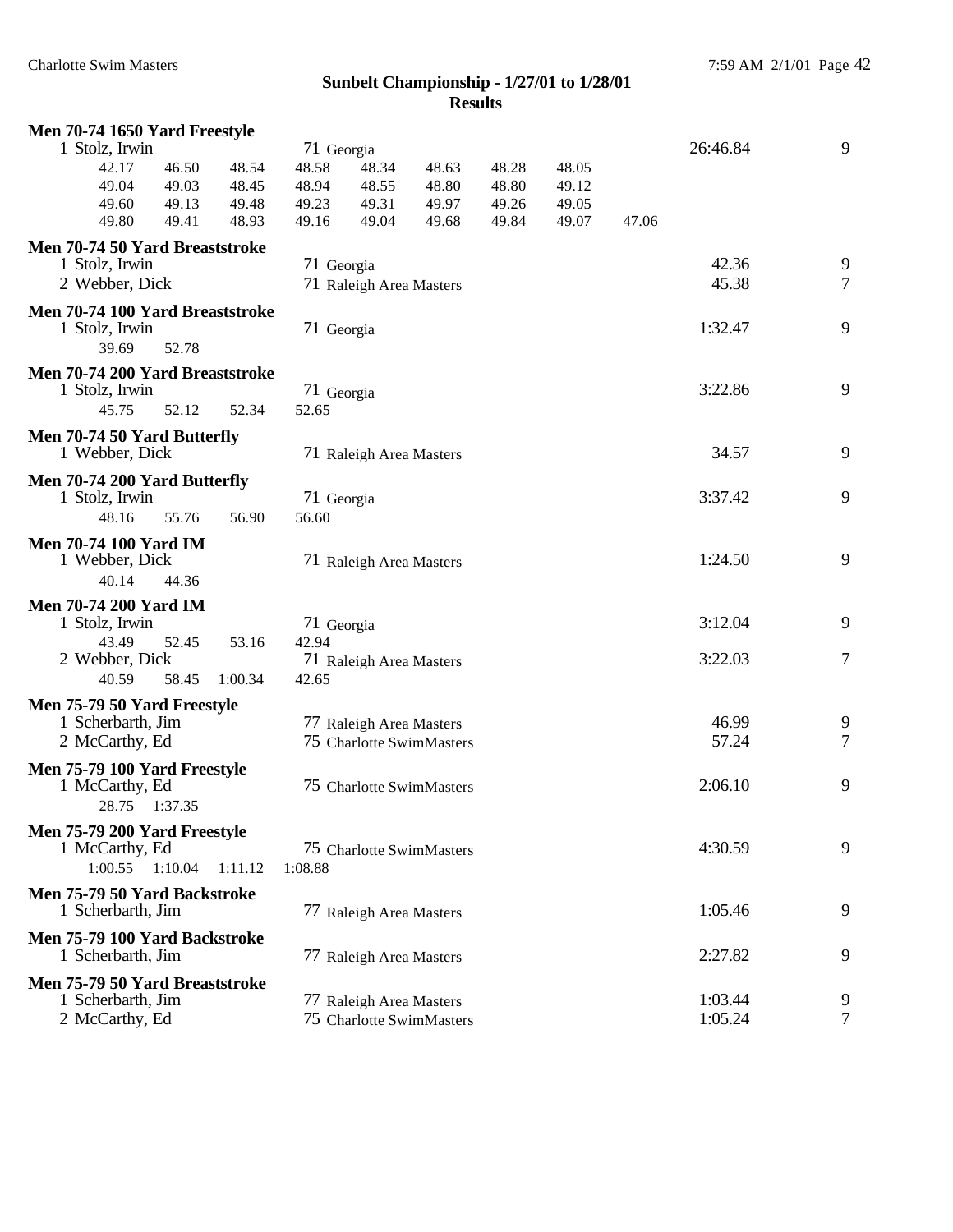## Sunbelt Championship - 1/27/01 to 1/28/01

## Results

**Men 70-74 1650 Yard Freestyle**

1 Stolz, Irwin — 71 Georgia — 26:46.84 — 9

42.17 46.50 48.54 48.58 48.34 48.63 48.28 48.05
49.04 49.03 48.45 48.94 48.55 48.80 48.80 49.12
49.60 49.13 49.48 49.23 49.31 49.97 49.26 49.05
49.80 49.41 48.93 49.16 49.04 49.68 49.84 49.07 47.06

**Men 70-74 50 Yard Breaststroke**

1 Stolz, Irwin — 71 Georgia — 42.36 — 9
2 Webber, Dick — 71 Raleigh Area Masters — 45.38 — 7

**Men 70-74 100 Yard Breaststroke**

1 Stolz, Irwin — 71 Georgia — 1:32.47 — 9

39.69 52.78

**Men 70-74 200 Yard Breaststroke**

1 Stolz, Irwin — 71 Georgia — 3:22.86 — 9

45.75 52.12 52.34 52.65

**Men 70-74 50 Yard Butterfly**

1 Webber, Dick — 71 Raleigh Area Masters — 34.57 — 9

**Men 70-74 200 Yard Butterfly**

1 Stolz, Irwin — 71 Georgia — 3:37.42 — 9

48.16 55.76 56.90 56.60

**Men 70-74 100 Yard IM**

1 Webber, Dick — 71 Raleigh Area Masters — 1:24.50 — 9

40.14 44.36

**Men 70-74 200 Yard IM**

1 Stolz, Irwin — 71 Georgia — 3:12.04 — 9

43.49 52.45 53.16 42.94

2 Webber, Dick — 71 Raleigh Area Masters — 3:22.03 — 7

40.59 58.45 1:00.34 42.65

**Men 75-79 50 Yard Freestyle**

1 Scherbarth, Jim — 77 Raleigh Area Masters — 46.99 — 9
2 McCarthy, Ed — 75 Charlotte SwimMasters — 57.24 — 7

**Men 75-79 100 Yard Freestyle**

1 McCarthy, Ed — 75 Charlotte SwimMasters — 2:06.10 — 9

28.75 1:37.35

**Men 75-79 200 Yard Freestyle**

1 McCarthy, Ed — 75 Charlotte SwimMasters — 4:30.59 — 9

1:00.55 1:10.04 1:11.12 1:08.88

**Men 75-79 50 Yard Backstroke**

1 Scherbarth, Jim — 77 Raleigh Area Masters — 1:05.46 — 9

**Men 75-79 100 Yard Backstroke**

1 Scherbarth, Jim — 77 Raleigh Area Masters — 2:27.82 — 9

**Men 75-79 50 Yard Breaststroke**

1 Scherbarth, Jim — 77 Raleigh Area Masters — 1:03.44 — 9
2 McCarthy, Ed — 75 Charlotte SwimMasters — 1:05.24 — 7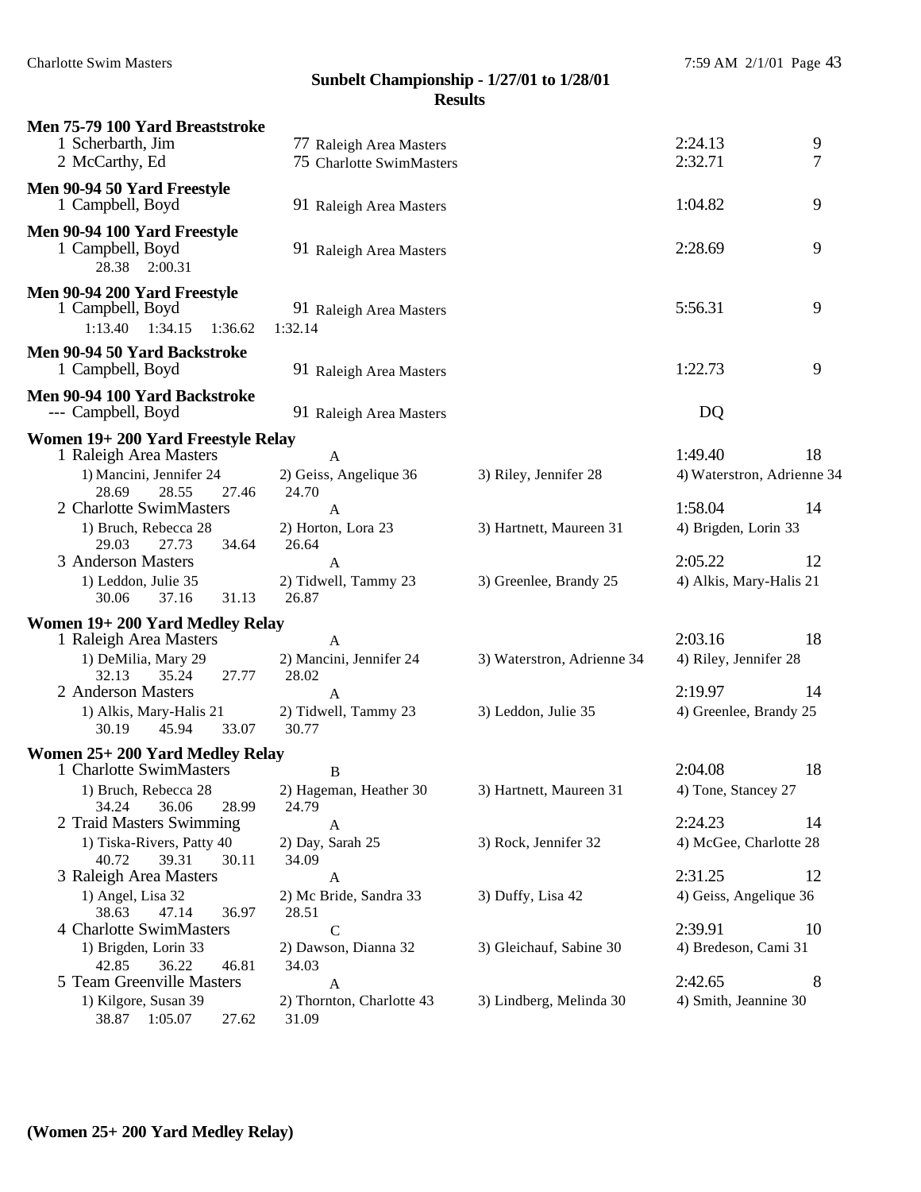## Sunbelt Championship - 1/27/01 to 1/28/01

### Results

**Men 75-79 100 Yard Breaststroke**

| Place | Name | Age | Team | Time | Points |
|---|---|---|---|---|---|
| 1 | Scherbarth, Jim | 77 | Raleigh Area Masters | 2:24.13 | 9 |
| 2 | McCarthy, Ed | 75 | Charlotte SwimMasters | 2:32.71 | 7 |

**Men 90-94 50 Yard Freestyle**

| Place | Name | Age | Team | Time | Points |
|---|---|---|---|---|---|
| 1 | Campbell, Boyd | 91 | Raleigh Area Masters | 1:04.82 | 9 |

**Men 90-94 100 Yard Freestyle**

| Place | Name | Age | Team | Time | Points |
|---|---|---|---|---|---|
| 1 | Campbell, Boyd | 91 | Raleigh Area Masters | 2:28.69 | 9 |

28.38 2:00.31

**Men 90-94 200 Yard Freestyle**

| Place | Name | Age | Team | Time | Points |
|---|---|---|---|---|---|
| 1 | Campbell, Boyd | 91 | Raleigh Area Masters | 5:56.31 | 9 |

1:13.40 1:34.15 1:36.62 1:32.14

**Men 90-94 50 Yard Backstroke**

| Place | Name | Age | Team | Time | Points |
|---|---|---|---|---|---|
| 1 | Campbell, Boyd | 91 | Raleigh Area Masters | 1:22.73 | 9 |

**Men 90-94 100 Yard Backstroke**

| Place | Name | Age | Team | Time | Points |
|---|---|---|---|---|---|
| --- | Campbell, Boyd | 91 | Raleigh Area Masters | DQ | |

**Women 19+ 200 Yard Freestyle Relay**

1 Raleigh Area Masters — A — 1:49.40 — 18
1) Mancini, Jennifer 24 2) Geiss, Angelique 36 3) Riley, Jennifer 28 4) Waterstron, Adrienne 34
28.69 28.55 27.46 24.70

2 Charlotte SwimMasters — A — 1:58.04 — 14
1) Bruch, Rebecca 28 2) Horton, Lora 23 3) Hartnett, Maureen 31 4) Brigden, Lorin 33
29.03 27.73 34.64 26.64

3 Anderson Masters — A — 2:05.22 — 12
1) Leddon, Julie 35 2) Tidwell, Tammy 23 3) Greenlee, Brandy 25 4) Alkis, Mary-Halis 21
30.06 37.16 31.13 26.87

**Women 19+ 200 Yard Medley Relay**

1 Raleigh Area Masters — A — 2:03.16 — 18
1) DeMilia, Mary 29 2) Mancini, Jennifer 24 3) Waterstron, Adrienne 34 4) Riley, Jennifer 28
32.13 35.24 27.77 28.02

2 Anderson Masters — A — 2:19.97 — 14
1) Alkis, Mary-Halis 21 2) Tidwell, Tammy 23 3) Leddon, Julie 35 4) Greenlee, Brandy 25
30.19 45.94 33.07 30.77

**Women 25+ 200 Yard Medley Relay**

1 Charlotte SwimMasters — B — 2:04.08 — 18
1) Bruch, Rebecca 28 2) Hageman, Heather 30 3) Hartnett, Maureen 31 4) Tone, Stancey 27
34.24 36.06 28.99 24.79

2 Traid Masters Swimming — A — 2:24.23 — 14
1) Tiska-Rivers, Patty 40 2) Day, Sarah 25 3) Rock, Jennifer 32 4) McGee, Charlotte 28
40.72 39.31 30.11 34.09

3 Raleigh Area Masters — A — 2:31.25 — 12
1) Angel, Lisa 32 2) Mc Bride, Sandra 33 3) Duffy, Lisa 42 4) Geiss, Angelique 36
38.63 47.14 36.97 28.51

4 Charlotte SwimMasters — C — 2:39.91 — 10
1) Brigden, Lorin 33 2) Dawson, Dianna 32 3) Gleichauf, Sabine 30 4) Bredeson, Cami 31
42.85 36.22 46.81 34.03

5 Team Greenville Masters — A — 2:42.65 — 8
1) Kilgore, Susan 39 2) Thornton, Charlotte 43 3) Lindberg, Melinda 30 4) Smith, Jeannine 30
38.87 1:05.07 27.62 31.09

**(Women 25+ 200 Yard Medley Relay)**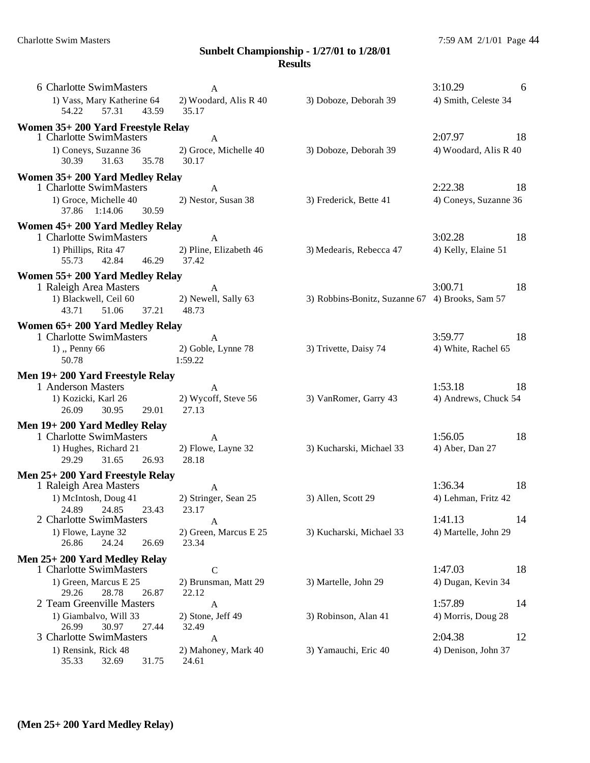## Sunbelt Championship - 1/27/01 to 1/28/01

## Results

6 Charlotte SwimMasters A 3:10.29 6
1) Vass, Mary Katherine 64 2) Woodard, Alis R 40 3) Doboze, Deborah 39 4) Smith, Celeste 34
54.22 57.31 43.59 35.17

**Women 35+ 200 Yard Freestyle Relay**

1 Charlotte SwimMasters A 2:07.97 18
1) Coneys, Suzanne 36 2) Groce, Michelle 40 3) Doboze, Deborah 39 4) Woodard, Alis R 40
30.39 31.63 35.78 30.17

**Women 35+ 200 Yard Medley Relay**

1 Charlotte SwimMasters A 2:22.38 18
1) Groce, Michelle 40 2) Nestor, Susan 38 3) Frederick, Bette 41 4) Coneys, Suzanne 36
37.86 1:14.06 30.59

**Women 45+ 200 Yard Medley Relay**

1 Charlotte SwimMasters A 3:02.28 18
1) Phillips, Rita 47 2) Pline, Elizabeth 46 3) Medearis, Rebecca 47 4) Kelly, Elaine 51
55.73 42.84 46.29 37.42

**Women 55+ 200 Yard Medley Relay**

1 Raleigh Area Masters A 3:00.71 18
1) Blackwell, Ceil 60 2) Newell, Sally 63 3) Robbins-Bonitz, Suzanne 67 4) Brooks, Sam 57
43.71 51.06 37.21 48.73

**Women 65+ 200 Yard Medley Relay**

1 Charlotte SwimMasters A 3:59.77 18
1) ,, Penny 66 2) Goble, Lynne 78 3) Trivette, Daisy 74 4) White, Rachel 65
50.78 1:59.22

**Men 19+ 200 Yard Freestyle Relay**

1 Anderson Masters A 1:53.18 18
1) Kozicki, Karl 26 2) Wycoff, Steve 56 3) VanRomer, Garry 43 4) Andrews, Chuck 54
26.09 30.95 29.01 27.13

**Men 19+ 200 Yard Medley Relay**

1 Charlotte SwimMasters A 1:56.05 18
1) Hughes, Richard 21 2) Flowe, Layne 32 3) Kucharski, Michael 33 4) Aber, Dan 27
29.29 31.65 26.93 28.18

**Men 25+ 200 Yard Freestyle Relay**

1 Raleigh Area Masters A 1:36.34 18
1) McIntosh, Doug 41 2) Stringer, Sean 25 3) Allen, Scott 29 4) Lehman, Fritz 42
24.89 24.85 23.43 23.17

2 Charlotte SwimMasters A 1:41.13 14
1) Flowe, Layne 32 2) Green, Marcus E 25 3) Kucharski, Michael 33 4) Martelle, John 29
26.86 24.24 26.69 23.34

**Men 25+ 200 Yard Medley Relay**

1 Charlotte SwimMasters C 1:47.03 18
1) Green, Marcus E 25 2) Brunsman, Matt 29 3) Martelle, John 29 4) Dugan, Kevin 34
29.26 28.78 26.87 22.12

2 Team Greenville Masters A 1:57.89 14
1) Giambalvo, Will 33 2) Stone, Jeff 49 3) Robinson, Alan 41 4) Morris, Doug 28
26.99 30.97 27.44 32.49

3 Charlotte SwimMasters A 2:04.38 12
1) Rensink, Rick 48 2) Mahoney, Mark 40 3) Yamauchi, Eric 40 4) Denison, John 37
35.33 32.69 31.75 24.61

**(Men 25+ 200 Yard Medley Relay)**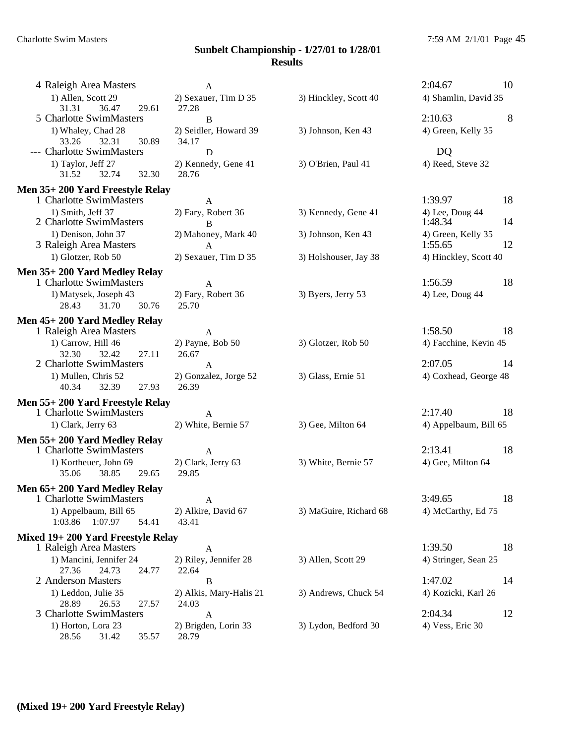## Sunbelt Championship - 1/27/01 to 1/28/01
### Results

4 Raleigh Area Masters A 2:04.67 10
1) Allen, Scott 29 2) Sexauer, Tim D 35 3) Hinckley, Scott 40 4) Shamlin, David 35
31.31 36.47 29.61 27.28

5 Charlotte SwimMasters B 2:10.63 8
1) Whaley, Chad 28 2) Seidler, Howard 39 3) Johnson, Ken 43 4) Green, Kelly 35
33.26 32.31 30.89 34.17

--- Charlotte SwimMasters D DQ
1) Taylor, Jeff 27 2) Kennedy, Gene 41 3) O'Brien, Paul 41 4) Reed, Steve 32
31.52 32.74 32.30 28.76

**Men 35+ 200 Yard Freestyle Relay**

1 Charlotte SwimMasters A 1:39.97 18
1) Smith, Jeff 37 2) Fary, Robert 36 3) Kennedy, Gene 41 4) Lee, Doug 44

2 Charlotte SwimMasters B 1:48.34 14
1) Denison, John 37 2) Mahoney, Mark 40 3) Johnson, Ken 43 4) Green, Kelly 35

3 Raleigh Area Masters A 1:55.65 12
1) Glotzer, Rob 50 2) Sexauer, Tim D 35 3) Holshouser, Jay 38 4) Hinckley, Scott 40

**Men 35+ 200 Yard Medley Relay**

1 Charlotte SwimMasters A 1:56.59 18
1) Matysek, Joseph 43 2) Fary, Robert 36 3) Byers, Jerry 53 4) Lee, Doug 44
28.43 31.70 30.76 25.70

**Men 45+ 200 Yard Medley Relay**

1 Raleigh Area Masters A 1:58.50 18
1) Carrow, Hill 46 2) Payne, Bob 50 3) Glotzer, Rob 50 4) Facchine, Kevin 45
32.30 32.42 27.11 26.67

2 Charlotte SwimMasters A 2:07.05 14
1) Mullen, Chris 52 2) Gonzalez, Jorge 52 3) Glass, Ernie 51 4) Coxhead, George 48
40.34 32.39 27.93 26.39

**Men 55+ 200 Yard Freestyle Relay**

1 Charlotte SwimMasters A 2:17.40 18
1) Clark, Jerry 63 2) White, Bernie 57 3) Gee, Milton 64 4) Appelbaum, Bill 65

**Men 55+ 200 Yard Medley Relay**

1 Charlotte SwimMasters A 2:13.41 18
1) Kortheuer, John 69 2) Clark, Jerry 63 3) White, Bernie 57 4) Gee, Milton 64
35.06 38.85 29.65 29.85

**Men 65+ 200 Yard Medley Relay**

1 Charlotte SwimMasters A 3:49.65 18
1) Appelbaum, Bill 65 2) Alkire, David 67 3) MaGuire, Richard 68 4) McCarthy, Ed 75
1:03.86 1:07.97 54.41 43.41

**Mixed 19+ 200 Yard Freestyle Relay**

1 Raleigh Area Masters A 1:39.50 18
1) Mancini, Jennifer 24 2) Riley, Jennifer 28 3) Allen, Scott 29 4) Stringer, Sean 25
27.36 24.73 24.77 22.64

2 Anderson Masters B 1:47.02 14
1) Leddon, Julie 35 2) Alkis, Mary-Halis 21 3) Andrews, Chuck 54 4) Kozicki, Karl 26
28.89 26.53 27.57 24.03

3 Charlotte SwimMasters A 2:04.34 12
1) Horton, Lora 23 2) Brigden, Lorin 33 3) Lydon, Bedford 30 4) Vess, Eric 30
28.56 31.42 35.57 28.79

**(Mixed 19+ 200 Yard Freestyle Relay)**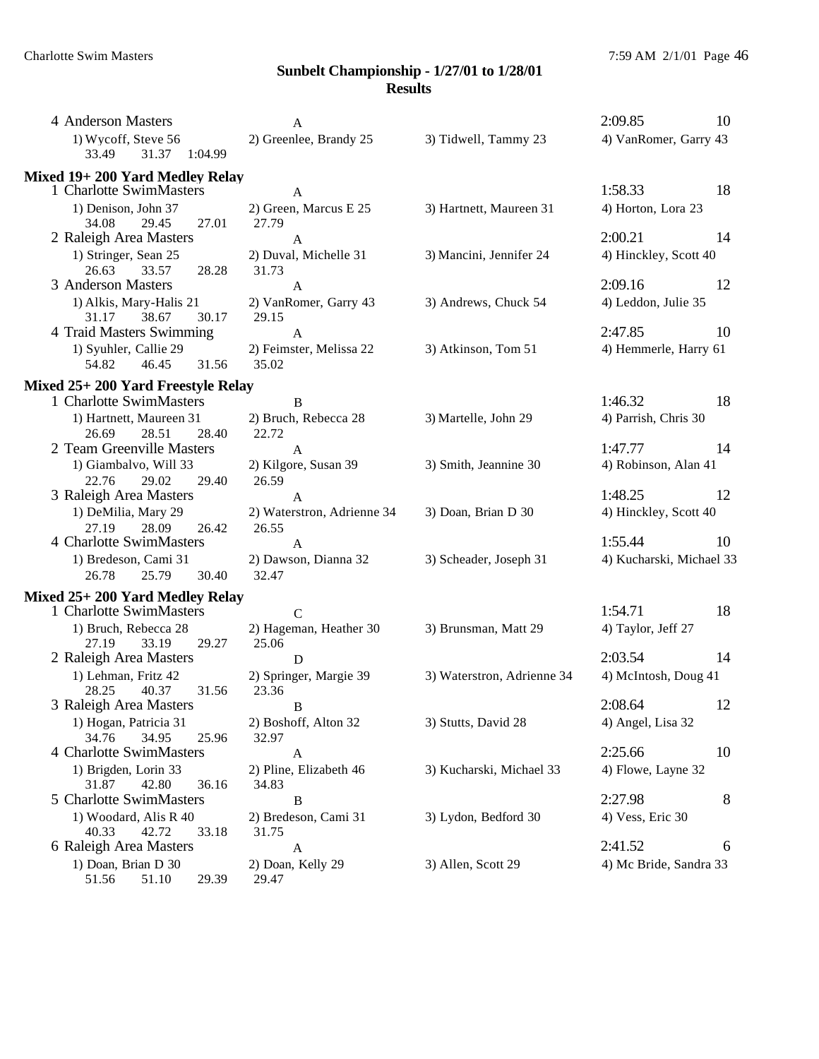## Sunbelt Championship - 1/27/01 to 1/28/01
## Results

4 Anderson Masters A 2:09.85 10
1) Wycoff, Steve 56 2) Greenlee, Brandy 25 3) Tidwell, Tammy 23 4) VanRomer, Garry 43
33.49 31.37 1:04.99

### Mixed 19+ 200 Yard Medley Relay

1 Charlotte SwimMasters A 1:58.33 18
1) Denison, John 37 2) Green, Marcus E 25 3) Hartnett, Maureen 31 4) Horton, Lora 23
34.08 29.45 27.01 27.79

2 Raleigh Area Masters A 2:00.21 14
1) Stringer, Sean 25 2) Duval, Michelle 31 3) Mancini, Jennifer 24 4) Hinckley, Scott 40
26.63 33.57 28.28 31.73

3 Anderson Masters A 2:09.16 12
1) Alkis, Mary-Halis 21 2) VanRomer, Garry 43 3) Andrews, Chuck 54 4) Leddon, Julie 35
31.17 38.67 30.17 29.15

4 Traid Masters Swimming A 2:47.85 10
1) Syuhler, Callie 29 2) Feimster, Melissa 22 3) Atkinson, Tom 51 4) Hemmerle, Harry 61
54.82 46.45 31.56 35.02

### Mixed 25+ 200 Yard Freestyle Relay

1 Charlotte SwimMasters B 1:46.32 18
1) Hartnett, Maureen 31 2) Bruch, Rebecca 28 3) Martelle, John 29 4) Parrish, Chris 30
26.69 28.51 28.40 22.72

2 Team Greenville Masters A 1:47.77 14
1) Giambalvo, Will 33 2) Kilgore, Susan 39 3) Smith, Jeannine 30 4) Robinson, Alan 41
22.76 29.02 29.40 26.59

3 Raleigh Area Masters A 1:48.25 12
1) DeMilia, Mary 29 2) Waterstron, Adrienne 34 3) Doan, Brian D 30 4) Hinckley, Scott 40
27.19 28.09 26.42 26.55

4 Charlotte SwimMasters A 1:55.44 10
1) Bredeson, Cami 31 2) Dawson, Dianna 32 3) Scheader, Joseph 31 4) Kucharski, Michael 33
26.78 25.79 30.40 32.47

### Mixed 25+ 200 Yard Medley Relay

1 Charlotte SwimMasters C 1:54.71 18
1) Bruch, Rebecca 28 2) Hageman, Heather 30 3) Brunsman, Matt 29 4) Taylor, Jeff 27
27.19 33.19 29.27 25.06

2 Raleigh Area Masters D 2:03.54 14
1) Lehman, Fritz 42 2) Springer, Margie 39 3) Waterstron, Adrienne 34 4) McIntosh, Doug 41
28.25 40.37 31.56 23.36

3 Raleigh Area Masters B 2:08.64 12
1) Hogan, Patricia 31 2) Boshoff, Alton 32 3) Stutts, David 28 4) Angel, Lisa 32
34.76 34.95 25.96 32.97

4 Charlotte SwimMasters A 2:25.66 10
1) Brigden, Lorin 33 2) Pline, Elizabeth 46 3) Kucharski, Michael 33 4) Flowe, Layne 32
31.87 42.80 36.16 34.83

5 Charlotte SwimMasters B 2:27.98 8
1) Woodard, Alis R 40 2) Bredeson, Cami 31 3) Lydon, Bedford 30 4) Vess, Eric 30
40.33 42.72 33.18 31.75

6 Raleigh Area Masters A 2:41.52 6
1) Doan, Brian D 30 2) Doan, Kelly 29 3) Allen, Scott 29 4) Mc Bride, Sandra 33
51.56 51.10 29.39 29.47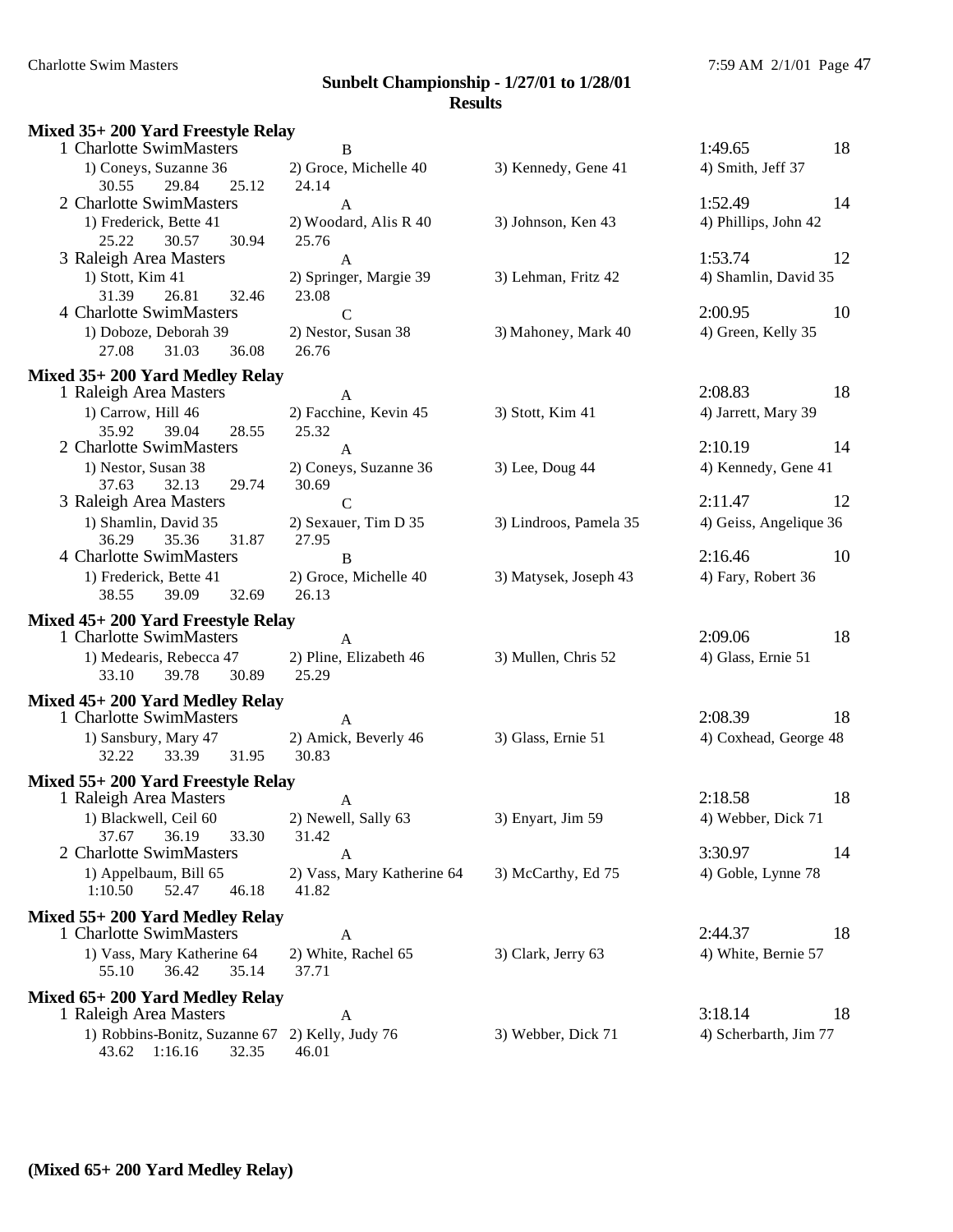# Sunbelt Championship - 1/27/01 to 1/28/01

## Results

### Mixed 35+ 200 Yard Freestyle Relay

```
 1 Charlotte SwimMasters           B                                               1:49.65       18
    1) Coneys, Suzanne 36       2) Groce, Michelle 40      3) Kennedy, Gene 41      4) Smith, Jeff 37
      30.55    29.84    25.12    24.14
 2 Charlotte SwimMasters           A                                               1:52.49       14
    1) Frederick, Bette 41      2) Woodard, Alis R 40      3) Johnson, Ken 43       4) Phillips, John 42
      25.22    30.57    30.94    25.76
 3 Raleigh Area Masters            A                                               1:53.74       12
    1) Stott, Kim 41            2) Springer, Margie 39     3) Lehman, Fritz 42      4) Shamlin, David 35
      31.39    26.81    32.46    23.08
 4 Charlotte SwimMasters           C                                               2:00.95       10
    1) Doboze, Deborah 39       2) Nestor, Susan 38        3) Mahoney, Mark 40      4) Green, Kelly 35
      27.08    31.03    36.08    26.76
```

### Mixed 35+ 200 Yard Medley Relay

```
 1 Raleigh Area Masters            A                                               2:08.83       18
    1) Carrow, Hill 46          2) Facchine, Kevin 45      3) Stott, Kim 41         4) Jarrett, Mary 39
      35.92    39.04    28.55    25.32
 2 Charlotte SwimMasters           A                                               2:10.19       14
    1) Nestor, Susan 38         2) Coneys, Suzanne 36      3) Lee, Doug 44          4) Kennedy, Gene 41
      37.63    32.13    29.74    30.69
 3 Raleigh Area Masters            C                                               2:11.47       12
    1) Shamlin, David 35        2) Sexauer, Tim D 35       3) Lindroos, Pamela 35   4) Geiss, Angelique 36
      36.29    35.36    31.87    27.95
 4 Charlotte SwimMasters           B                                               2:16.46       10
    1) Frederick, Bette 41      2) Groce, Michelle 40      3) Matysek, Joseph 43    4) Fary, Robert 36
      38.55    39.09    32.69    26.13
```

### Mixed 45+ 200 Yard Freestyle Relay

```
 1 Charlotte SwimMasters           A                                               2:09.06       18
    1) Medearis, Rebecca 47     2) Pline, Elizabeth 46     3) Mullen, Chris 52      4) Glass, Ernie 51
      33.10    39.78    30.89    25.29
```

### Mixed 45+ 200 Yard Medley Relay

```
 1 Charlotte SwimMasters           A                                               2:08.39       18
    1) Sansbury, Mary 47        2) Amick, Beverly 46       3) Glass, Ernie 51       4) Coxhead, George 48
      32.22    33.39    31.95    30.83
```

### Mixed 55+ 200 Yard Freestyle Relay

```
 1 Raleigh Area Masters            A                                               2:18.58       18
    1) Blackwell, Ceil 60       2) Newell, Sally 63        3) Enyart, Jim 59        4) Webber, Dick 71
      37.67    36.19    33.30    31.42
 2 Charlotte SwimMasters           A                                               3:30.97       14
    1) Appelbaum, Bill 65       2) Vass, Mary Katherine 64 3) McCarthy, Ed 75       4) Goble, Lynne 78
    1:10.50    52.47    46.18    41.82
```

### Mixed 55+ 200 Yard Medley Relay

```
 1 Charlotte SwimMasters           A                                               2:44.37       18
    1) Vass, Mary Katherine 64  2) White, Rachel 65        3) Clark, Jerry 63       4) White, Bernie 57
      55.10    36.42    35.14    37.71
```

### Mixed 65+ 200 Yard Medley Relay

```
 1 Raleigh Area Masters            A                                               3:18.14       18
    1) Robbins-Bonitz, Suzanne 67  2) Kelly, Judy 76       3) Webber, Dick 71       4) Scherbarth, Jim 77
      43.62  1:16.16    32.35    46.01
```

**(Mixed 65+ 200 Yard Medley Relay)**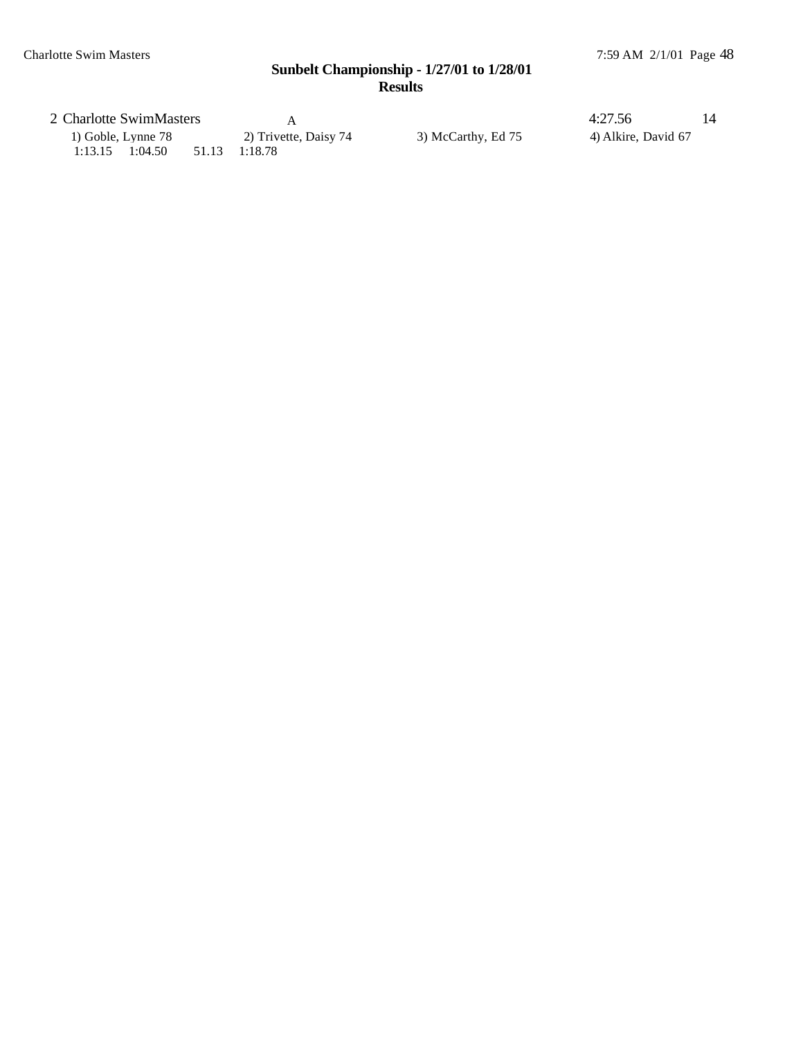2 Charlotte SwimMasters A 4:27.56 14

1) Goble, Lynne 78 2) Trivette, Daisy 74 3) McCarthy, Ed 75 4) Alkire, David 67

1:13.15 1:04.50 51.13 1:18.78